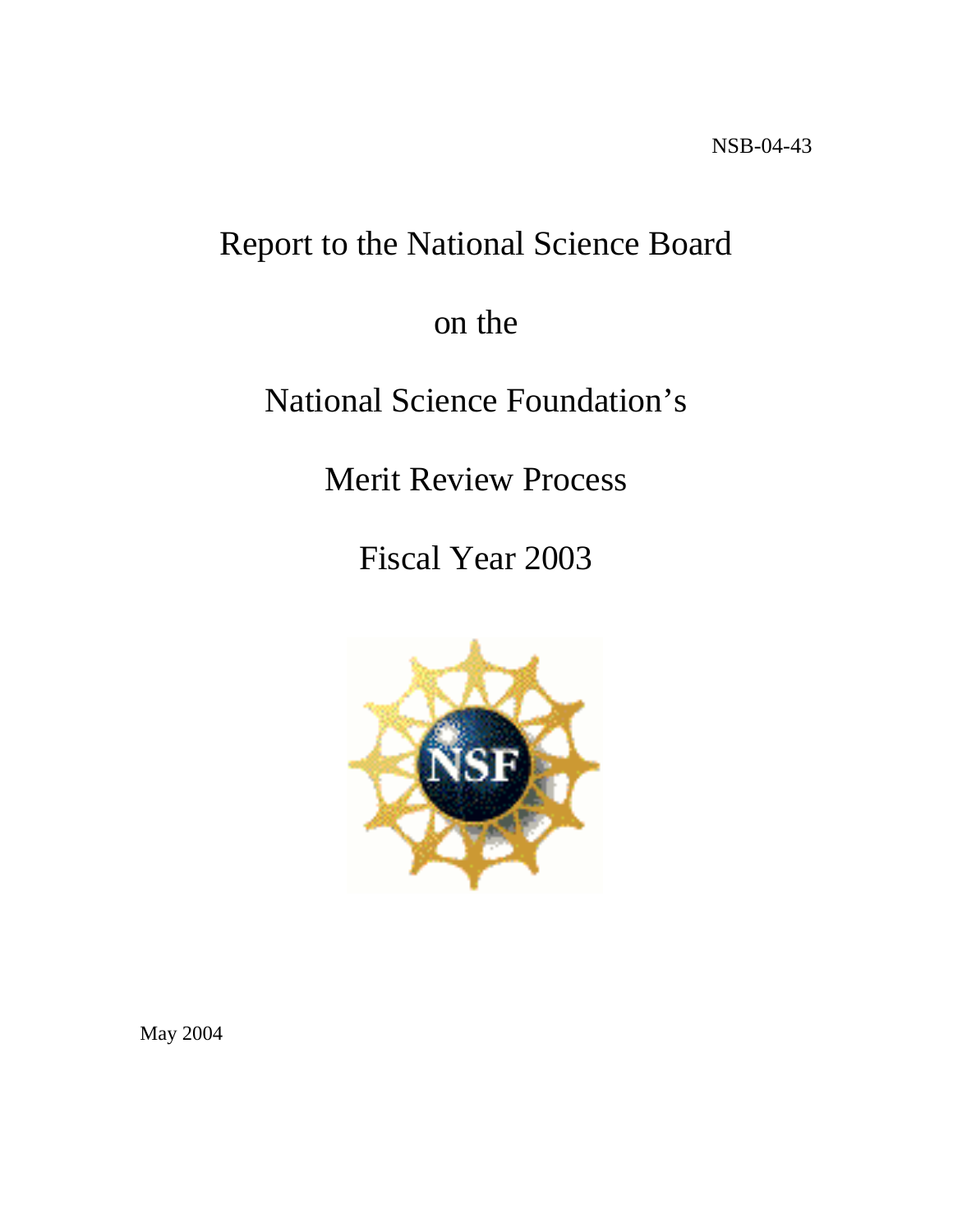NSB-04-43

# Report to the National Science Board

# on the

# National Science Foundation's

# Merit Review Process

# Fiscal Year 2003

May 2004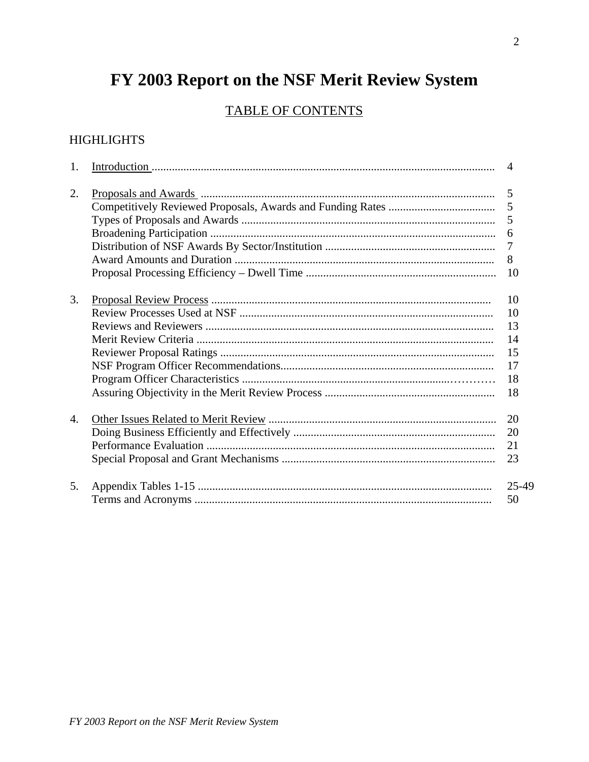# FY 2003 Report on the NSF Merit Review System

## TABLE OF CONTENTS

HIGHLIGHTS

| | | |
|---|---|---|
| 1. | Introduction | 4 |
| 2. | Proposals and Awards | 5 |
| | Competitively Reviewed Proposals, Awards and Funding Rates | 5 |
| | Types of Proposals and Awards | 5 |
| | Broadening Participation | 6 |
| | Distribution of NSF Awards By Sector/Institution | 7 |
| | Award Amounts and Duration | 8 |
| | Proposal Processing Efficiency – Dwell Time | 10 |
| 3. | Proposal Review Process | 10 |
| | Review Processes Used at NSF | 10 |
| | Reviews and Reviewers | 13 |
| | Merit Review Criteria | 14 |
| | Reviewer Proposal Ratings | 15 |
| | NSF Program Officer Recommendations | 17 |
| | Program Officer Characteristics | 18 |
| | Assuring Objectivity in the Merit Review Process | 18 |
| 4. | Other Issues Related to Merit Review | 20 |
| | Doing Business Efficiently and Effectively | 20 |
| | Performance Evaluation | 21 |
| | Special Proposal and Grant Mechanisms | 23 |
| 5. | Appendix Tables 1-15 | 25-49 |
| | Terms and Acronyms | 50 |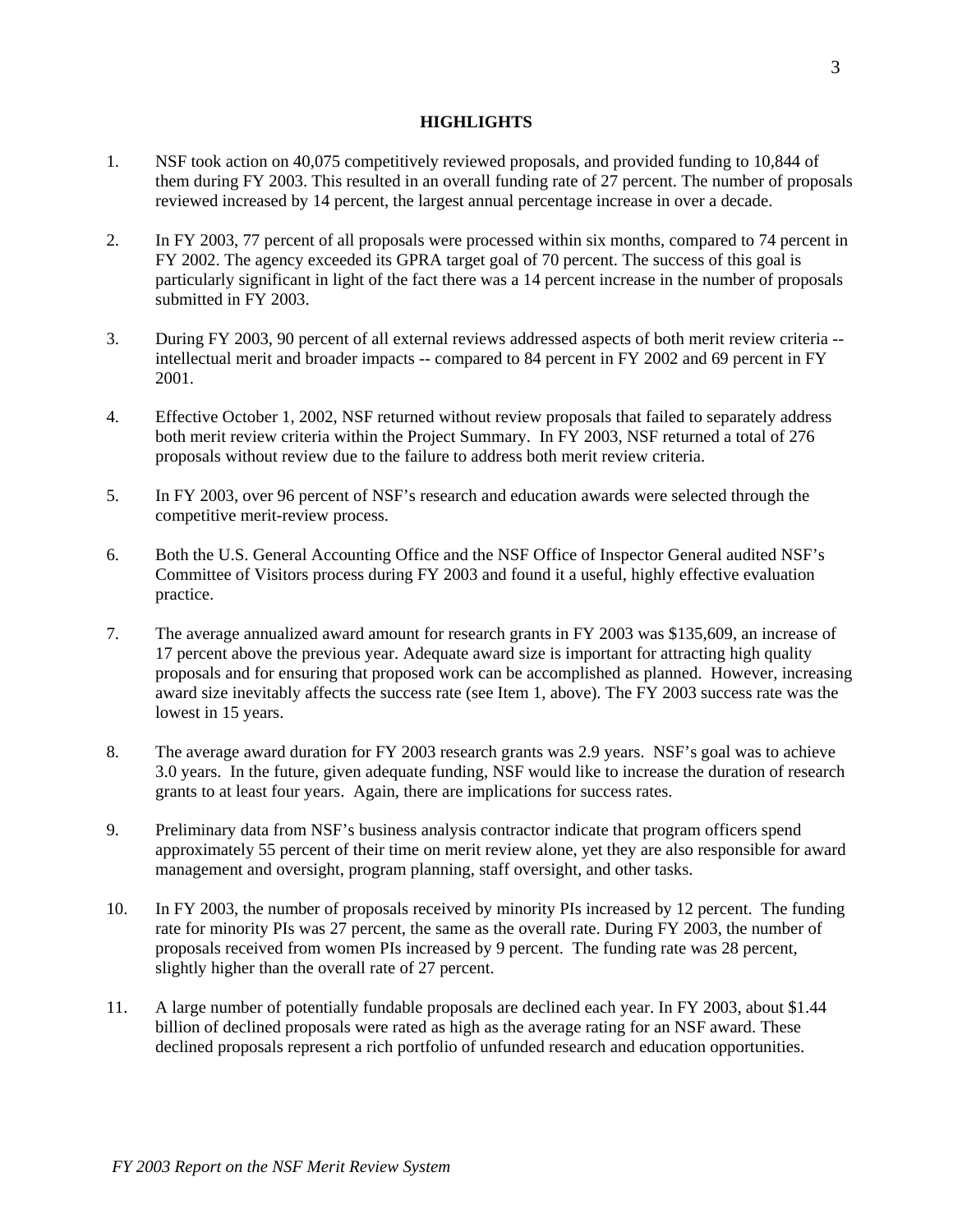# HIGHLIGHTS

1. NSF took action on 40,075 competitively reviewed proposals, and provided funding to 10,844 of them during FY 2003. This resulted in an overall funding rate of 27 percent. The number of proposals reviewed increased by 14 percent, the largest annual percentage increase in over a decade.

2. In FY 2003, 77 percent of all proposals were processed within six months, compared to 74 percent in FY 2002. The agency exceeded its GPRA target goal of 70 percent. The success of this goal is particularly significant in light of the fact there was a 14 percent increase in the number of proposals submitted in FY 2003.

3. During FY 2003, 90 percent of all external reviews addressed aspects of both merit review criteria -- intellectual merit and broader impacts -- compared to 84 percent in FY 2002 and 69 percent in FY 2001.

4. Effective October 1, 2002, NSF returned without review proposals that failed to separately address both merit review criteria within the Project Summary. In FY 2003, NSF returned a total of 276 proposals without review due to the failure to address both merit review criteria.

5. In FY 2003, over 96 percent of NSF's research and education awards were selected through the competitive merit-review process.

6. Both the U.S. General Accounting Office and the NSF Office of Inspector General audited NSF's Committee of Visitors process during FY 2003 and found it a useful, highly effective evaluation practice.

7. The average annualized award amount for research grants in FY 2003 was $135,609, an increase of 17 percent above the previous year. Adequate award size is important for attracting high quality proposals and for ensuring that proposed work can be accomplished as planned. However, increasing award size inevitably affects the success rate (see Item 1, above). The FY 2003 success rate was the lowest in 15 years.

8. The average award duration for FY 2003 research grants was 2.9 years. NSF's goal was to achieve 3.0 years. In the future, given adequate funding, NSF would like to increase the duration of research grants to at least four years. Again, there are implications for success rates.

9. Preliminary data from NSF's business analysis contractor indicate that program officers spend approximately 55 percent of their time on merit review alone, yet they are also responsible for award management and oversight, program planning, staff oversight, and other tasks.

10. In FY 2003, the number of proposals received by minority PIs increased by 12 percent. The funding rate for minority PIs was 27 percent, the same as the overall rate. During FY 2003, the number of proposals received from women PIs increased by 9 percent. The funding rate was 28 percent, slightly higher than the overall rate of 27 percent.

11. A large number of potentially fundable proposals are declined each year. In FY 2003, about $1.44 billion of declined proposals were rated as high as the average rating for an NSF award. These declined proposals represent a rich portfolio of unfunded research and education opportunities.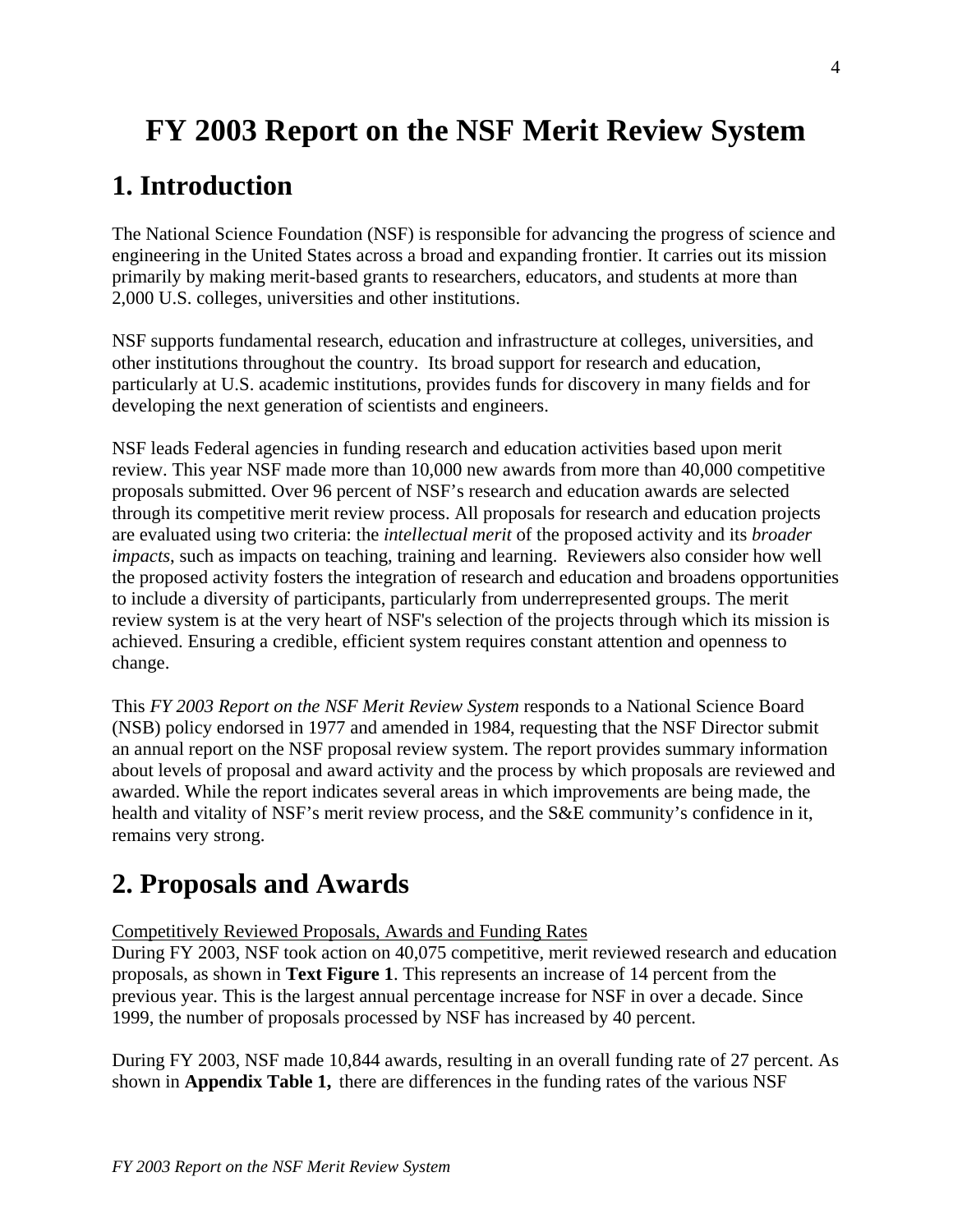# FY 2003 Report on the NSF Merit Review System

## 1. Introduction

The National Science Foundation (NSF) is responsible for advancing the progress of science and engineering in the United States across a broad and expanding frontier. It carries out its mission primarily by making merit-based grants to researchers, educators, and students at more than 2,000 U.S. colleges, universities and other institutions.

NSF supports fundamental research, education and infrastructure at colleges, universities, and other institutions throughout the country. Its broad support for research and education, particularly at U.S. academic institutions, provides funds for discovery in many fields and for developing the next generation of scientists and engineers.

NSF leads Federal agencies in funding research and education activities based upon merit review. This year NSF made more than 10,000 new awards from more than 40,000 competitive proposals submitted. Over 96 percent of NSF's research and education awards are selected through its competitive merit review process. All proposals for research and education projects are evaluated using two criteria: the *intellectual merit* of the proposed activity and its *broader impacts*, such as impacts on teaching, training and learning. Reviewers also consider how well the proposed activity fosters the integration of research and education and broadens opportunities to include a diversity of participants, particularly from underrepresented groups. The merit review system is at the very heart of NSF's selection of the projects through which its mission is achieved. Ensuring a credible, efficient system requires constant attention and openness to change.

This *FY 2003 Report on the NSF Merit Review System* responds to a National Science Board (NSB) policy endorsed in 1977 and amended in 1984, requesting that the NSF Director submit an annual report on the NSF proposal review system. The report provides summary information about levels of proposal and award activity and the process by which proposals are reviewed and awarded. While the report indicates several areas in which improvements are being made, the health and vitality of NSF's merit review process, and the S&E community's confidence in it, remains very strong.

## 2. Proposals and Awards

Competitively Reviewed Proposals, Awards and Funding Rates

During FY 2003, NSF took action on 40,075 competitive, merit reviewed research and education proposals, as shown in **Text Figure 1**. This represents an increase of 14 percent from the previous year. This is the largest annual percentage increase for NSF in over a decade. Since 1999, the number of proposals processed by NSF has increased by 40 percent.

During FY 2003, NSF made 10,844 awards, resulting in an overall funding rate of 27 percent. As shown in **Appendix Table 1,** there are differences in the funding rates of the various NSF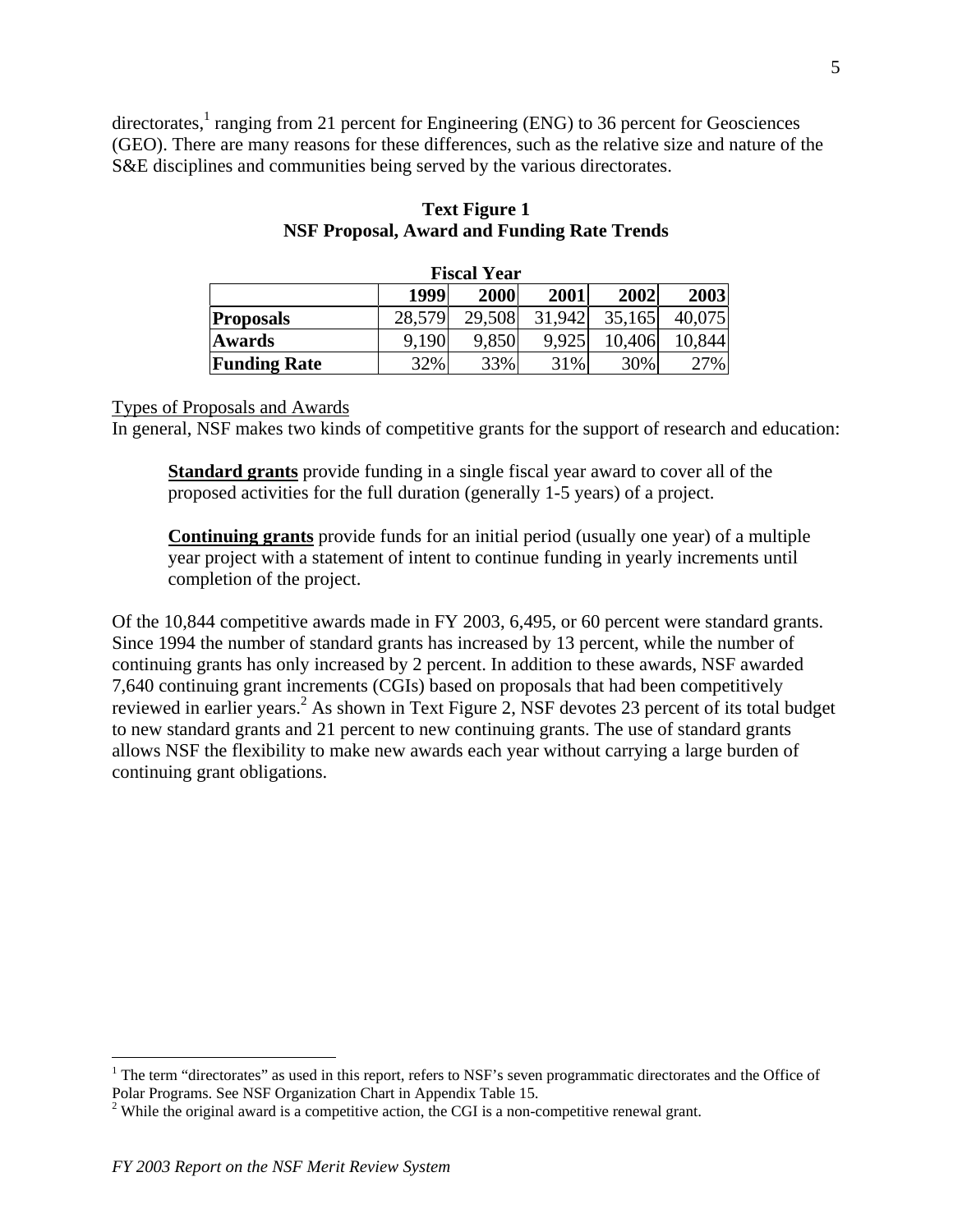directorates,[1] ranging from 21 percent for Engineering (ENG) to 36 percent for Geosciences (GEO). There are many reasons for these differences, such as the relative size and nature of the S&E disciplines and communities being served by the various directorates.

**Text Figure 1**
**NSF Proposal, Award and Funding Rate Trends**

| | Fiscal Year | | | | |
|---|---|---|---|---|---|
| | **1999** | **2000** | **2001** | **2002** | **2003** |
| **Proposals** | 28,579 | 29,508 | 31,942 | 35,165 | 40,075 |
| **Awards** | 9,190 | 9,850 | 9,925 | 10,406 | 10,844 |
| **Funding Rate** | 32% | 33% | 31% | 30% | 27% |

Types of Proposals and Awards

In general, NSF makes two kinds of competitive grants for the support of research and education:

> **Standard grants** provide funding in a single fiscal year award to cover all of the proposed activities for the full duration (generally 1-5 years) of a project.
>
> **Continuing grants** provide funds for an initial period (usually one year) of a multiple year project with a statement of intent to continue funding in yearly increments until completion of the project.

Of the 10,844 competitive awards made in FY 2003, 6,495, or 60 percent were standard grants. Since 1994 the number of standard grants has increased by 13 percent, while the number of continuing grants has only increased by 2 percent. In addition to these awards, NSF awarded 7,640 continuing grant increments (CGIs) based on proposals that had been competitively reviewed in earlier years.[2] As shown in Text Figure 2, NSF devotes 23 percent of its total budget to new standard grants and 21 percent to new continuing grants. The use of standard grants allows NSF the flexibility to make new awards each year without carrying a large burden of continuing grant obligations.

---

[1] The term "directorates" as used in this report, refers to NSF's seven programmatic directorates and the Office of Polar Programs. See NSF Organization Chart in Appendix Table 15.

[2] While the original award is a competitive action, the CGI is a non-competitive renewal grant.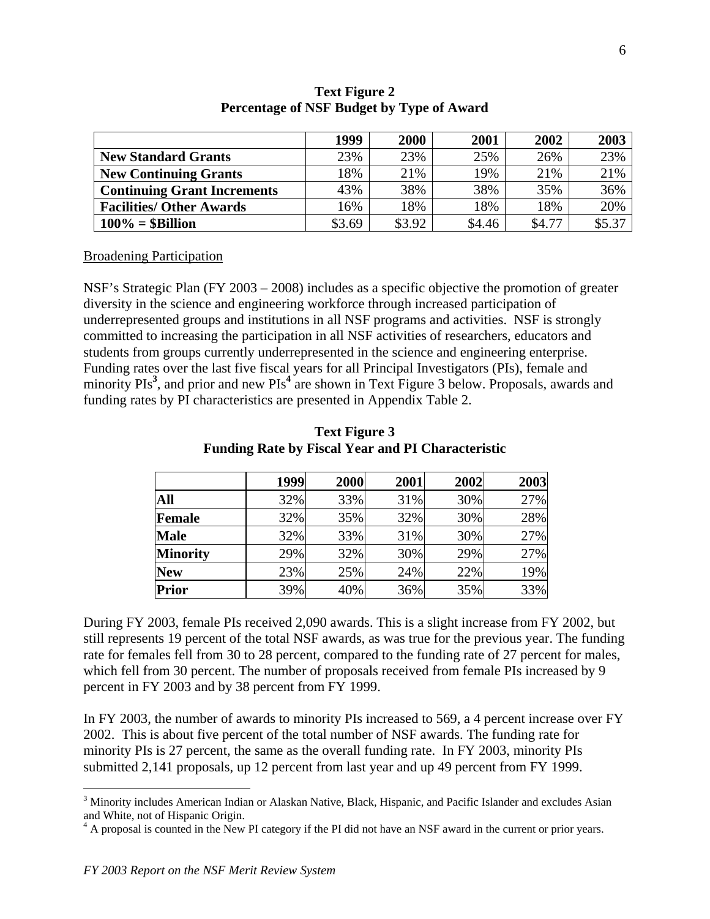**Text Figure 2**
**Percentage of NSF Budget by Type of Award**

| | 1999 | 2000 | 2001 | 2002 | 2003 |
|---|---|---|---|---|---|
| **New Standard Grants** | 23% | 23% | 25% | 26% | 23% |
| **New Continuing Grants** | 18% | 21% | 19% | 21% | 21% |
| **Continuing Grant Increments** | 43% | 38% | 38% | 35% | 36% |
| **Facilities/ Other Awards** | 16% | 18% | 18% | 18% | 20% |
| **100% = $Billion** | $3.69 | $3.92 | $4.46 | $4.77 | $5.37 |

Broadening Participation

NSF's Strategic Plan (FY 2003 – 2008) includes as a specific objective the promotion of greater diversity in the science and engineering workforce through increased participation of underrepresented groups and institutions in all NSF programs and activities. NSF is strongly committed to increasing the participation in all NSF activities of researchers, educators and students from groups currently underrepresented in the science and engineering enterprise. Funding rates over the last five fiscal years for all Principal Investigators (PIs), female and minority PIs[3], and prior and new PIs[4] are shown in Text Figure 3 below. Proposals, awards and funding rates by PI characteristics are presented in Appendix Table 2.

**Text Figure 3**
**Funding Rate by Fiscal Year and PI Characteristic**

| | 1999 | 2000 | 2001 | 2002 | 2003 |
|---|---|---|---|---|---|
| **All** | 32% | 33% | 31% | 30% | 27% |
| **Female** | 32% | 35% | 32% | 30% | 28% |
| **Male** | 32% | 33% | 31% | 30% | 27% |
| **Minority** | 29% | 32% | 30% | 29% | 27% |
| **New** | 23% | 25% | 24% | 22% | 19% |
| **Prior** | 39% | 40% | 36% | 35% | 33% |

During FY 2003, female PIs received 2,090 awards. This is a slight increase from FY 2002, but still represents 19 percent of the total NSF awards, as was true for the previous year. The funding rate for females fell from 30 to 28 percent, compared to the funding rate of 27 percent for males, which fell from 30 percent. The number of proposals received from female PIs increased by 9 percent in FY 2003 and by 38 percent from FY 1999.

In FY 2003, the number of awards to minority PIs increased to 569, a 4 percent increase over FY 2002. This is about five percent of the total number of NSF awards. The funding rate for minority PIs is 27 percent, the same as the overall funding rate. In FY 2003, minority PIs submitted 2,141 proposals, up 12 percent from last year and up 49 percent from FY 1999.

[3] Minority includes American Indian or Alaskan Native, Black, Hispanic, and Pacific Islander and excludes Asian and White, not of Hispanic Origin.

[4] A proposal is counted in the New PI category if the PI did not have an NSF award in the current or prior years.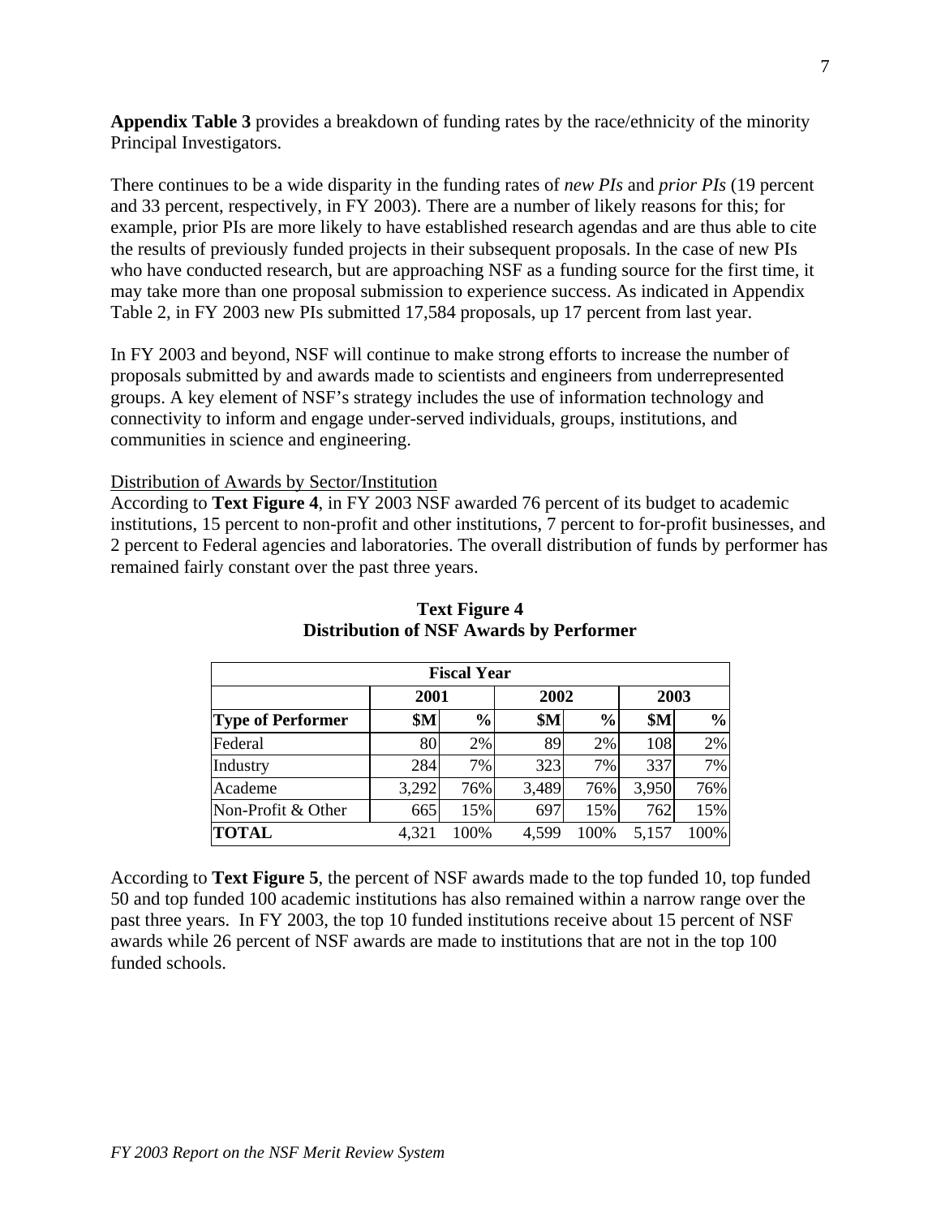**Appendix Table 3** provides a breakdown of funding rates by the race/ethnicity of the minority Principal Investigators.

There continues to be a wide disparity in the funding rates of *new PIs* and *prior PIs* (19 percent and 33 percent, respectively, in FY 2003). There are a number of likely reasons for this; for example, prior PIs are more likely to have established research agendas and are thus able to cite the results of previously funded projects in their subsequent proposals. In the case of new PIs who have conducted research, but are approaching NSF as a funding source for the first time, it may take more than one proposal submission to experience success. As indicated in Appendix Table 2, in FY 2003 new PIs submitted 17,584 proposals, up 17 percent from last year.

In FY 2003 and beyond, NSF will continue to make strong efforts to increase the number of proposals submitted by and awards made to scientists and engineers from underrepresented groups. A key element of NSF's strategy includes the use of information technology and connectivity to inform and engage under-served individuals, groups, institutions, and communities in science and engineering.

Distribution of Awards by Sector/Institution

According to **Text Figure 4**, in FY 2003 NSF awarded 76 percent of its budget to academic institutions, 15 percent to non-profit and other institutions, 7 percent to for-profit businesses, and 2 percent to Federal agencies and laboratories. The overall distribution of funds by performer has remained fairly constant over the past three years.

**Text Figure 4**
**Distribution of NSF Awards by Performer**

| | Fiscal Year | | | | | |
|---|---|---|---|---|---|---|
| | 2001 | | 2002 | | 2003 | |
| **Type of Performer** | **$M** | **%** | **$M** | **%** | **$M** | **%** |
| Federal | 80 | 2% | 89 | 2% | 108 | 2% |
| Industry | 284 | 7% | 323 | 7% | 337 | 7% |
| Academe | 3,292 | 76% | 3,489 | 76% | 3,950 | 76% |
| Non-Profit & Other | 665 | 15% | 697 | 15% | 762 | 15% |
| **TOTAL** | 4,321 | 100% | 4,599 | 100% | 5,157 | 100% |

According to **Text Figure 5**, the percent of NSF awards made to the top funded 10, top funded 50 and top funded 100 academic institutions has also remained within a narrow range over the past three years. In FY 2003, the top 10 funded institutions receive about 15 percent of NSF awards while 26 percent of NSF awards are made to institutions that are not in the top 100 funded schools.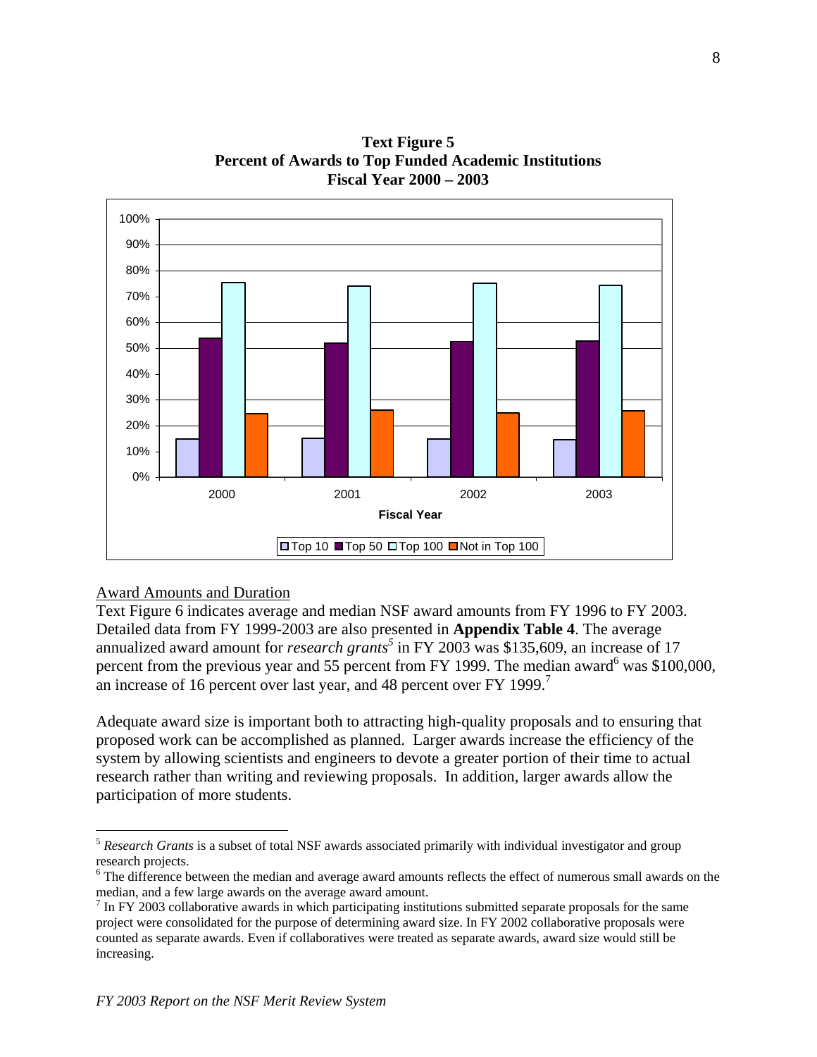**Text Figure 5**
**Percent of Awards to Top Funded Academic Institutions**
**Fiscal Year 2000 – 2003**

Award Amounts and Duration

Text Figure 6 indicates average and median NSF award amounts from FY 1996 to FY 2003. Detailed data from FY 1999-2003 are also presented in **Appendix Table 4**. The average annualized award amount for *research grants*[5] in FY 2003 was $135,609, an increase of 17 percent from the previous year and 55 percent from FY 1999. The median award[6] was $100,000, an increase of 16 percent over last year, and 48 percent over FY 1999.[7]

Adequate award size is important both to attracting high-quality proposals and to ensuring that proposed work can be accomplished as planned. Larger awards increase the efficiency of the system by allowing scientists and engineers to devote a greater portion of their time to actual research rather than writing and reviewing proposals. In addition, larger awards allow the participation of more students.

---

[5] *Research Grants* is a subset of total NSF awards associated primarily with individual investigator and group research projects.

[6] The difference between the median and average award amounts reflects the effect of numerous small awards on the median, and a few large awards on the average award amount.

[7] In FY 2003 collaborative awards in which participating institutions submitted separate proposals for the same project were consolidated for the purpose of determining award size. In FY 2002 collaborative proposals were counted as separate awards. Even if collaboratives were treated as separate awards, award size would still be increasing.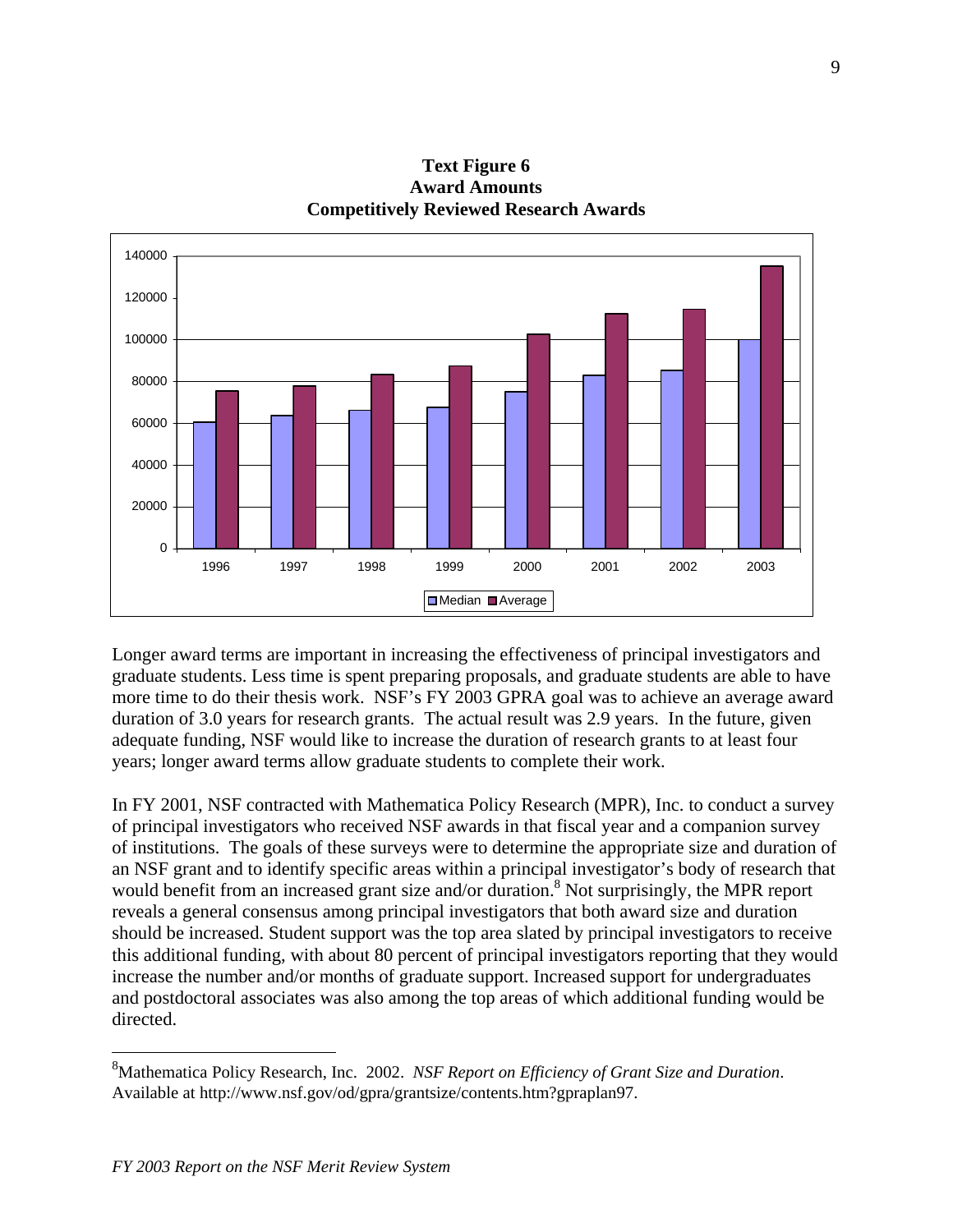**Text Figure 6**
**Award Amounts**
**Competitively Reviewed Research Awards**

Longer award terms are important in increasing the effectiveness of principal investigators and graduate students. Less time is spent preparing proposals, and graduate students are able to have more time to do their thesis work. NSF's FY 2003 GPRA goal was to achieve an average award duration of 3.0 years for research grants. The actual result was 2.9 years. In the future, given adequate funding, NSF would like to increase the duration of research grants to at least four years; longer award terms allow graduate students to complete their work.

In FY 2001, NSF contracted with Mathematica Policy Research (MPR), Inc. to conduct a survey of principal investigators who received NSF awards in that fiscal year and a companion survey of institutions. The goals of these surveys were to determine the appropriate size and duration of an NSF grant and to identify specific areas within a principal investigator's body of research that would benefit from an increased grant size and/or duration.[8] Not surprisingly, the MPR report reveals a general consensus among principal investigators that both award size and duration should be increased. Student support was the top area slated by principal investigators to receive this additional funding, with about 80 percent of principal investigators reporting that they would increase the number and/or months of graduate support. Increased support for undergraduates and postdoctoral associates was also among the top areas of which additional funding would be directed.

---

[8] Mathematica Policy Research, Inc. 2002. *NSF Report on Efficiency of Grant Size and Duration*. Available at http://www.nsf.gov/od/gpra/grantsize/contents.htm?gpraplan97.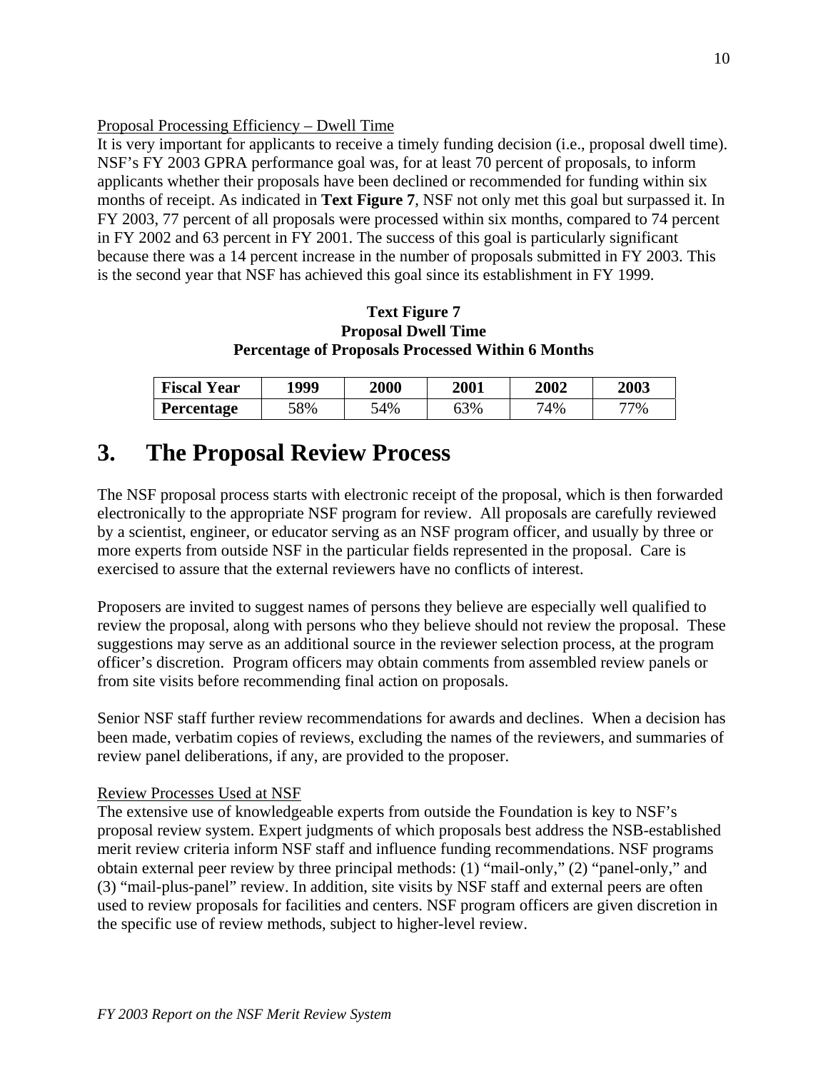Proposal Processing Efficiency – Dwell Time

It is very important for applicants to receive a timely funding decision (i.e., proposal dwell time). NSF's FY 2003 GPRA performance goal was, for at least 70 percent of proposals, to inform applicants whether their proposals have been declined or recommended for funding within six months of receipt. As indicated in **Text Figure 7**, NSF not only met this goal but surpassed it. In FY 2003, 77 percent of all proposals were processed within six months, compared to 74 percent in FY 2002 and 63 percent in FY 2001. The success of this goal is particularly significant because there was a 14 percent increase in the number of proposals submitted in FY 2003. This is the second year that NSF has achieved this goal since its establishment in FY 1999.

**Text Figure 7**
**Proposal Dwell Time**
**Percentage of Proposals Processed Within 6 Months**

| Fiscal Year | 1999 | 2000 | 2001 | 2002 | 2003 |
|---|---|---|---|---|---|
| **Percentage** | 58% | 54% | 63% | 74% | 77% |

# 3. The Proposal Review Process

The NSF proposal process starts with electronic receipt of the proposal, which is then forwarded electronically to the appropriate NSF program for review. All proposals are carefully reviewed by a scientist, engineer, or educator serving as an NSF program officer, and usually by three or more experts from outside NSF in the particular fields represented in the proposal. Care is exercised to assure that the external reviewers have no conflicts of interest.

Proposers are invited to suggest names of persons they believe are especially well qualified to review the proposal, along with persons who they believe should not review the proposal. These suggestions may serve as an additional source in the reviewer selection process, at the program officer's discretion. Program officers may obtain comments from assembled review panels or from site visits before recommending final action on proposals.

Senior NSF staff further review recommendations for awards and declines. When a decision has been made, verbatim copies of reviews, excluding the names of the reviewers, and summaries of review panel deliberations, if any, are provided to the proposer.

Review Processes Used at NSF

The extensive use of knowledgeable experts from outside the Foundation is key to NSF's proposal review system. Expert judgments of which proposals best address the NSB-established merit review criteria inform NSF staff and influence funding recommendations. NSF programs obtain external peer review by three principal methods: (1) "mail-only," (2) "panel-only," and (3) "mail-plus-panel" review. In addition, site visits by NSF staff and external peers are often used to review proposals for facilities and centers. NSF program officers are given discretion in the specific use of review methods, subject to higher-level review.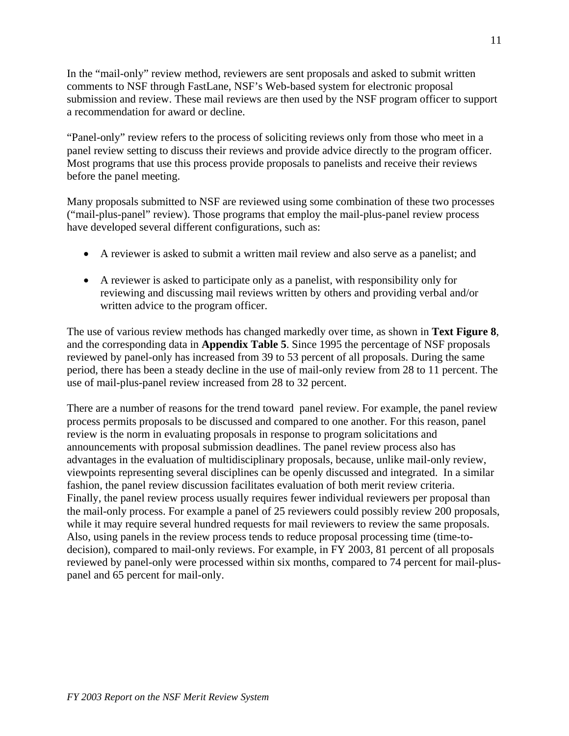In the "mail-only" review method, reviewers are sent proposals and asked to submit written comments to NSF through FastLane, NSF's Web-based system for electronic proposal submission and review. These mail reviews are then used by the NSF program officer to support a recommendation for award or decline.

"Panel-only" review refers to the process of soliciting reviews only from those who meet in a panel review setting to discuss their reviews and provide advice directly to the program officer. Most programs that use this process provide proposals to panelists and receive their reviews before the panel meeting.

Many proposals submitted to NSF are reviewed using some combination of these two processes ("mail-plus-panel" review). Those programs that employ the mail-plus-panel review process have developed several different configurations, such as:

- A reviewer is asked to submit a written mail review and also serve as a panelist; and
- A reviewer is asked to participate only as a panelist, with responsibility only for reviewing and discussing mail reviews written by others and providing verbal and/or written advice to the program officer.

The use of various review methods has changed markedly over time, as shown in **Text Figure 8**, and the corresponding data in **Appendix Table 5**. Since 1995 the percentage of NSF proposals reviewed by panel-only has increased from 39 to 53 percent of all proposals. During the same period, there has been a steady decline in the use of mail-only review from 28 to 11 percent. The use of mail-plus-panel review increased from 28 to 32 percent.

There are a number of reasons for the trend toward panel review. For example, the panel review process permits proposals to be discussed and compared to one another. For this reason, panel review is the norm in evaluating proposals in response to program solicitations and announcements with proposal submission deadlines. The panel review process also has advantages in the evaluation of multidisciplinary proposals, because, unlike mail-only review, viewpoints representing several disciplines can be openly discussed and integrated. In a similar fashion, the panel review discussion facilitates evaluation of both merit review criteria. Finally, the panel review process usually requires fewer individual reviewers per proposal than the mail-only process. For example a panel of 25 reviewers could possibly review 200 proposals, while it may require several hundred requests for mail reviewers to review the same proposals. Also, using panels in the review process tends to reduce proposal processing time (time-to-decision), compared to mail-only reviews. For example, in FY 2003, 81 percent of all proposals reviewed by panel-only were processed within six months, compared to 74 percent for mail-plus-panel and 65 percent for mail-only.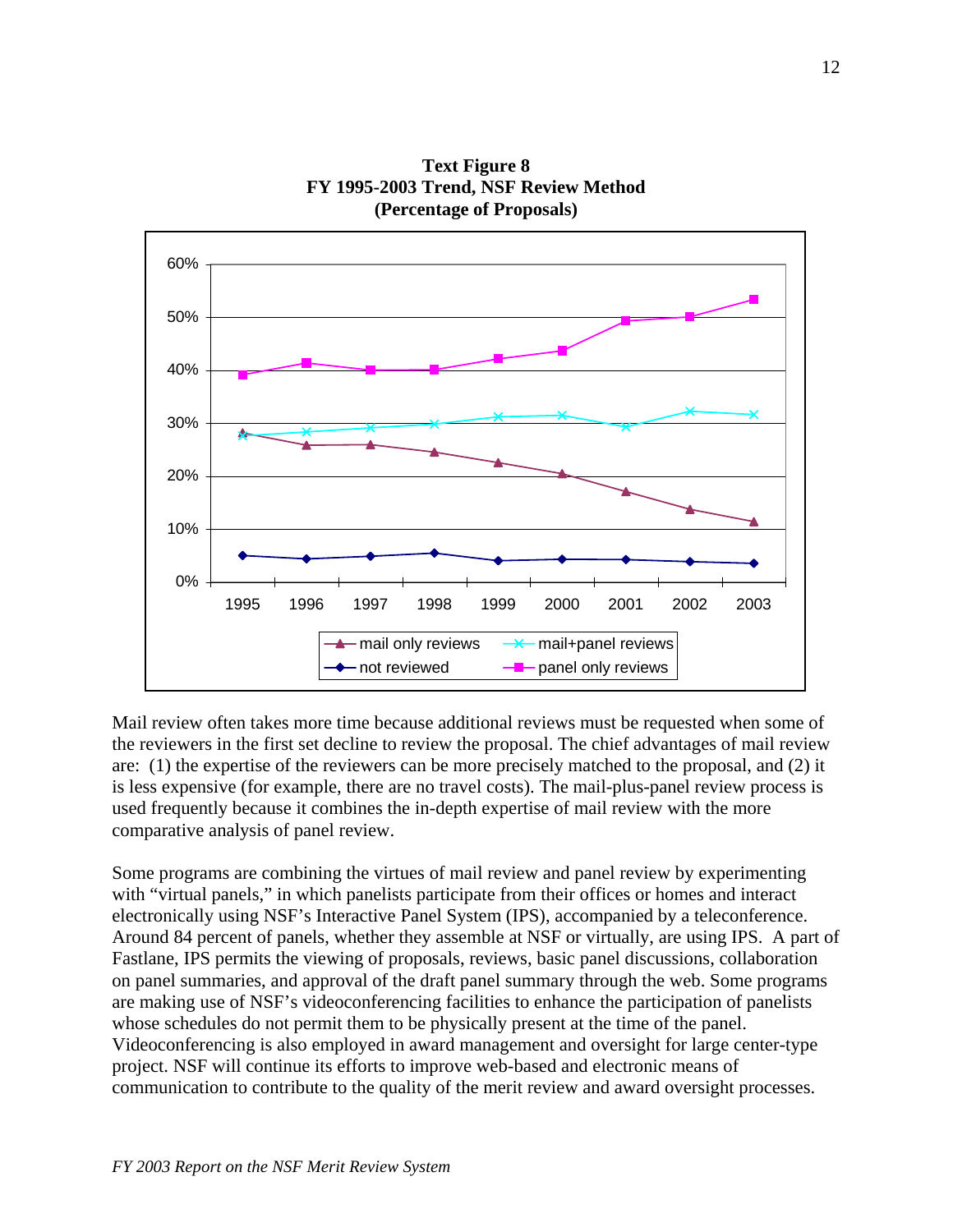**Text Figure 8**
**FY 1995-2003 Trend, NSF Review Method**
**(Percentage of Proposals)**

Mail review often takes more time because additional reviews must be requested when some of the reviewers in the first set decline to review the proposal. The chief advantages of mail review are: (1) the expertise of the reviewers can be more precisely matched to the proposal, and (2) it is less expensive (for example, there are no travel costs). The mail-plus-panel review process is used frequently because it combines the in-depth expertise of mail review with the more comparative analysis of panel review.

Some programs are combining the virtues of mail review and panel review by experimenting with "virtual panels," in which panelists participate from their offices or homes and interact electronically using NSF's Interactive Panel System (IPS), accompanied by a teleconference. Around 84 percent of panels, whether they assemble at NSF or virtually, are using IPS. A part of Fastlane, IPS permits the viewing of proposals, reviews, basic panel discussions, collaboration on panel summaries, and approval of the draft panel summary through the web. Some programs are making use of NSF's videoconferencing facilities to enhance the participation of panelists whose schedules do not permit them to be physically present at the time of the panel. Videoconferencing is also employed in award management and oversight for large center-type project. NSF will continue its efforts to improve web-based and electronic means of communication to contribute to the quality of the merit review and award oversight processes.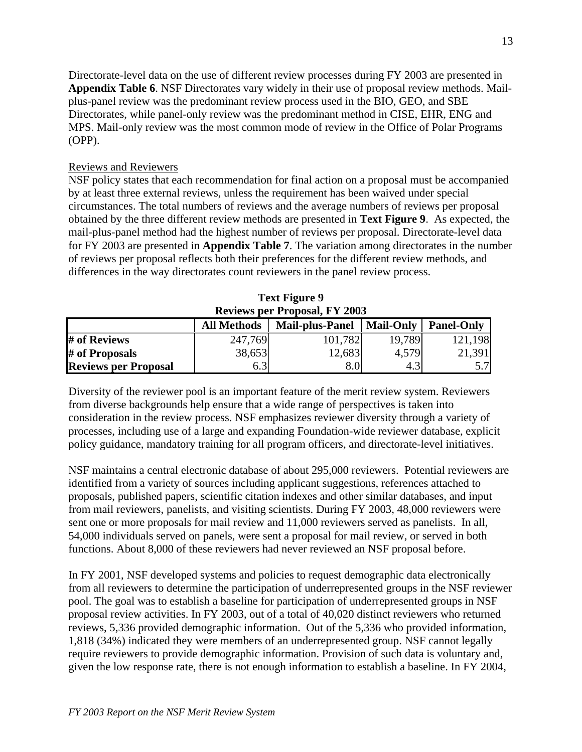Directorate-level data on the use of different review processes during FY 2003 are presented in **Appendix Table 6**. NSF Directorates vary widely in their use of proposal review methods. Mail-plus-panel review was the predominant review process used in the BIO, GEO, and SBE Directorates, while panel-only review was the predominant method in CISE, EHR, ENG and MPS. Mail-only review was the most common mode of review in the Office of Polar Programs (OPP).

Reviews and Reviewers

NSF policy states that each recommendation for final action on a proposal must be accompanied by at least three external reviews, unless the requirement has been waived under special circumstances. The total numbers of reviews and the average numbers of reviews per proposal obtained by the three different review methods are presented in **Text Figure 9**. As expected, the mail-plus-panel method had the highest number of reviews per proposal. Directorate-level data for FY 2003 are presented in **Appendix Table 7**. The variation among directorates in the number of reviews per proposal reflects both their preferences for the different review methods, and differences in the way directorates count reviewers in the panel review process.

**Text Figure 9**
**Reviews per Proposal, FY 2003**

| | All Methods | Mail-plus-Panel | Mail-Only | Panel-Only |
|---|---|---|---|---|
| **# of Reviews** | 247,769 | 101,782 | 19,789 | 121,198 |
| **# of Proposals** | 38,653 | 12,683 | 4,579 | 21,391 |
| **Reviews per Proposal** | 6.3 | 8.0 | 4.3 | 5.7 |

Diversity of the reviewer pool is an important feature of the merit review system. Reviewers from diverse backgrounds help ensure that a wide range of perspectives is taken into consideration in the review process. NSF emphasizes reviewer diversity through a variety of processes, including use of a large and expanding Foundation-wide reviewer database, explicit policy guidance, mandatory training for all program officers, and directorate-level initiatives.

NSF maintains a central electronic database of about 295,000 reviewers. Potential reviewers are identified from a variety of sources including applicant suggestions, references attached to proposals, published papers, scientific citation indexes and other similar databases, and input from mail reviewers, panelists, and visiting scientists. During FY 2003, 48,000 reviewers were sent one or more proposals for mail review and 11,000 reviewers served as panelists. In all, 54,000 individuals served on panels, were sent a proposal for mail review, or served in both functions. About 8,000 of these reviewers had never reviewed an NSF proposal before.

In FY 2001, NSF developed systems and policies to request demographic data electronically from all reviewers to determine the participation of underrepresented groups in the NSF reviewer pool. The goal was to establish a baseline for participation of underrepresented groups in NSF proposal review activities. In FY 2003, out of a total of 40,020 distinct reviewers who returned reviews, 5,336 provided demographic information. Out of the 5,336 who provided information, 1,818 (34%) indicated they were members of an underrepresented group. NSF cannot legally require reviewers to provide demographic information. Provision of such data is voluntary and, given the low response rate, there is not enough information to establish a baseline. In FY 2004,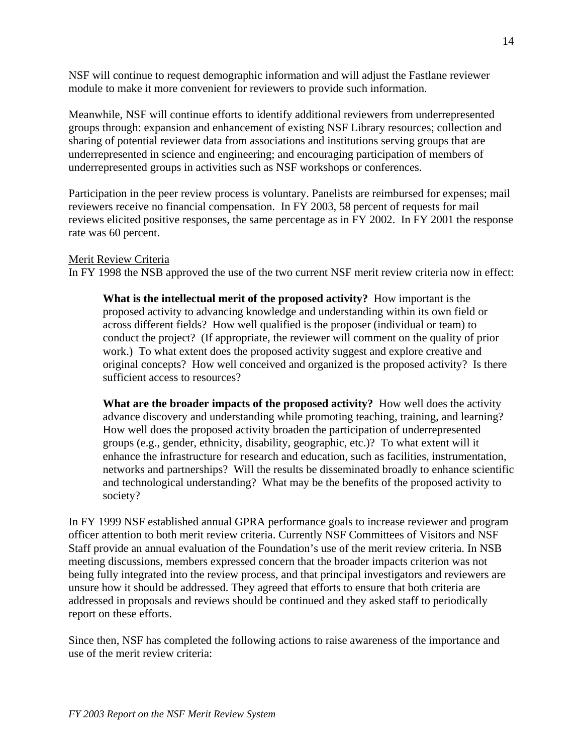NSF will continue to request demographic information and will adjust the Fastlane reviewer module to make it more convenient for reviewers to provide such information.

Meanwhile, NSF will continue efforts to identify additional reviewers from underrepresented groups through: expansion and enhancement of existing NSF Library resources; collection and sharing of potential reviewer data from associations and institutions serving groups that are underrepresented in science and engineering; and encouraging participation of members of underrepresented groups in activities such as NSF workshops or conferences.

Participation in the peer review process is voluntary. Panelists are reimbursed for expenses; mail reviewers receive no financial compensation. In FY 2003, 58 percent of requests for mail reviews elicited positive responses, the same percentage as in FY 2002. In FY 2001 the response rate was 60 percent.

<u>Merit Review Criteria</u>

In FY 1998 the NSB approved the use of the two current NSF merit review criteria now in effect:

> **What is the intellectual merit of the proposed activity?** How important is the proposed activity to advancing knowledge and understanding within its own field or across different fields? How well qualified is the proposer (individual or team) to conduct the project? (If appropriate, the reviewer will comment on the quality of prior work.) To what extent does the proposed activity suggest and explore creative and original concepts? How well conceived and organized is the proposed activity? Is there sufficient access to resources?

> **What are the broader impacts of the proposed activity?** How well does the activity advance discovery and understanding while promoting teaching, training, and learning? How well does the proposed activity broaden the participation of underrepresented groups (e.g., gender, ethnicity, disability, geographic, etc.)? To what extent will it enhance the infrastructure for research and education, such as facilities, instrumentation, networks and partnerships? Will the results be disseminated broadly to enhance scientific and technological understanding? What may be the benefits of the proposed activity to society?

In FY 1999 NSF established annual GPRA performance goals to increase reviewer and program officer attention to both merit review criteria. Currently NSF Committees of Visitors and NSF Staff provide an annual evaluation of the Foundation's use of the merit review criteria. In NSB meeting discussions, members expressed concern that the broader impacts criterion was not being fully integrated into the review process, and that principal investigators and reviewers are unsure how it should be addressed. They agreed that efforts to ensure that both criteria are addressed in proposals and reviews should be continued and they asked staff to periodically report on these efforts.

Since then, NSF has completed the following actions to raise awareness of the importance and use of the merit review criteria: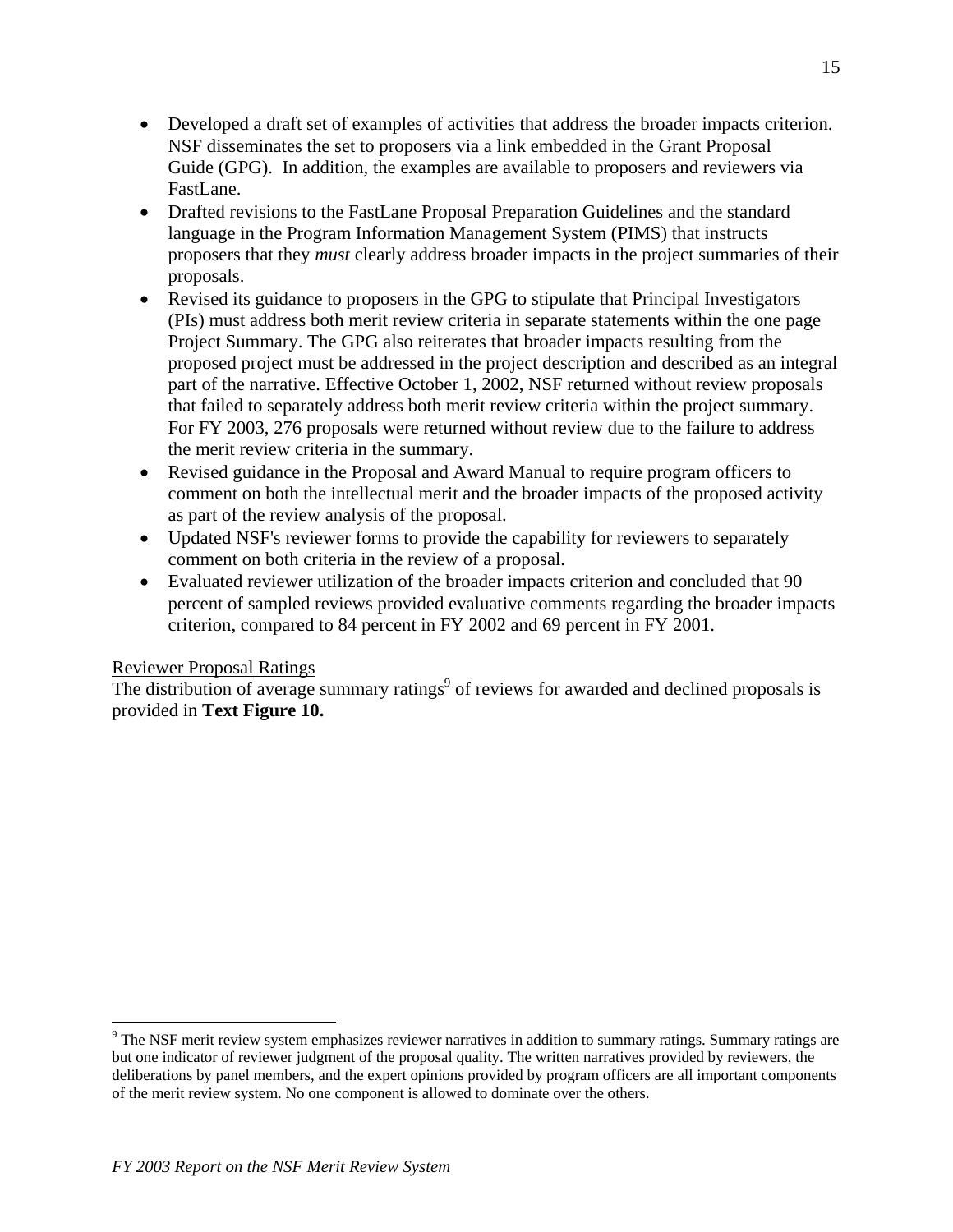- Developed a draft set of examples of activities that address the broader impacts criterion. NSF disseminates the set to proposers via a link embedded in the Grant Proposal Guide (GPG). In addition, the examples are available to proposers and reviewers via FastLane.
- Drafted revisions to the FastLane Proposal Preparation Guidelines and the standard language in the Program Information Management System (PIMS) that instructs proposers that they *must* clearly address broader impacts in the project summaries of their proposals.
- Revised its guidance to proposers in the GPG to stipulate that Principal Investigators (PIs) must address both merit review criteria in separate statements within the one page Project Summary. The GPG also reiterates that broader impacts resulting from the proposed project must be addressed in the project description and described as an integral part of the narrative. Effective October 1, 2002, NSF returned without review proposals that failed to separately address both merit review criteria within the project summary. For FY 2003, 276 proposals were returned without review due to the failure to address the merit review criteria in the summary.
- Revised guidance in the Proposal and Award Manual to require program officers to comment on both the intellectual merit and the broader impacts of the proposed activity as part of the review analysis of the proposal.
- Updated NSF's reviewer forms to provide the capability for reviewers to separately comment on both criteria in the review of a proposal.
- Evaluated reviewer utilization of the broader impacts criterion and concluded that 90 percent of sampled reviews provided evaluative comments regarding the broader impacts criterion, compared to 84 percent in FY 2002 and 69 percent in FY 2001.

Reviewer Proposal Ratings

The distribution of average summary ratings[9] of reviews for awarded and declined proposals is provided in **Text Figure 10.**

[9] The NSF merit review system emphasizes reviewer narratives in addition to summary ratings. Summary ratings are but one indicator of reviewer judgment of the proposal quality. The written narratives provided by reviewers, the deliberations by panel members, and the expert opinions provided by program officers are all important components of the merit review system. No one component is allowed to dominate over the others.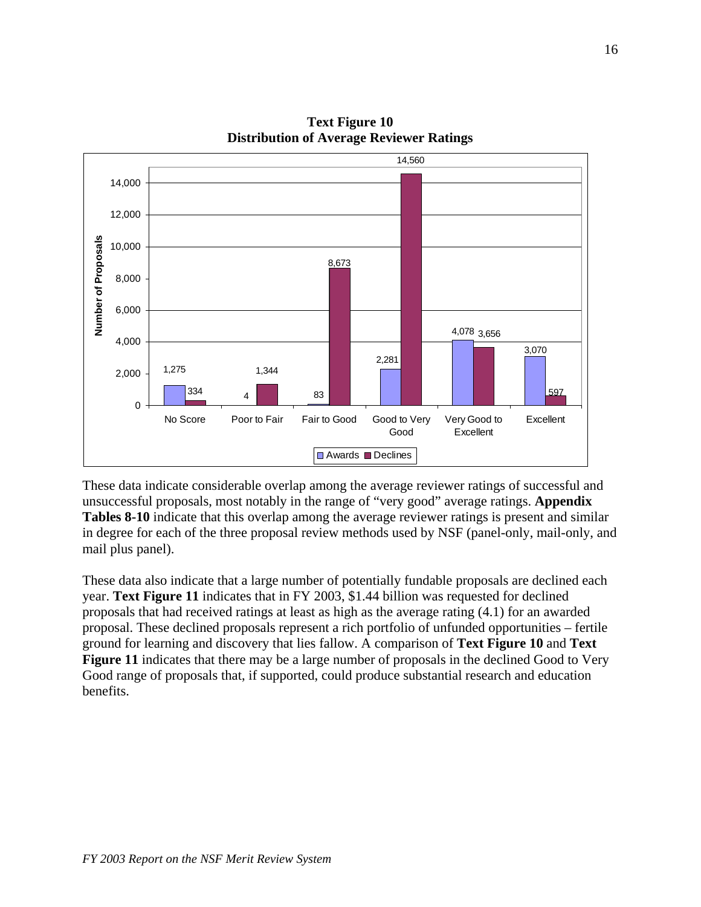**Text Figure 10**
**Distribution of Average Reviewer Ratings**

| Rating | Awards | Declines |
|---|---|---|
| No Score | 1,275 | 334 |
| Poor to Fair | 4 | 1,344 |
| Fair to Good | 83 | 8,673 |
| Good to Very Good | 2,281 | 14,560 |
| Very Good to Excellent | 4,078 | 3,656 |
| Excellent | 3,070 | 597 |

These data indicate considerable overlap among the average reviewer ratings of successful and unsuccessful proposals, most notably in the range of "very good" average ratings. **Appendix Tables 8-10** indicate that this overlap among the average reviewer ratings is present and similar in degree for each of the three proposal review methods used by NSF (panel-only, mail-only, and mail plus panel).

These data also indicate that a large number of potentially fundable proposals are declined each year. **Text Figure 11** indicates that in FY 2003, $1.44 billion was requested for declined proposals that had received ratings at least as high as the average rating (4.1) for an awarded proposal. These declined proposals represent a rich portfolio of unfunded opportunities – fertile ground for learning and discovery that lies fallow. A comparison of **Text Figure 10** and **Text Figure 11** indicates that there may be a large number of proposals in the declined Good to Very Good range of proposals that, if supported, could produce substantial research and education benefits.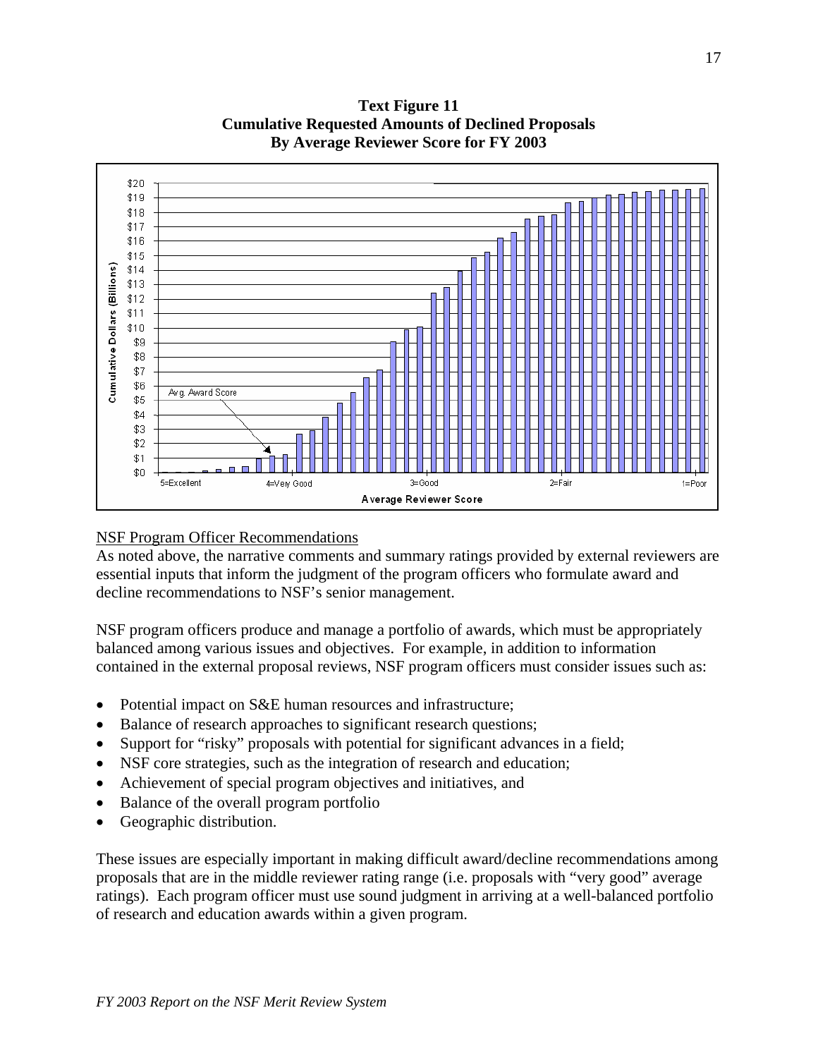**Text Figure 11**
**Cumulative Requested Amounts of Declined Proposals**
**By Average Reviewer Score for FY 2003**

NSF Program Officer Recommendations

As noted above, the narrative comments and summary ratings provided by external reviewers are essential inputs that inform the judgment of the program officers who formulate award and decline recommendations to NSF's senior management.

NSF program officers produce and manage a portfolio of awards, which must be appropriately balanced among various issues and objectives. For example, in addition to information contained in the external proposal reviews, NSF program officers must consider issues such as:

- Potential impact on S&E human resources and infrastructure;
- Balance of research approaches to significant research questions;
- Support for "risky" proposals with potential for significant advances in a field;
- NSF core strategies, such as the integration of research and education;
- Achievement of special program objectives and initiatives, and
- Balance of the overall program portfolio
- Geographic distribution.

These issues are especially important in making difficult award/decline recommendations among proposals that are in the middle reviewer rating range (i.e. proposals with "very good" average ratings). Each program officer must use sound judgment in arriving at a well-balanced portfolio of research and education awards within a given program.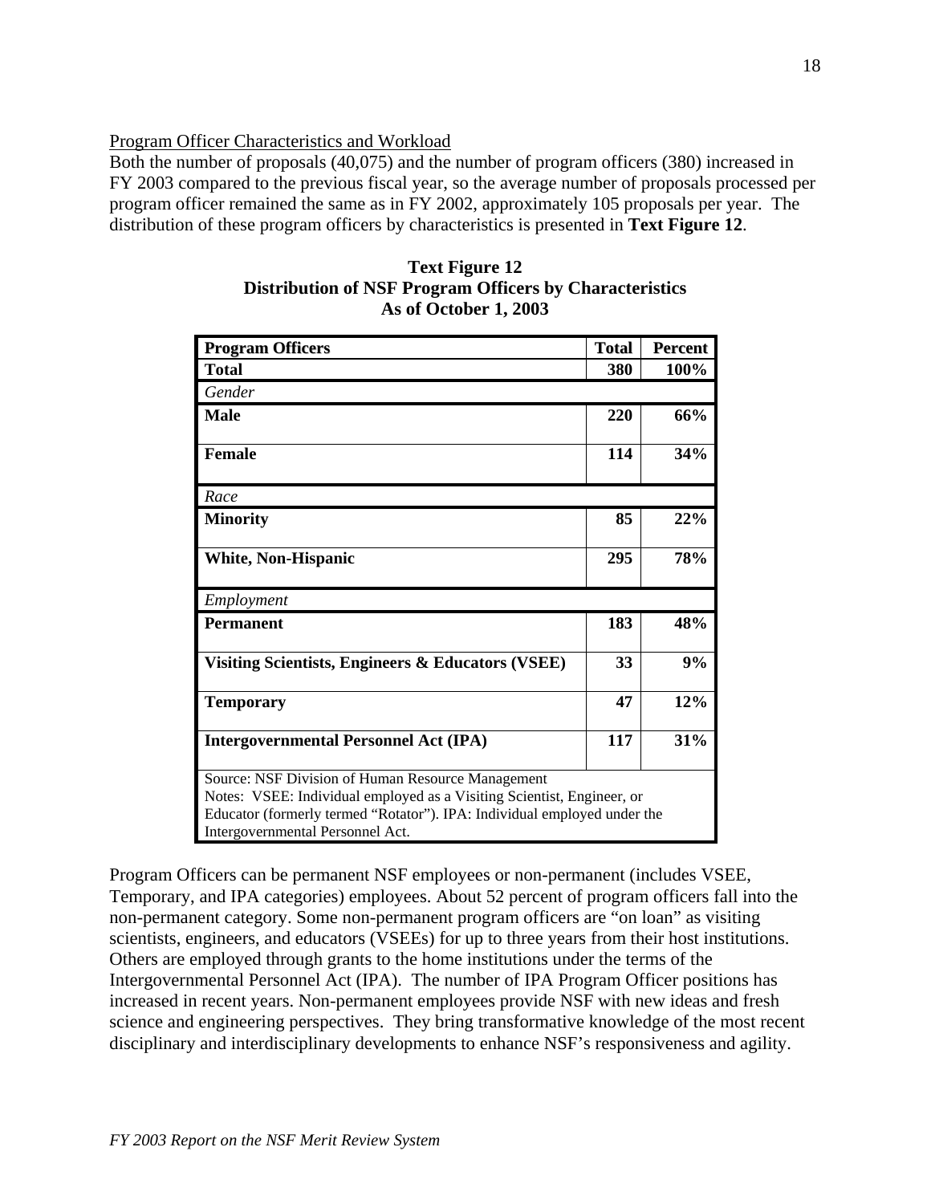Program Officer Characteristics and Workload

Both the number of proposals (40,075) and the number of program officers (380) increased in FY 2003 compared to the previous fiscal year, so the average number of proposals processed per program officer remained the same as in FY 2002, approximately 105 proposals per year. The distribution of these program officers by characteristics is presented in **Text Figure 12**.

**Text Figure 12**
**Distribution of NSF Program Officers by Characteristics**
**As of October 1, 2003**

| **Program Officers** | **Total** | **Percent** |
|---|---|---|
| **Total** | **380** | **100%** |
| *Gender* | | |
| **Male** | **220** | **66%** |
| **Female** | **114** | **34%** |
| *Race* | | |
| **Minority** | **85** | **22%** |
| **White, Non-Hispanic** | **295** | **78%** |
| *Employment* | | |
| **Permanent** | **183** | **48%** |
| **Visiting Scientists, Engineers & Educators (VSEE)** | **33** | **9%** |
| **Temporary** | **47** | **12%** |
| **Intergovernmental Personnel Act (IPA)** | **117** | **31%** |

Source: NSF Division of Human Resource Management
Notes: VSEE: Individual employed as a Visiting Scientist, Engineer, or Educator (formerly termed "Rotator"). IPA: Individual employed under the Intergovernmental Personnel Act.

Program Officers can be permanent NSF employees or non-permanent (includes VSEE, Temporary, and IPA categories) employees. About 52 percent of program officers fall into the non-permanent category. Some non-permanent program officers are "on loan" as visiting scientists, engineers, and educators (VSEEs) for up to three years from their host institutions. Others are employed through grants to the home institutions under the terms of the Intergovernmental Personnel Act (IPA). The number of IPA Program Officer positions has increased in recent years. Non-permanent employees provide NSF with new ideas and fresh science and engineering perspectives. They bring transformative knowledge of the most recent disciplinary and interdisciplinary developments to enhance NSF's responsiveness and agility.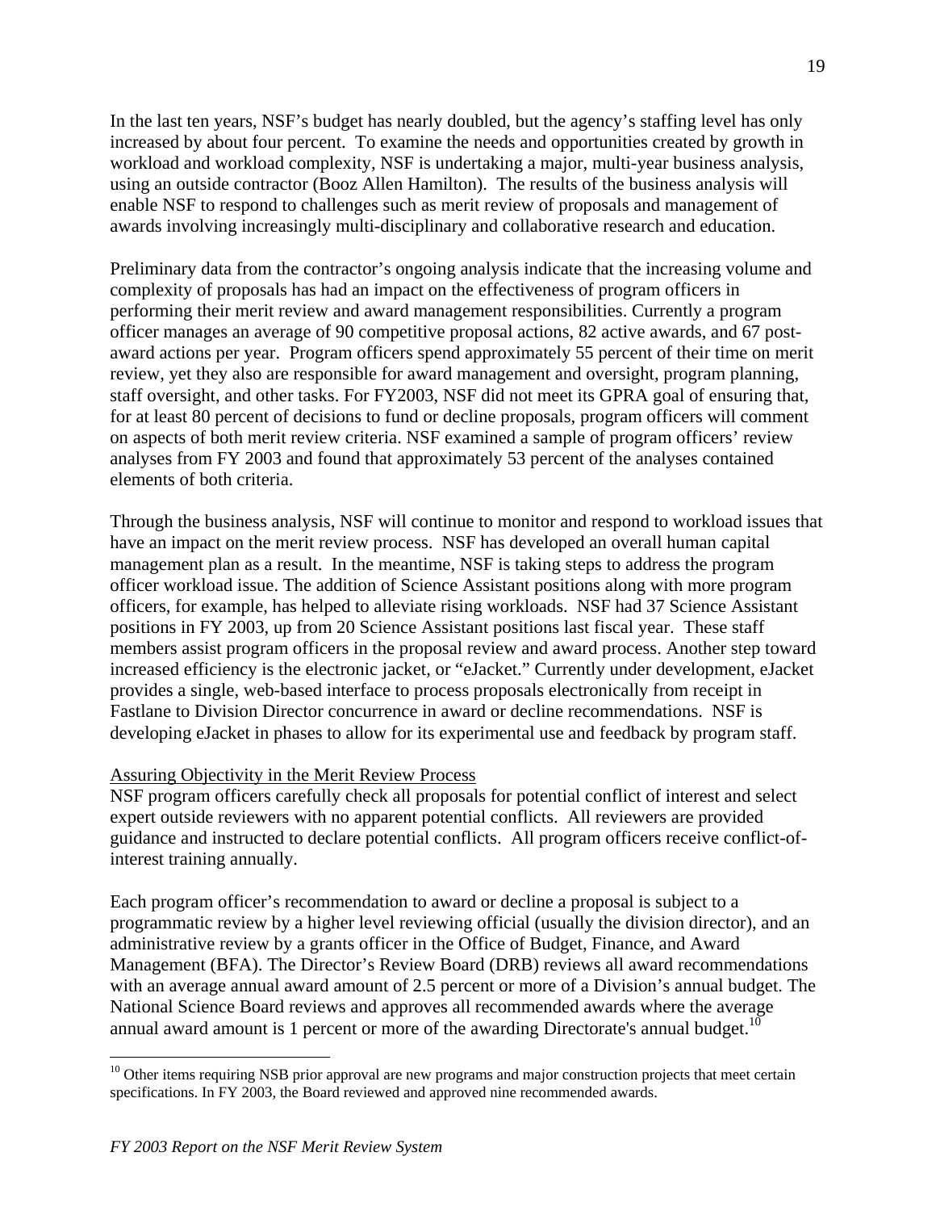In the last ten years, NSF's budget has nearly doubled, but the agency's staffing level has only increased by about four percent. To examine the needs and opportunities created by growth in workload and workload complexity, NSF is undertaking a major, multi-year business analysis, using an outside contractor (Booz Allen Hamilton). The results of the business analysis will enable NSF to respond to challenges such as merit review of proposals and management of awards involving increasingly multi-disciplinary and collaborative research and education.

Preliminary data from the contractor's ongoing analysis indicate that the increasing volume and complexity of proposals has had an impact on the effectiveness of program officers in performing their merit review and award management responsibilities. Currently a program officer manages an average of 90 competitive proposal actions, 82 active awards, and 67 post-award actions per year. Program officers spend approximately 55 percent of their time on merit review, yet they also are responsible for award management and oversight, program planning, staff oversight, and other tasks. For FY2003, NSF did not meet its GPRA goal of ensuring that, for at least 80 percent of decisions to fund or decline proposals, program officers will comment on aspects of both merit review criteria. NSF examined a sample of program officers' review analyses from FY 2003 and found that approximately 53 percent of the analyses contained elements of both criteria.

Through the business analysis, NSF will continue to monitor and respond to workload issues that have an impact on the merit review process. NSF has developed an overall human capital management plan as a result. In the meantime, NSF is taking steps to address the program officer workload issue. The addition of Science Assistant positions along with more program officers, for example, has helped to alleviate rising workloads. NSF had 37 Science Assistant positions in FY 2003, up from 20 Science Assistant positions last fiscal year. These staff members assist program officers in the proposal review and award process. Another step toward increased efficiency is the electronic jacket, or "eJacket." Currently under development, eJacket provides a single, web-based interface to process proposals electronically from receipt in Fastlane to Division Director concurrence in award or decline recommendations. NSF is developing eJacket in phases to allow for its experimental use and feedback by program staff.

<u>Assuring Objectivity in the Merit Review Process</u>

NSF program officers carefully check all proposals for potential conflict of interest and select expert outside reviewers with no apparent potential conflicts. All reviewers are provided guidance and instructed to declare potential conflicts. All program officers receive conflict-of-interest training annually.

Each program officer's recommendation to award or decline a proposal is subject to a programmatic review by a higher level reviewing official (usually the division director), and an administrative review by a grants officer in the Office of Budget, Finance, and Award Management (BFA). The Director's Review Board (DRB) reviews all award recommendations with an average annual award amount of 2.5 percent or more of a Division's annual budget. The National Science Board reviews and approves all recommended awards where the average annual award amount is 1 percent or more of the awarding Directorate's annual budget.[10]

---

[10] Other items requiring NSB prior approval are new programs and major construction projects that meet certain specifications. In FY 2003, the Board reviewed and approved nine recommended awards.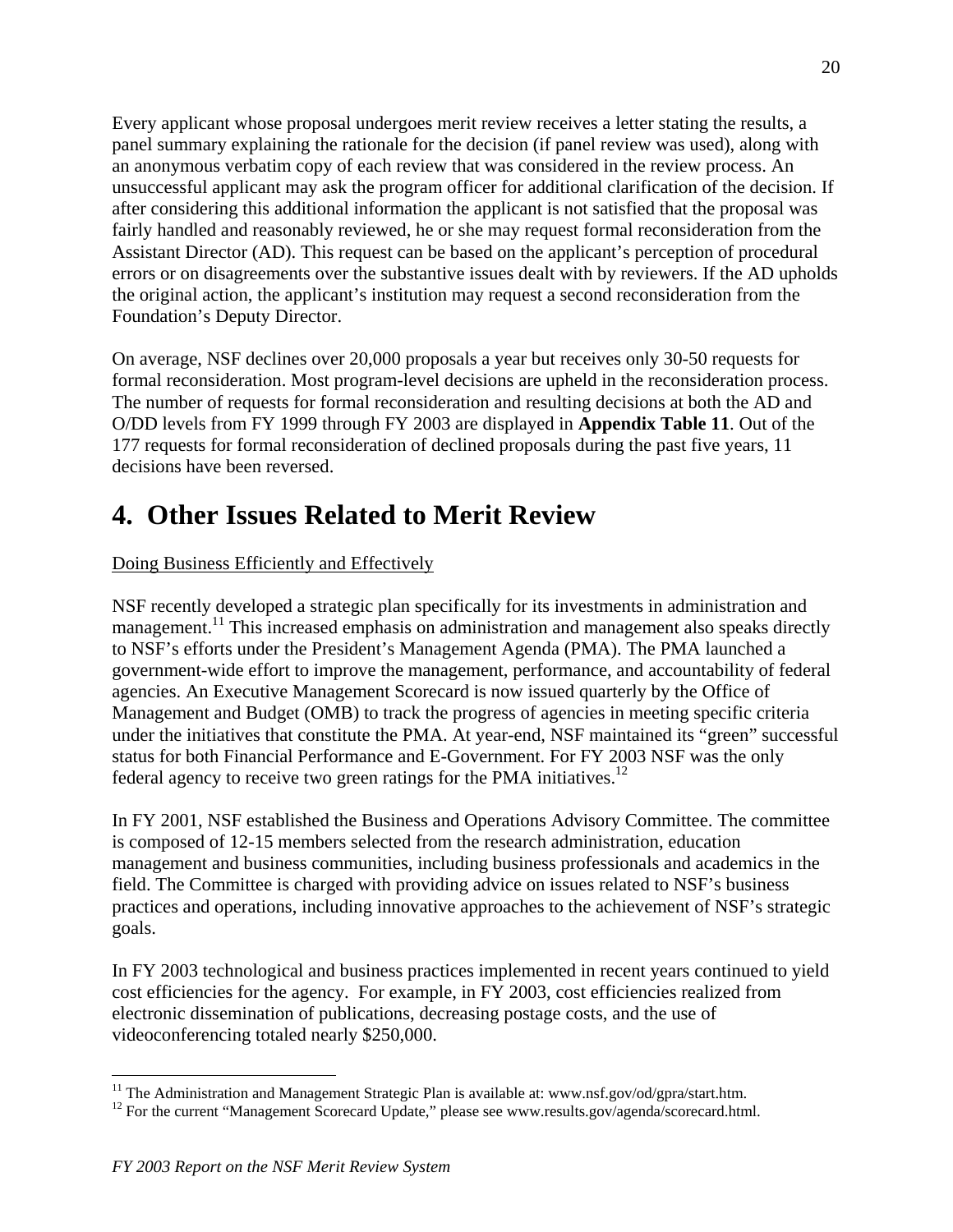Every applicant whose proposal undergoes merit review receives a letter stating the results, a panel summary explaining the rationale for the decision (if panel review was used), along with an anonymous verbatim copy of each review that was considered in the review process. An unsuccessful applicant may ask the program officer for additional clarification of the decision. If after considering this additional information the applicant is not satisfied that the proposal was fairly handled and reasonably reviewed, he or she may request formal reconsideration from the Assistant Director (AD). This request can be based on the applicant's perception of procedural errors or on disagreements over the substantive issues dealt with by reviewers. If the AD upholds the original action, the applicant's institution may request a second reconsideration from the Foundation's Deputy Director.

On average, NSF declines over 20,000 proposals a year but receives only 30-50 requests for formal reconsideration. Most program-level decisions are upheld in the reconsideration process. The number of requests for formal reconsideration and resulting decisions at both the AD and O/DD levels from FY 1999 through FY 2003 are displayed in **Appendix Table 11**. Out of the 177 requests for formal reconsideration of declined proposals during the past five years, 11 decisions have been reversed.

# 4. Other Issues Related to Merit Review

Doing Business Efficiently and Effectively

NSF recently developed a strategic plan specifically for its investments in administration and management.[11] This increased emphasis on administration and management also speaks directly to NSF's efforts under the President's Management Agenda (PMA). The PMA launched a government-wide effort to improve the management, performance, and accountability of federal agencies. An Executive Management Scorecard is now issued quarterly by the Office of Management and Budget (OMB) to track the progress of agencies in meeting specific criteria under the initiatives that constitute the PMA. At year-end, NSF maintained its "green" successful status for both Financial Performance and E-Government. For FY 2003 NSF was the only federal agency to receive two green ratings for the PMA initiatives.[12]

In FY 2001, NSF established the Business and Operations Advisory Committee. The committee is composed of 12-15 members selected from the research administration, education management and business communities, including business professionals and academics in the field. The Committee is charged with providing advice on issues related to NSF's business practices and operations, including innovative approaches to the achievement of NSF's strategic goals.

In FY 2003 technological and business practices implemented in recent years continued to yield cost efficiencies for the agency. For example, in FY 2003, cost efficiencies realized from electronic dissemination of publications, decreasing postage costs, and the use of videoconferencing totaled nearly $250,000.

[11] The Administration and Management Strategic Plan is available at: www.nsf.gov/od/gpra/start.htm.

[12] For the current "Management Scorecard Update," please see www.results.gov/agenda/scorecard.html.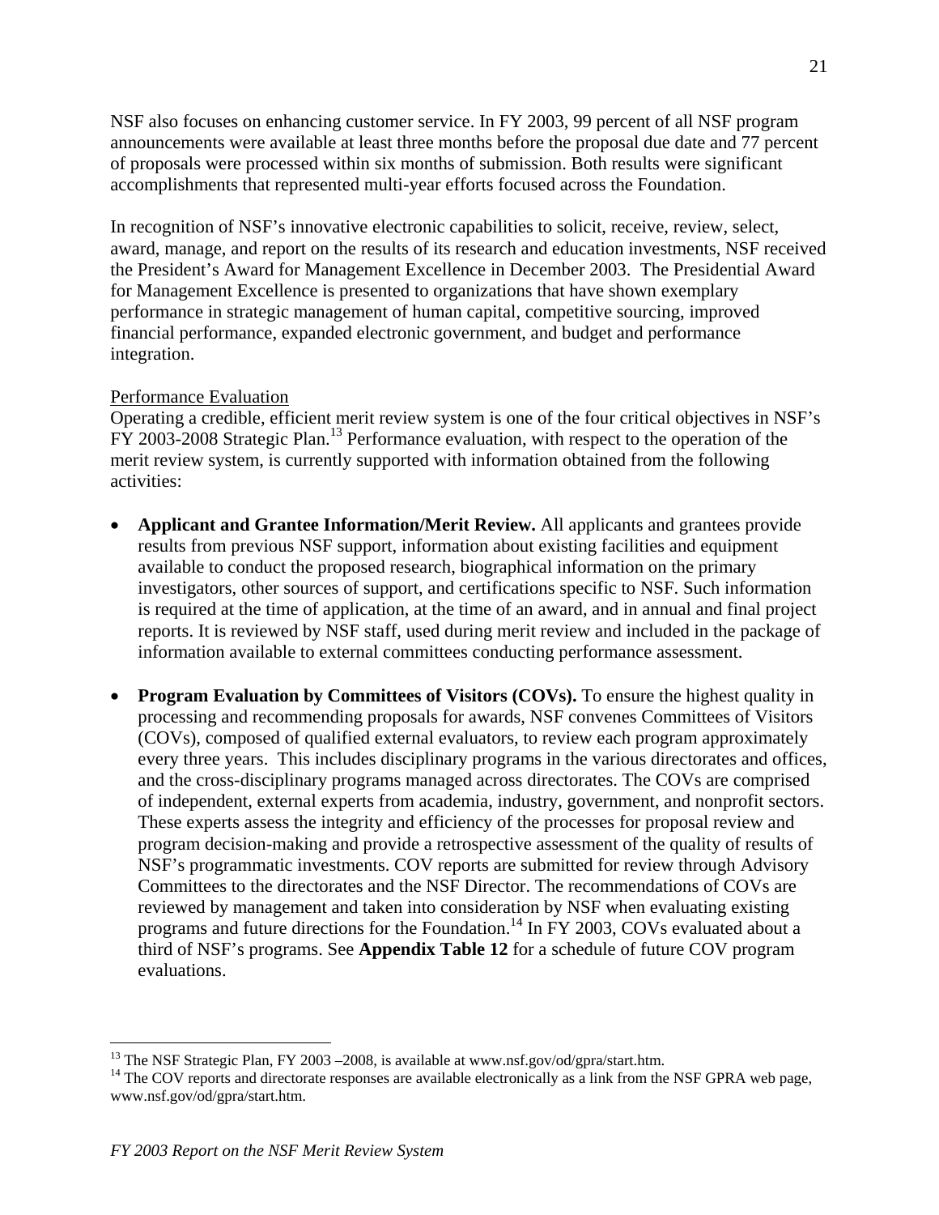NSF also focuses on enhancing customer service. In FY 2003, 99 percent of all NSF program announcements were available at least three months before the proposal due date and 77 percent of proposals were processed within six months of submission. Both results were significant accomplishments that represented multi-year efforts focused across the Foundation.

In recognition of NSF's innovative electronic capabilities to solicit, receive, review, select, award, manage, and report on the results of its research and education investments, NSF received the President's Award for Management Excellence in December 2003. The Presidential Award for Management Excellence is presented to organizations that have shown exemplary performance in strategic management of human capital, competitive sourcing, improved financial performance, expanded electronic government, and budget and performance integration.

Performance Evaluation

Operating a credible, efficient merit review system is one of the four critical objectives in NSF's FY 2003-2008 Strategic Plan.[13] Performance evaluation, with respect to the operation of the merit review system, is currently supported with information obtained from the following activities:

- **Applicant and Grantee Information/Merit Review.** All applicants and grantees provide results from previous NSF support, information about existing facilities and equipment available to conduct the proposed research, biographical information on the primary investigators, other sources of support, and certifications specific to NSF. Such information is required at the time of application, at the time of an award, and in annual and final project reports. It is reviewed by NSF staff, used during merit review and included in the package of information available to external committees conducting performance assessment.

- **Program Evaluation by Committees of Visitors (COVs).** To ensure the highest quality in processing and recommending proposals for awards, NSF convenes Committees of Visitors (COVs), composed of qualified external evaluators, to review each program approximately every three years. This includes disciplinary programs in the various directorates and offices, and the cross-disciplinary programs managed across directorates. The COVs are comprised of independent, external experts from academia, industry, government, and nonprofit sectors. These experts assess the integrity and efficiency of the processes for proposal review and program decision-making and provide a retrospective assessment of the quality of results of NSF's programmatic investments. COV reports are submitted for review through Advisory Committees to the directorates and the NSF Director. The recommendations of COVs are reviewed by management and taken into consideration by NSF when evaluating existing programs and future directions for the Foundation.[14] In FY 2003, COVs evaluated about a third of NSF's programs. See **Appendix Table 12** for a schedule of future COV program evaluations.

---

[13] The NSF Strategic Plan, FY 2003 –2008, is available at www.nsf.gov/od/gpra/start.htm.

[14] The COV reports and directorate responses are available electronically as a link from the NSF GPRA web page, www.nsf.gov/od/gpra/start.htm.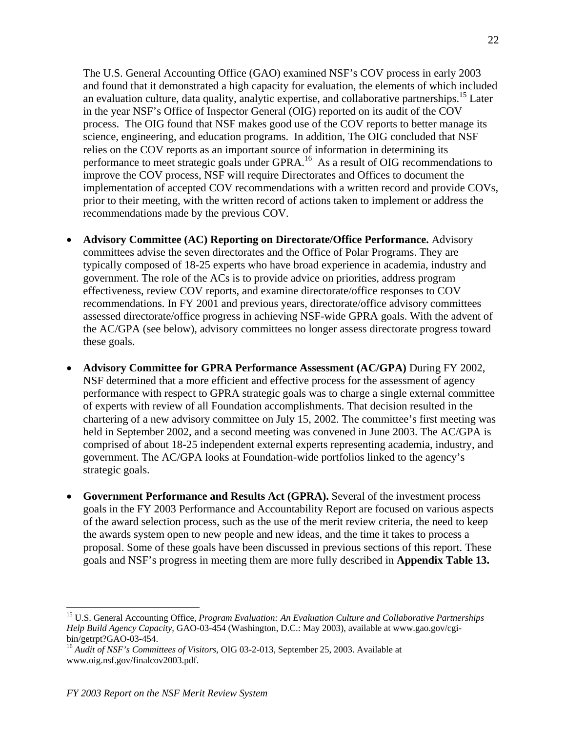The U.S. General Accounting Office (GAO) examined NSF's COV process in early 2003 and found that it demonstrated a high capacity for evaluation, the elements of which included an evaluation culture, data quality, analytic expertise, and collaborative partnerships.[15] Later in the year NSF's Office of Inspector General (OIG) reported on its audit of the COV process. The OIG found that NSF makes good use of the COV reports to better manage its science, engineering, and education programs. In addition, The OIG concluded that NSF relies on the COV reports as an important source of information in determining its performance to meet strategic goals under GPRA.[16] As a result of OIG recommendations to improve the COV process, NSF will require Directorates and Offices to document the implementation of accepted COV recommendations with a written record and provide COVs, prior to their meeting, with the written record of actions taken to implement or address the recommendations made by the previous COV.

- **Advisory Committee (AC) Reporting on Directorate/Office Performance.** Advisory committees advise the seven directorates and the Office of Polar Programs. They are typically composed of 18-25 experts who have broad experience in academia, industry and government. The role of the ACs is to provide advice on priorities, address program effectiveness, review COV reports, and examine directorate/office responses to COV recommendations. In FY 2001 and previous years, directorate/office advisory committees assessed directorate/office progress in achieving NSF-wide GPRA goals. With the advent of the AC/GPA (see below), advisory committees no longer assess directorate progress toward these goals.

- **Advisory Committee for GPRA Performance Assessment (AC/GPA)** During FY 2002, NSF determined that a more efficient and effective process for the assessment of agency performance with respect to GPRA strategic goals was to charge a single external committee of experts with review of all Foundation accomplishments. That decision resulted in the chartering of a new advisory committee on July 15, 2002. The committee's first meeting was held in September 2002, and a second meeting was convened in June 2003. The AC/GPA is comprised of about 18-25 independent external experts representing academia, industry, and government. The AC/GPA looks at Foundation-wide portfolios linked to the agency's strategic goals.

- **Government Performance and Results Act (GPRA).** Several of the investment process goals in the FY 2003 Performance and Accountability Report are focused on various aspects of the award selection process, such as the use of the merit review criteria, the need to keep the awards system open to new people and new ideas, and the time it takes to process a proposal. Some of these goals have been discussed in previous sections of this report. These goals and NSF's progress in meeting them are more fully described in **Appendix Table 13.**

---

[15] U.S. General Accounting Office, *Program Evaluation: An Evaluation Culture and Collaborative Partnerships Help Build Agency Capacity*, GAO-03-454 (Washington, D.C.: May 2003), available at www.gao.gov/cgi-bin/getrpt?GAO-03-454.

[16] *Audit of NSF's Committees of Visitors*, OIG 03-2-013, September 25, 2003. Available at www.oig.nsf.gov/finalcov2003.pdf.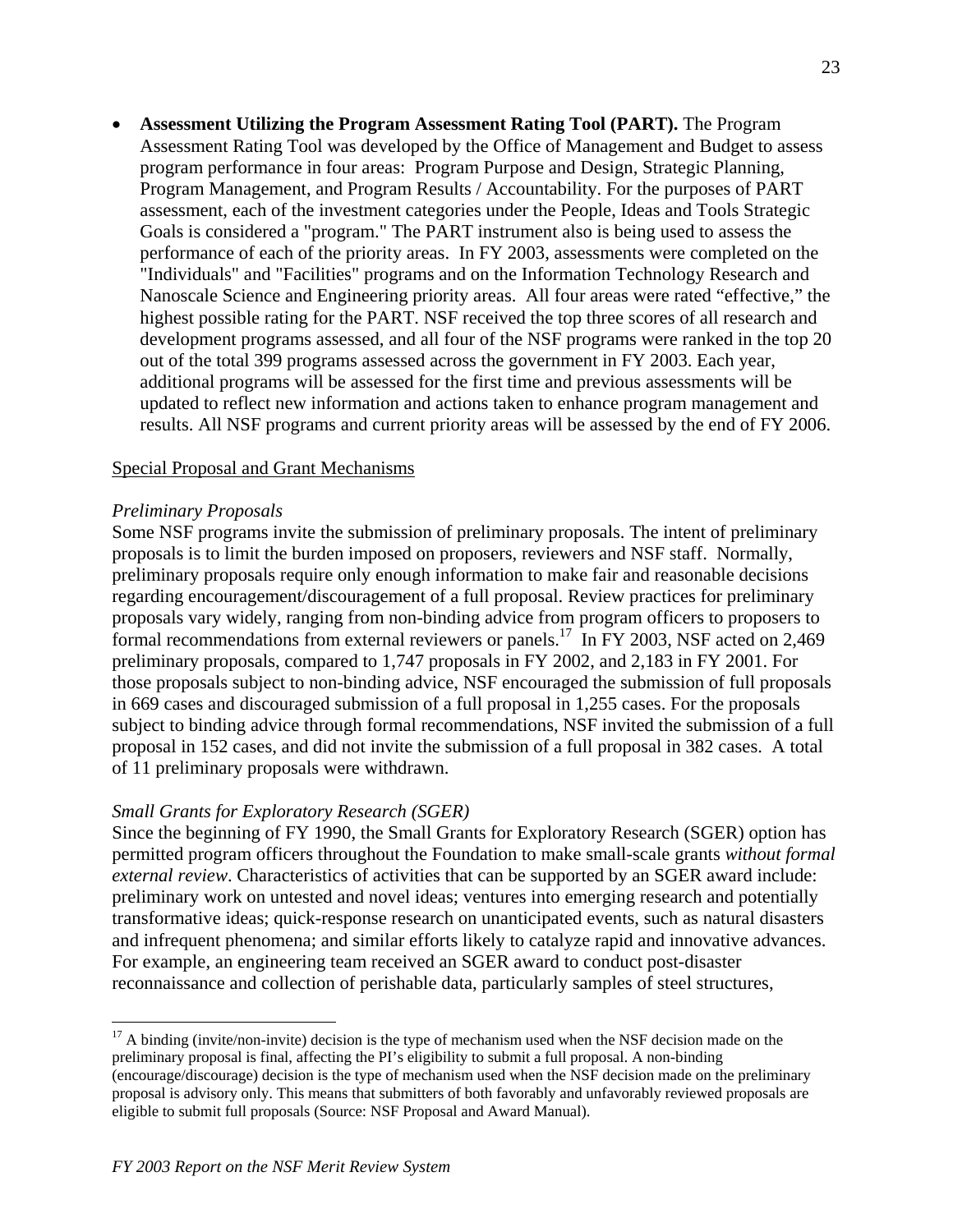- **Assessment Utilizing the Program Assessment Rating Tool (PART).** The Program Assessment Rating Tool was developed by the Office of Management and Budget to assess program performance in four areas: Program Purpose and Design, Strategic Planning, Program Management, and Program Results / Accountability. For the purposes of PART assessment, each of the investment categories under the People, Ideas and Tools Strategic Goals is considered a "program." The PART instrument also is being used to assess the performance of each of the priority areas. In FY 2003, assessments were completed on the "Individuals" and "Facilities" programs and on the Information Technology Research and Nanoscale Science and Engineering priority areas. All four areas were rated "effective," the highest possible rating for the PART. NSF received the top three scores of all research and development programs assessed, and all four of the NSF programs were ranked in the top 20 out of the total 399 programs assessed across the government in FY 2003. Each year, additional programs will be assessed for the first time and previous assessments will be updated to reflect new information and actions taken to enhance program management and results. All NSF programs and current priority areas will be assessed by the end of FY 2006.

<u>Special Proposal and Grant Mechanisms</u>

*Preliminary Proposals*

Some NSF programs invite the submission of preliminary proposals. The intent of preliminary proposals is to limit the burden imposed on proposers, reviewers and NSF staff. Normally, preliminary proposals require only enough information to make fair and reasonable decisions regarding encouragement/discouragement of a full proposal. Review practices for preliminary proposals vary widely, ranging from non-binding advice from program officers to proposers to formal recommendations from external reviewers or panels.[17] In FY 2003, NSF acted on 2,469 preliminary proposals, compared to 1,747 proposals in FY 2002, and 2,183 in FY 2001. For those proposals subject to non-binding advice, NSF encouraged the submission of full proposals in 669 cases and discouraged submission of a full proposal in 1,255 cases. For the proposals subject to binding advice through formal recommendations, NSF invited the submission of a full proposal in 152 cases, and did not invite the submission of a full proposal in 382 cases. A total of 11 preliminary proposals were withdrawn.

*Small Grants for Exploratory Research (SGER)*

Since the beginning of FY 1990, the Small Grants for Exploratory Research (SGER) option has permitted program officers throughout the Foundation to make small-scale grants *without formal external review*. Characteristics of activities that can be supported by an SGER award include: preliminary work on untested and novel ideas; ventures into emerging research and potentially transformative ideas; quick-response research on unanticipated events, such as natural disasters and infrequent phenomena; and similar efforts likely to catalyze rapid and innovative advances. For example, an engineering team received an SGER award to conduct post-disaster reconnaissance and collection of perishable data, particularly samples of steel structures,

---

[17] A binding (invite/non-invite) decision is the type of mechanism used when the NSF decision made on the preliminary proposal is final, affecting the PI's eligibility to submit a full proposal. A non-binding (encourage/discourage) decision is the type of mechanism used when the NSF decision made on the preliminary proposal is advisory only. This means that submitters of both favorably and unfavorably reviewed proposals are eligible to submit full proposals (Source: NSF Proposal and Award Manual).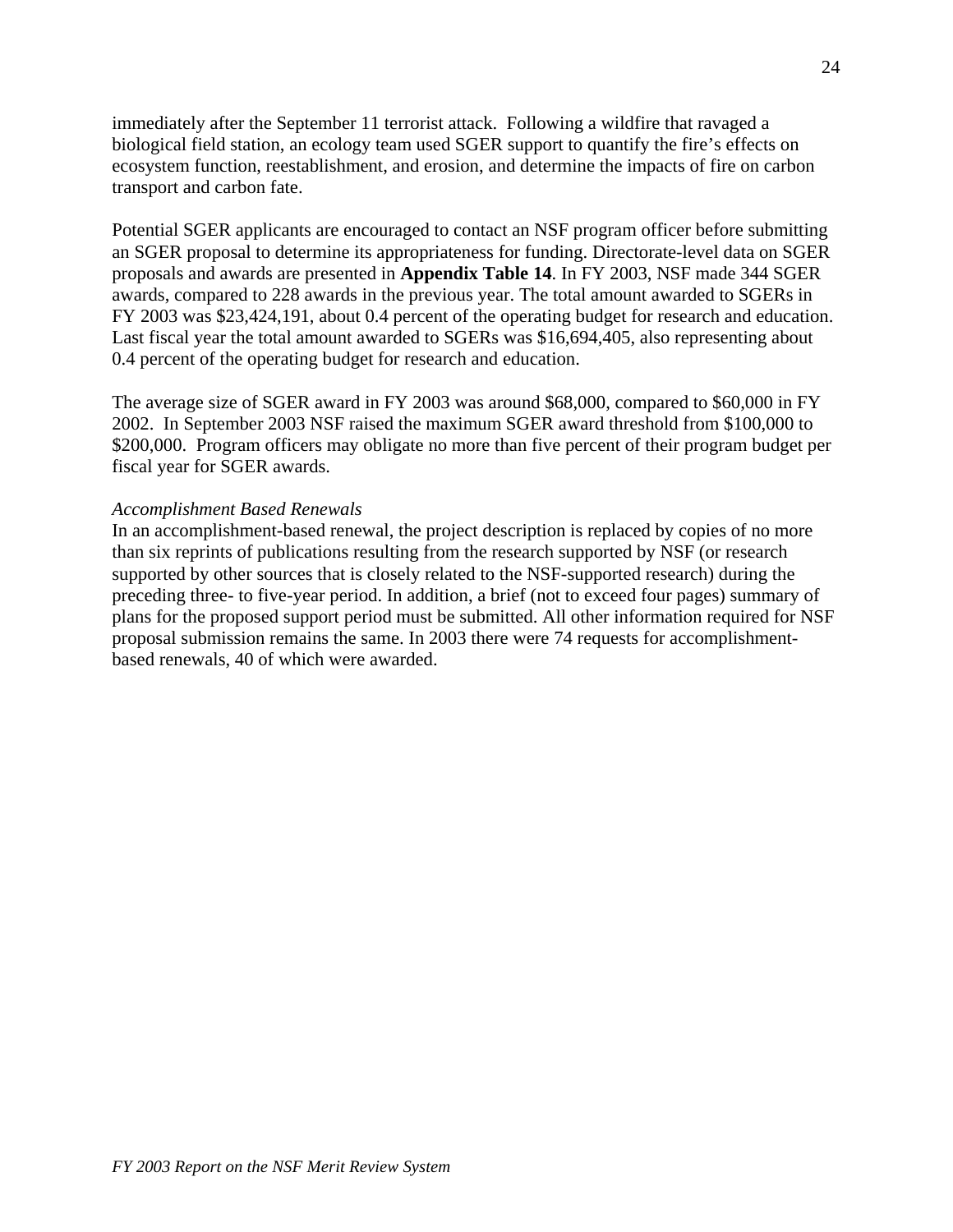immediately after the September 11 terrorist attack. Following a wildfire that ravaged a biological field station, an ecology team used SGER support to quantify the fire's effects on ecosystem function, reestablishment, and erosion, and determine the impacts of fire on carbon transport and carbon fate.

Potential SGER applicants are encouraged to contact an NSF program officer before submitting an SGER proposal to determine its appropriateness for funding. Directorate-level data on SGER proposals and awards are presented in **Appendix Table 14**. In FY 2003, NSF made 344 SGER awards, compared to 228 awards in the previous year. The total amount awarded to SGERs in FY 2003 was $23,424,191, about 0.4 percent of the operating budget for research and education. Last fiscal year the total amount awarded to SGERs was $16,694,405, also representing about 0.4 percent of the operating budget for research and education.

The average size of SGER award in FY 2003 was around $68,000, compared to $60,000 in FY 2002. In September 2003 NSF raised the maximum SGER award threshold from $100,000 to $200,000. Program officers may obligate no more than five percent of their program budget per fiscal year for SGER awards.

*Accomplishment Based Renewals*

In an accomplishment-based renewal, the project description is replaced by copies of no more than six reprints of publications resulting from the research supported by NSF (or research supported by other sources that is closely related to the NSF-supported research) during the preceding three- to five-year period. In addition, a brief (not to exceed four pages) summary of plans for the proposed support period must be submitted. All other information required for NSF proposal submission remains the same. In 2003 there were 74 requests for accomplishment-based renewals, 40 of which were awarded.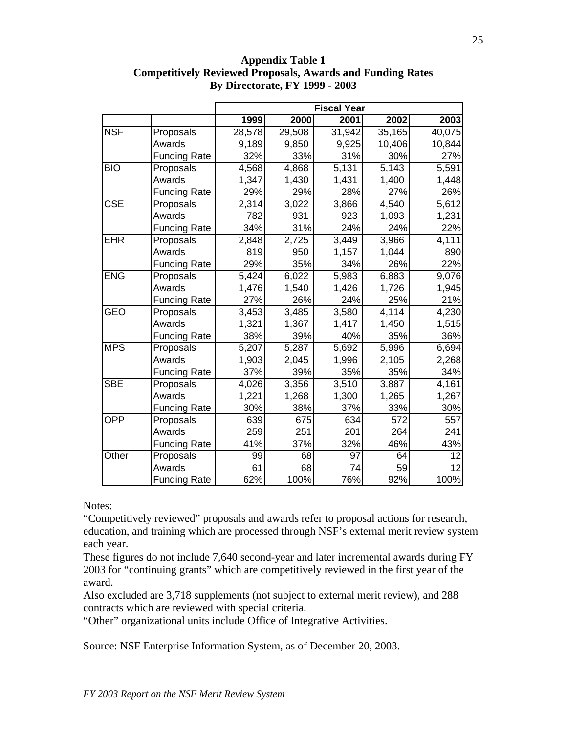**Appendix Table 1**
**Competitively Reviewed Proposals, Awards and Funding Rates**
**By Directorate, FY 1999 - 2003**

| | | Fiscal Year | | | | |
|---|---|---|---|---|---|---|
| | | 1999 | 2000 | 2001 | 2002 | 2003 |
| NSF | Proposals | 28,578 | 29,508 | 31,942 | 35,165 | 40,075 |
| | Awards | 9,189 | 9,850 | 9,925 | 10,406 | 10,844 |
| | Funding Rate | 32% | 33% | 31% | 30% | 27% |
| BIO | Proposals | 4,568 | 4,868 | 5,131 | 5,143 | 5,591 |
| | Awards | 1,347 | 1,430 | 1,431 | 1,400 | 1,448 |
| | Funding Rate | 29% | 29% | 28% | 27% | 26% |
| CSE | Proposals | 2,314 | 3,022 | 3,866 | 4,540 | 5,612 |
| | Awards | 782 | 931 | 923 | 1,093 | 1,231 |
| | Funding Rate | 34% | 31% | 24% | 24% | 22% |
| EHR | Proposals | 2,848 | 2,725 | 3,449 | 3,966 | 4,111 |
| | Awards | 819 | 950 | 1,157 | 1,044 | 890 |
| | Funding Rate | 29% | 35% | 34% | 26% | 22% |
| ENG | Proposals | 5,424 | 6,022 | 5,983 | 6,883 | 9,076 |
| | Awards | 1,476 | 1,540 | 1,426 | 1,726 | 1,945 |
| | Funding Rate | 27% | 26% | 24% | 25% | 21% |
| GEO | Proposals | 3,453 | 3,485 | 3,580 | 4,114 | 4,230 |
| | Awards | 1,321 | 1,367 | 1,417 | 1,450 | 1,515 |
| | Funding Rate | 38% | 39% | 40% | 35% | 36% |
| MPS | Proposals | 5,207 | 5,287 | 5,692 | 5,996 | 6,694 |
| | Awards | 1,903 | 2,045 | 1,996 | 2,105 | 2,268 |
| | Funding Rate | 37% | 39% | 35% | 35% | 34% |
| SBE | Proposals | 4,026 | 3,356 | 3,510 | 3,887 | 4,161 |
| | Awards | 1,221 | 1,268 | 1,300 | 1,265 | 1,267 |
| | Funding Rate | 30% | 38% | 37% | 33% | 30% |
| OPP | Proposals | 639 | 675 | 634 | 572 | 557 |
| | Awards | 259 | 251 | 201 | 264 | 241 |
| | Funding Rate | 41% | 37% | 32% | 46% | 43% |
| Other | Proposals | 99 | 68 | 97 | 64 | 12 |
| | Awards | 61 | 68 | 74 | 59 | 12 |
| | Funding Rate | 62% | 100% | 76% | 92% | 100% |

Notes:

"Competitively reviewed" proposals and awards refer to proposal actions for research, education, and training which are processed through NSF's external merit review system each year.

These figures do not include 7,640 second-year and later incremental awards during FY 2003 for "continuing grants" which are competitively reviewed in the first year of the award.

Also excluded are 3,718 supplements (not subject to external merit review), and 288 contracts which are reviewed with special criteria.

"Other" organizational units include Office of Integrative Activities.

Source: NSF Enterprise Information System, as of December 20, 2003.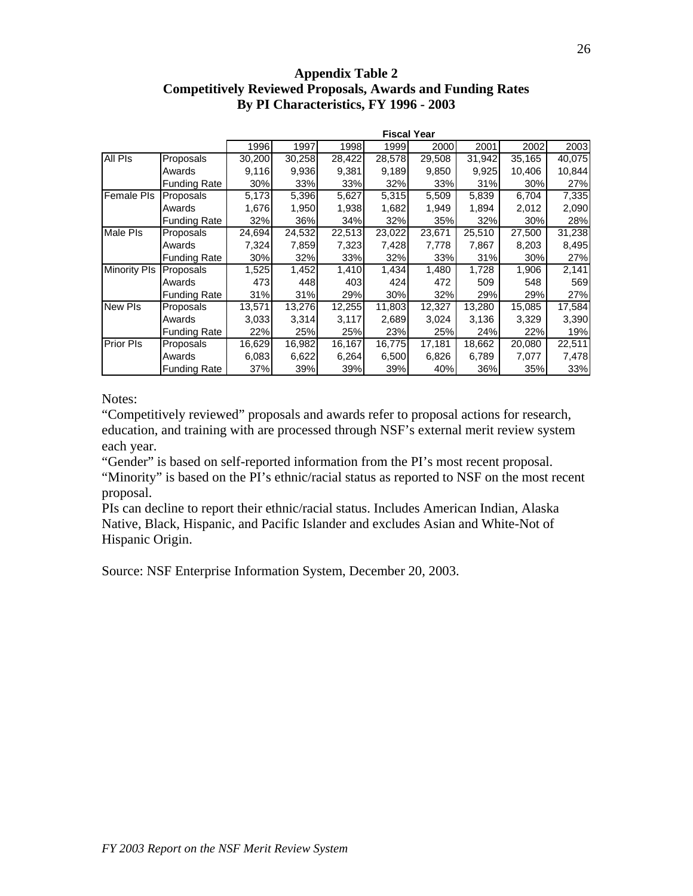### Appendix Table 2
### Competitively Reviewed Proposals, Awards and Funding Rates
### By PI Characteristics, FY 1996 - 2003

| | | Fiscal Year | | | | | | | |
|---|---|---|---|---|---|---|---|---|---|
| | | 1996 | 1997 | 1998 | 1999 | 2000 | 2001 | 2002 | 2003 |
| All PIs | Proposals | 30,200 | 30,258 | 28,422 | 28,578 | 29,508 | 31,942 | 35,165 | 40,075 |
| | Awards | 9,116 | 9,936 | 9,381 | 9,189 | 9,850 | 9,925 | 10,406 | 10,844 |
| | Funding Rate | 30% | 33% | 33% | 32% | 33% | 31% | 30% | 27% |
| Female PIs | Proposals | 5,173 | 5,396 | 5,627 | 5,315 | 5,509 | 5,839 | 6,704 | 7,335 |
| | Awards | 1,676 | 1,950 | 1,938 | 1,682 | 1,949 | 1,894 | 2,012 | 2,090 |
| | Funding Rate | 32% | 36% | 34% | 32% | 35% | 32% | 30% | 28% |
| Male PIs | Proposals | 24,694 | 24,532 | 22,513 | 23,022 | 23,671 | 25,510 | 27,500 | 31,238 |
| | Awards | 7,324 | 7,859 | 7,323 | 7,428 | 7,778 | 7,867 | 8,203 | 8,495 |
| | Funding Rate | 30% | 32% | 33% | 32% | 33% | 31% | 30% | 27% |
| Minority PIs | Proposals | 1,525 | 1,452 | 1,410 | 1,434 | 1,480 | 1,728 | 1,906 | 2,141 |
| | Awards | 473 | 448 | 403 | 424 | 472 | 509 | 548 | 569 |
| | Funding Rate | 31% | 31% | 29% | 30% | 32% | 29% | 29% | 27% |
| New PIs | Proposals | 13,571 | 13,276 | 12,255 | 11,803 | 12,327 | 13,280 | 15,085 | 17,584 |
| | Awards | 3,033 | 3,314 | 3,117 | 2,689 | 3,024 | 3,136 | 3,329 | 3,390 |
| | Funding Rate | 22% | 25% | 25% | 23% | 25% | 24% | 22% | 19% |
| Prior PIs | Proposals | 16,629 | 16,982 | 16,167 | 16,775 | 17,181 | 18,662 | 20,080 | 22,511 |
| | Awards | 6,083 | 6,622 | 6,264 | 6,500 | 6,826 | 6,789 | 7,077 | 7,478 |
| | Funding Rate | 37% | 39% | 39% | 39% | 40% | 36% | 35% | 33% |

Notes:
"Competitively reviewed" proposals and awards refer to proposal actions for research, education, and training with are processed through NSF's external merit review system each year.
"Gender" is based on self-reported information from the PI's most recent proposal.
"Minority" is based on the PI's ethnic/racial status as reported to NSF on the most recent proposal.
PIs can decline to report their ethnic/racial status. Includes American Indian, Alaska Native, Black, Hispanic, and Pacific Islander and excludes Asian and White-Not of Hispanic Origin.

Source: NSF Enterprise Information System, December 20, 2003.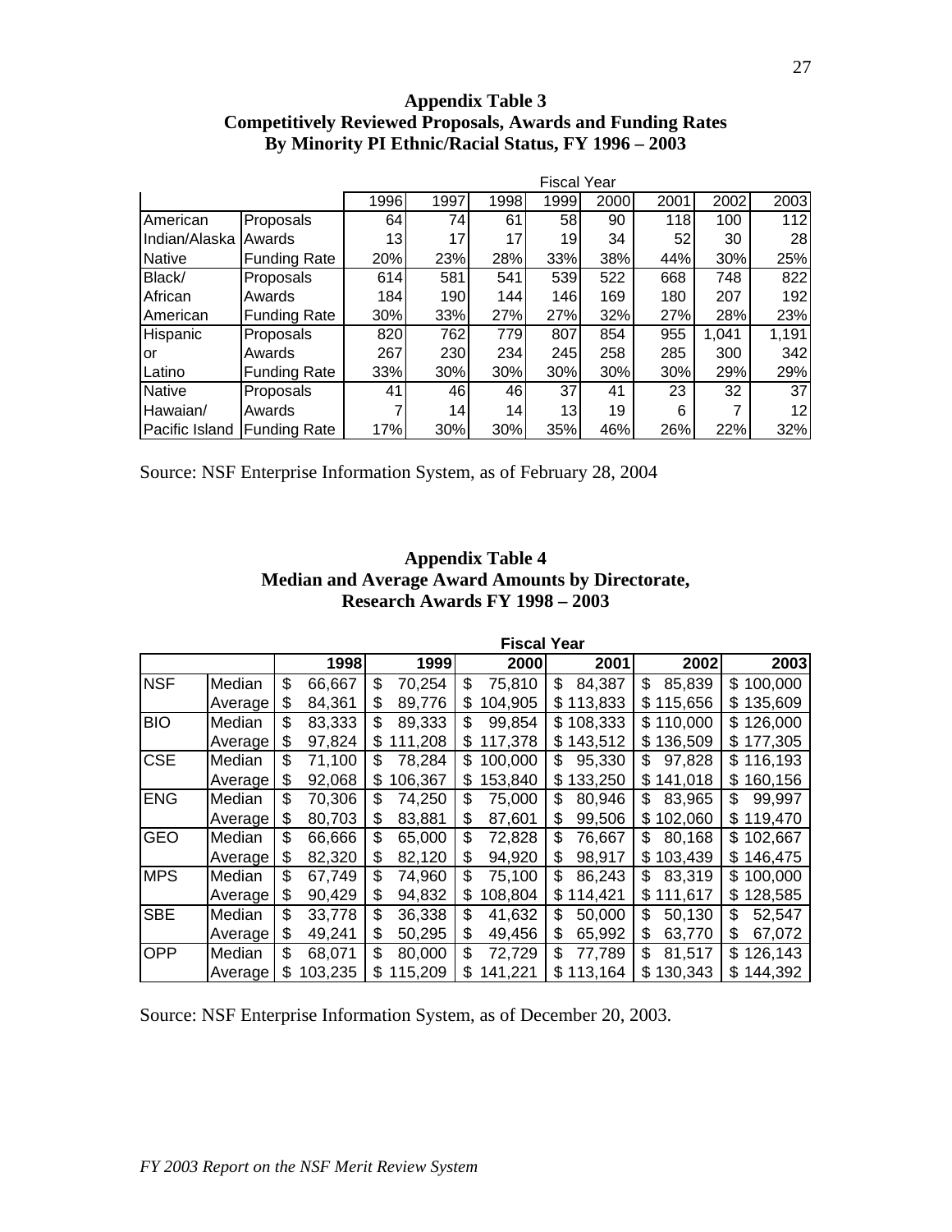## Appendix Table 3
## Competitively Reviewed Proposals, Awards and Funding Rates By Minority PI Ethnic/Racial Status, FY 1996 – 2003

| | | Fiscal Year | | | | | | | |
|---|---|---|---|---|---|---|---|---|---|
| | | 1996 | 1997 | 1998 | 1999 | 2000 | 2001 | 2002 | 2003 |
| American Indian/Alaska Native | Proposals | 64 | 74 | 61 | 58 | 90 | 118 | 100 | 112 |
| | Awards | 13 | 17 | 17 | 19 | 34 | 52 | 30 | 28 |
| | Funding Rate | 20% | 23% | 28% | 33% | 38% | 44% | 30% | 25% |
| Black/ African American | Proposals | 614 | 581 | 541 | 539 | 522 | 668 | 748 | 822 |
| | Awards | 184 | 190 | 144 | 146 | 169 | 180 | 207 | 192 |
| | Funding Rate | 30% | 33% | 27% | 27% | 32% | 27% | 28% | 23% |
| Hispanic or Latino | Proposals | 820 | 762 | 779 | 807 | 854 | 955 | 1,041 | 1,191 |
| | Awards | 267 | 230 | 234 | 245 | 258 | 285 | 300 | 342 |
| | Funding Rate | 33% | 30% | 30% | 30% | 30% | 30% | 29% | 29% |
| Native Hawaiian/ Pacific Island | Proposals | 41 | 46 | 46 | 37 | 41 | 23 | 32 | 37 |
| | Awards | 7 | 14 | 14 | 13 | 19 | 6 | 7 | 12 |
| | Funding Rate | 17% | 30% | 30% | 35% | 46% | 26% | 22% | 32% |

Source: NSF Enterprise Information System, as of February 28, 2004

## Appendix Table 4
## Median and Average Award Amounts by Directorate, Research Awards FY 1998 – 2003

| | | Fiscal Year | | | | | |
|---|---|---|---|---|---|---|---|
| | | 1998 | 1999 | 2000 | 2001 | 2002 | 2003 |
| NSF | Median | $ 66,667 | $ 70,254 | $ 75,810 | $ 84,387 | $ 85,839 | $ 100,000 |
| | Average | $ 84,361 | $ 89,776 | $ 104,905 | $ 113,833 | $ 115,656 | $ 135,609 |
| BIO | Median | $ 83,333 | $ 89,333 | $ 99,854 | $ 108,333 | $ 110,000 | $ 126,000 |
| | Average | $ 97,824 | $ 111,208 | $ 117,378 | $ 143,512 | $ 136,509 | $ 177,305 |
| CSE | Median | $ 71,100 | $ 78,284 | $ 100,000 | $ 95,330 | $ 97,828 | $ 116,193 |
| | Average | $ 92,068 | $ 106,367 | $ 153,840 | $ 133,250 | $ 141,018 | $ 160,156 |
| ENG | Median | $ 70,306 | $ 74,250 | $ 75,000 | $ 80,946 | $ 83,965 | $ 99,997 |
| | Average | $ 80,703 | $ 83,881 | $ 87,601 | $ 99,506 | $ 102,060 | $ 119,470 |
| GEO | Median | $ 66,666 | $ 65,000 | $ 72,828 | $ 76,667 | $ 80,168 | $ 102,667 |
| | Average | $ 82,320 | $ 82,120 | $ 94,920 | $ 98,917 | $ 103,439 | $ 146,475 |
| MPS | Median | $ 67,749 | $ 74,960 | $ 75,100 | $ 86,243 | $ 83,319 | $ 100,000 |
| | Average | $ 90,429 | $ 94,832 | $ 108,804 | $ 114,421 | $ 111,617 | $ 128,585 |
| SBE | Median | $ 33,778 | $ 36,338 | $ 41,632 | $ 50,000 | $ 50,130 | $ 52,547 |
| | Average | $ 49,241 | $ 50,295 | $ 49,456 | $ 65,992 | $ 63,770 | $ 67,072 |
| OPP | Median | $ 68,071 | $ 80,000 | $ 72,729 | $ 77,789 | $ 81,517 | $ 126,143 |
| | Average | $ 103,235 | $ 115,209 | $ 141,221 | $ 113,164 | $ 130,343 | $ 144,392 |

Source: NSF Enterprise Information System, as of December 20, 2003.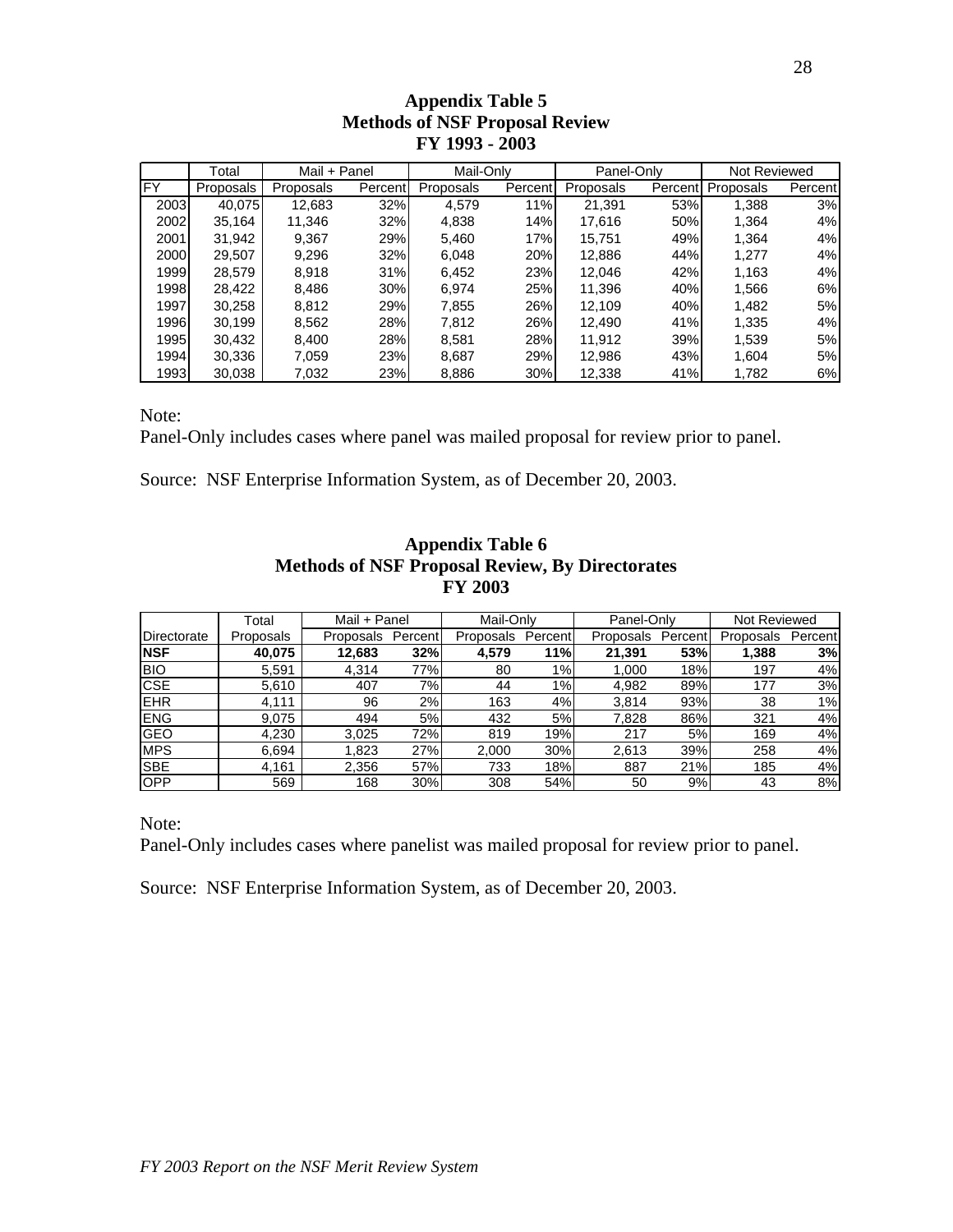## Appendix Table 5
## Methods of NSF Proposal Review
## FY 1993 - 2003

| | Total | Mail + Panel | | Mail-Only | | Panel-Only | | Not Reviewed | |
|---|---|---|---|---|---|---|---|---|---|
| FY | Proposals | Proposals | Percent | Proposals | Percent | Proposals | Percent | Proposals | Percent |
| 2003 | 40,075 | 12,683 | 32% | 4,579 | 11% | 21,391 | 53% | 1,388 | 3% |
| 2002 | 35,164 | 11,346 | 32% | 4,838 | 14% | 17,616 | 50% | 1,364 | 4% |
| 2001 | 31,942 | 9,367 | 29% | 5,460 | 17% | 15,751 | 49% | 1,364 | 4% |
| 2000 | 29,507 | 9,296 | 32% | 6,048 | 20% | 12,886 | 44% | 1,277 | 4% |
| 1999 | 28,579 | 8,918 | 31% | 6,452 | 23% | 12,046 | 42% | 1,163 | 4% |
| 1998 | 28,422 | 8,486 | 30% | 6,974 | 25% | 11,396 | 40% | 1,566 | 6% |
| 1997 | 30,258 | 8,812 | 29% | 7,855 | 26% | 12,109 | 40% | 1,482 | 5% |
| 1996 | 30,199 | 8,562 | 28% | 7,812 | 26% | 12,490 | 41% | 1,335 | 4% |
| 1995 | 30,432 | 8,400 | 28% | 8,581 | 28% | 11,912 | 39% | 1,539 | 5% |
| 1994 | 30,336 | 7,059 | 23% | 8,687 | 29% | 12,986 | 43% | 1,604 | 5% |
| 1993 | 30,038 | 7,032 | 23% | 8,886 | 30% | 12,338 | 41% | 1,782 | 6% |

Note:
Panel-Only includes cases where panel was mailed proposal for review prior to panel.

Source: NSF Enterprise Information System, as of December 20, 2003.

## Appendix Table 6
## Methods of NSF Proposal Review, By Directorates
## FY 2003

| | Total | Mail + Panel | | Mail-Only | | Panel-Only | | Not Reviewed | |
|---|---|---|---|---|---|---|---|---|---|
| Directorate | Proposals | Proposals | Percent | Proposals | Percent | Proposals | Percent | Proposals | Percent |
| **NSF** | **40,075** | **12,683** | **32%** | **4,579** | **11%** | **21,391** | **53%** | **1,388** | **3%** |
| BIO | 5,591 | 4,314 | 77% | 80 | 1% | 1,000 | 18% | 197 | 4% |
| CSE | 5,610 | 407 | 7% | 44 | 1% | 4,982 | 89% | 177 | 3% |
| EHR | 4,111 | 96 | 2% | 163 | 4% | 3,814 | 93% | 38 | 1% |
| ENG | 9,075 | 494 | 5% | 432 | 5% | 7,828 | 86% | 321 | 4% |
| GEO | 4,230 | 3,025 | 72% | 819 | 19% | 217 | 5% | 169 | 4% |
| MPS | 6,694 | 1,823 | 27% | 2,000 | 30% | 2,613 | 39% | 258 | 4% |
| SBE | 4,161 | 2,356 | 57% | 733 | 18% | 887 | 21% | 185 | 4% |
| OPP | 569 | 168 | 30% | 308 | 54% | 50 | 9% | 43 | 8% |

Note:
Panel-Only includes cases where panelist was mailed proposal for review prior to panel.

Source: NSF Enterprise Information System, as of December 20, 2003.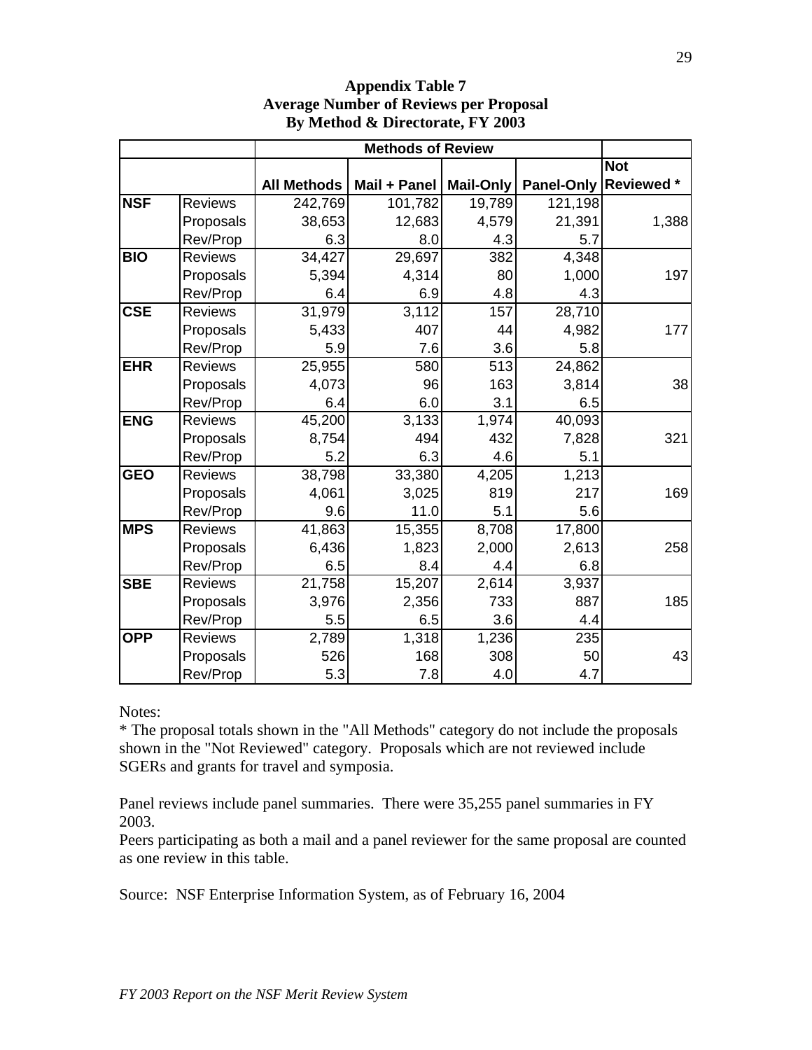**Appendix Table 7**
**Average Number of Reviews per Proposal**
**By Method & Directorate, FY 2003**

| | | Methods of Review | | | | |
|---|---|---|---|---|---|---|
| | | All Methods | Mail + Panel | Mail-Only | Panel-Only | Not Reviewed * |
| **NSF** | Reviews | 242,769 | 101,782 | 19,789 | 121,198 | |
| | Proposals | 38,653 | 12,683 | 4,579 | 21,391 | 1,388 |
| | Rev/Prop | 6.3 | 8.0 | 4.3 | 5.7 | |
| **BIO** | Reviews | 34,427 | 29,697 | 382 | 4,348 | |
| | Proposals | 5,394 | 4,314 | 80 | 1,000 | 197 |
| | Rev/Prop | 6.4 | 6.9 | 4.8 | 4.3 | |
| **CSE** | Reviews | 31,979 | 3,112 | 157 | 28,710 | |
| | Proposals | 5,433 | 407 | 44 | 4,982 | 177 |
| | Rev/Prop | 5.9 | 7.6 | 3.6 | 5.8 | |
| **EHR** | Reviews | 25,955 | 580 | 513 | 24,862 | |
| | Proposals | 4,073 | 96 | 163 | 3,814 | 38 |
| | Rev/Prop | 6.4 | 6.0 | 3.1 | 6.5 | |
| **ENG** | Reviews | 45,200 | 3,133 | 1,974 | 40,093 | |
| | Proposals | 8,754 | 494 | 432 | 7,828 | 321 |
| | Rev/Prop | 5.2 | 6.3 | 4.6 | 5.1 | |
| **GEO** | Reviews | 38,798 | 33,380 | 4,205 | 1,213 | |
| | Proposals | 4,061 | 3,025 | 819 | 217 | 169 |
| | Rev/Prop | 9.6 | 11.0 | 5.1 | 5.6 | |
| **MPS** | Reviews | 41,863 | 15,355 | 8,708 | 17,800 | |
| | Proposals | 6,436 | 1,823 | 2,000 | 2,613 | 258 |
| | Rev/Prop | 6.5 | 8.4 | 4.4 | 6.8 | |
| **SBE** | Reviews | 21,758 | 15,207 | 2,614 | 3,937 | |
| | Proposals | 3,976 | 2,356 | 733 | 887 | 185 |
| | Rev/Prop | 5.5 | 6.5 | 3.6 | 4.4 | |
| **OPP** | Reviews | 2,789 | 1,318 | 1,236 | 235 | |
| | Proposals | 526 | 168 | 308 | 50 | 43 |
| | Rev/Prop | 5.3 | 7.8 | 4.0 | 4.7 | |

Notes:
* The proposal totals shown in the "All Methods" category do not include the proposals shown in the "Not Reviewed" category. Proposals which are not reviewed include SGERs and grants for travel and symposia.

Panel reviews include panel summaries. There were 35,255 panel summaries in FY 2003.
Peers participating as both a mail and a panel reviewer for the same proposal are counted as one review in this table.

Source: NSF Enterprise Information System, as of February 16, 2004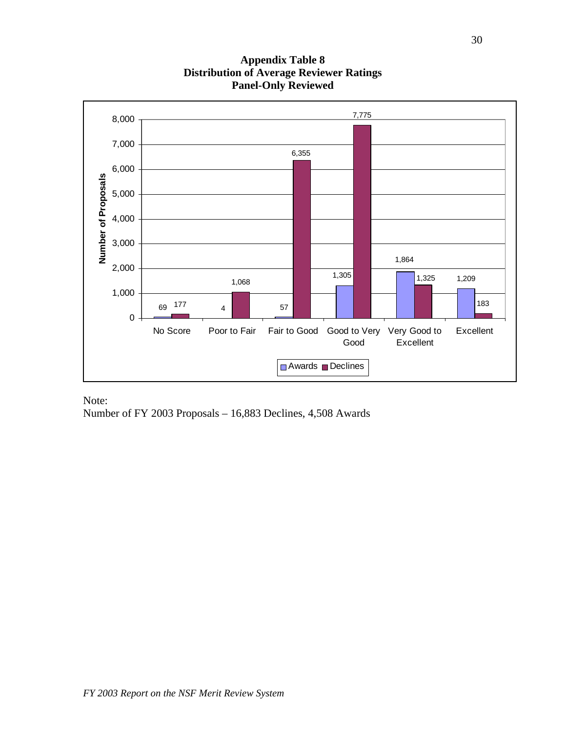**Appendix Table 8**
**Distribution of Average Reviewer Ratings**
**Panel-Only Reviewed**

| Average Reviewer Rating | Awards | Declines |
|---|---|---|
| No Score | 69 | 177 |
| Poor to Fair | 4 | 1,068 |
| Fair to Good | 57 | 6,355 |
| Good to Very Good | 1,305 | 7,775 |
| Very Good to Excellent | 1,864 | 1,325 |
| Excellent | 1,209 | 183 |

Note:
Number of FY 2003 Proposals – 16,883 Declines, 4,508 Awards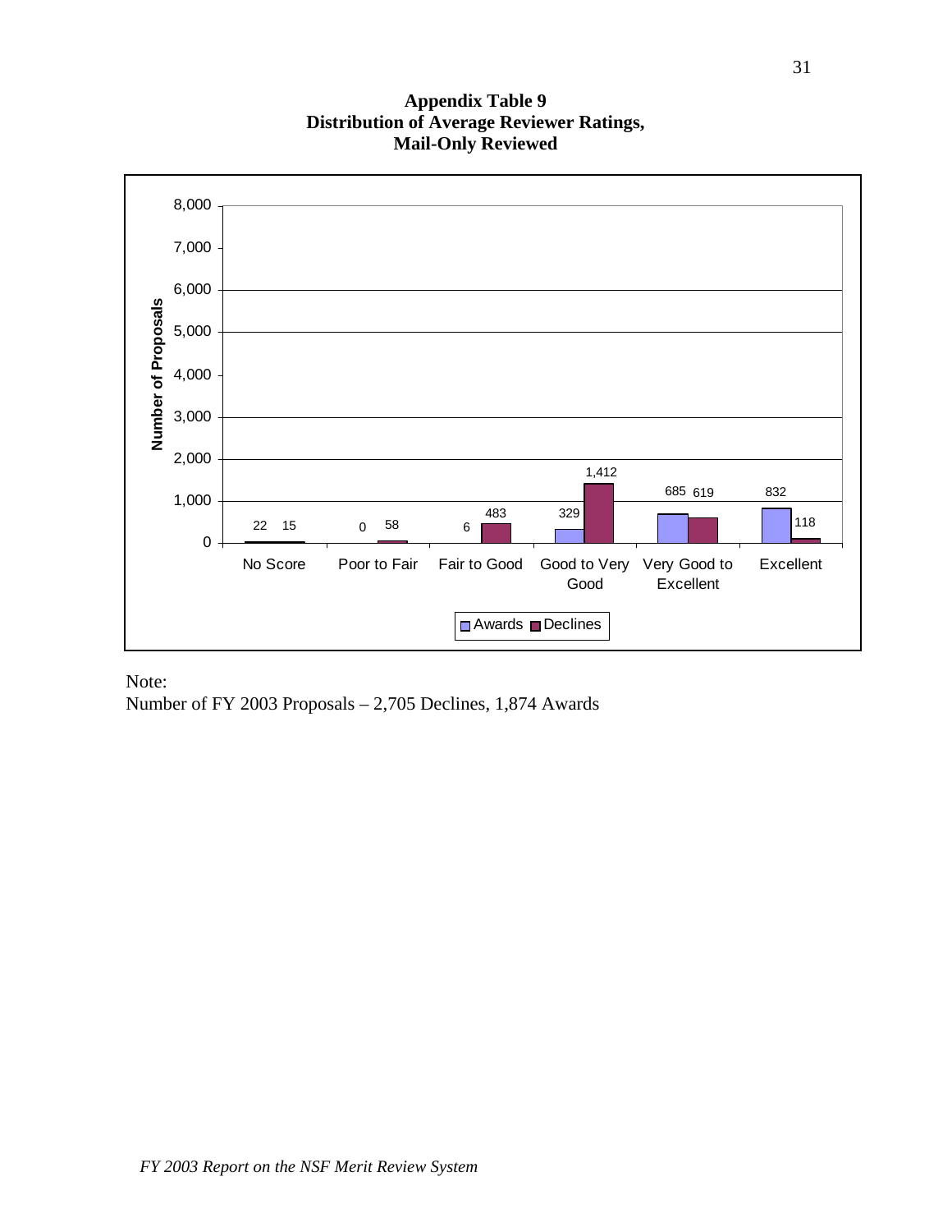**Appendix Table 9**
**Distribution of Average Reviewer Ratings,**
**Mail-Only Reviewed**

| Rating | Awards | Declines |
|---|---|---|
| No Score | 22 | 15 |
| Poor to Fair | 0 | 58 |
| Fair to Good | 6 | 483 |
| Good to Very Good | 329 | 1,412 |
| Very Good to Excellent | 685 | 619 |
| Excellent | 832 | 118 |

Note:
Number of FY 2003 Proposals – 2,705 Declines, 1,874 Awards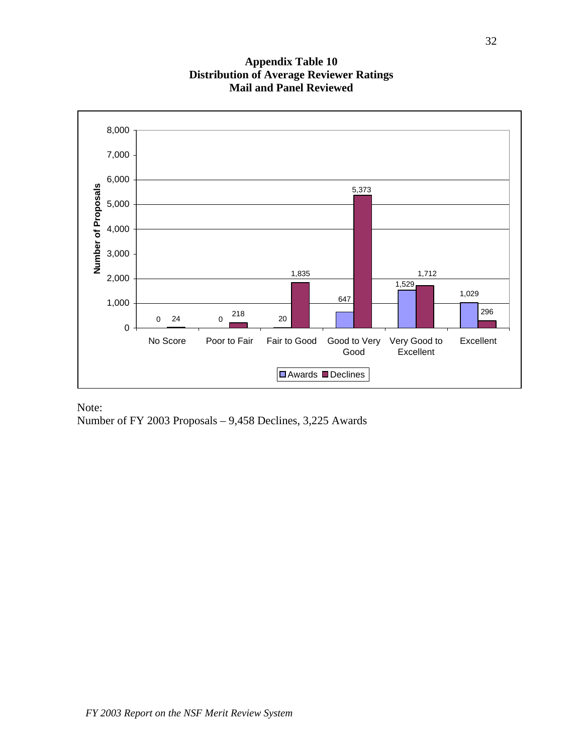## Appendix Table 10
## Distribution of Average Reviewer Ratings
## Mail and Panel Reviewed

| Rating | Awards | Declines |
|---|---|---|
| No Score | 0 | 24 |
| Poor to Fair | 0 | 218 |
| Fair to Good | 20 | 1,835 |
| Good to Very Good | 647 | 5,373 |
| Very Good to Excellent | 1,529 | 1,712 |
| Excellent | 1,029 | 296 |

Note:
Number of FY 2003 Proposals – 9,458 Declines, 3,225 Awards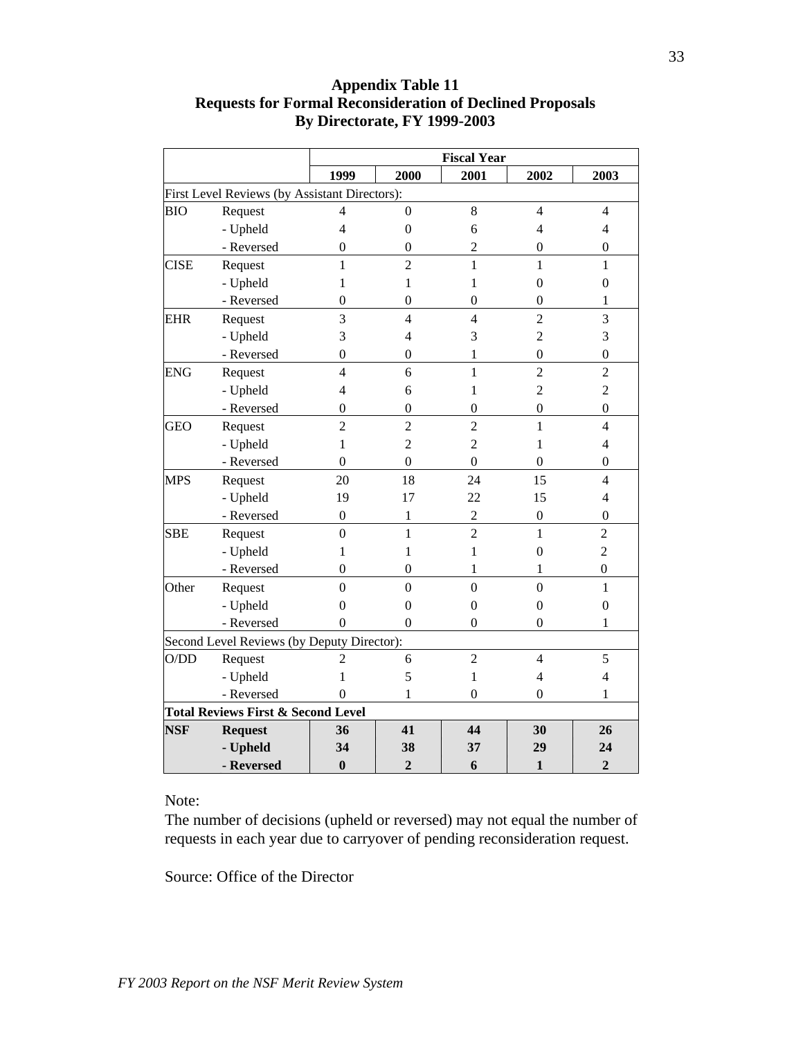**Appendix Table 11**
**Requests for Formal Reconsideration of Declined Proposals**
**By Directorate, FY 1999-2003**

| | | Fiscal Year | | | | |
|---|---|---|---|---|---|---|
| | | 1999 | 2000 | 2001 | 2002 | 2003 |
| First Level Reviews (by Assistant Directors): | | | | | | |
| BIO | Request | 4 | 0 | 8 | 4 | 4 |
| | - Upheld | 4 | 0 | 6 | 4 | 4 |
| | - Reversed | 0 | 0 | 2 | 0 | 0 |
| CISE | Request | 1 | 2 | 1 | 1 | 1 |
| | - Upheld | 1 | 1 | 1 | 0 | 0 |
| | - Reversed | 0 | 0 | 0 | 0 | 1 |
| EHR | Request | 3 | 4 | 4 | 2 | 3 |
| | - Upheld | 3 | 4 | 3 | 2 | 3 |
| | - Reversed | 0 | 0 | 1 | 0 | 0 |
| ENG | Request | 4 | 6 | 1 | 2 | 2 |
| | - Upheld | 4 | 6 | 1 | 2 | 2 |
| | - Reversed | 0 | 0 | 0 | 0 | 0 |
| GEO | Request | 2 | 2 | 2 | 1 | 4 |
| | - Upheld | 1 | 2 | 2 | 1 | 4 |
| | - Reversed | 0 | 0 | 0 | 0 | 0 |
| MPS | Request | 20 | 18 | 24 | 15 | 4 |
| | - Upheld | 19 | 17 | 22 | 15 | 4 |
| | - Reversed | 0 | 1 | 2 | 0 | 0 |
| SBE | Request | 0 | 1 | 2 | 1 | 2 |
| | - Upheld | 1 | 1 | 1 | 0 | 2 |
| | - Reversed | 0 | 0 | 1 | 1 | 0 |
| Other | Request | 0 | 0 | 0 | 0 | 1 |
| | - Upheld | 0 | 0 | 0 | 0 | 0 |
| | - Reversed | 0 | 0 | 0 | 0 | 1 |
| Second Level Reviews (by Deputy Director): | | | | | | |
| O/DD | Request | 2 | 6 | 2 | 4 | 5 |
| | - Upheld | 1 | 5 | 1 | 4 | 4 |
| | - Reversed | 0 | 1 | 0 | 0 | 1 |
| **Total Reviews First & Second Level** | | | | | | |
| **NSF** | **Request** | **36** | **41** | **44** | **30** | **26** |
| | **- Upheld** | **34** | **38** | **37** | **29** | **24** |
| | **- Reversed** | **0** | **2** | **6** | **1** | **2** |

Note:
The number of decisions (upheld or reversed) may not equal the number of requests in each year due to carryover of pending reconsideration request.

Source: Office of the Director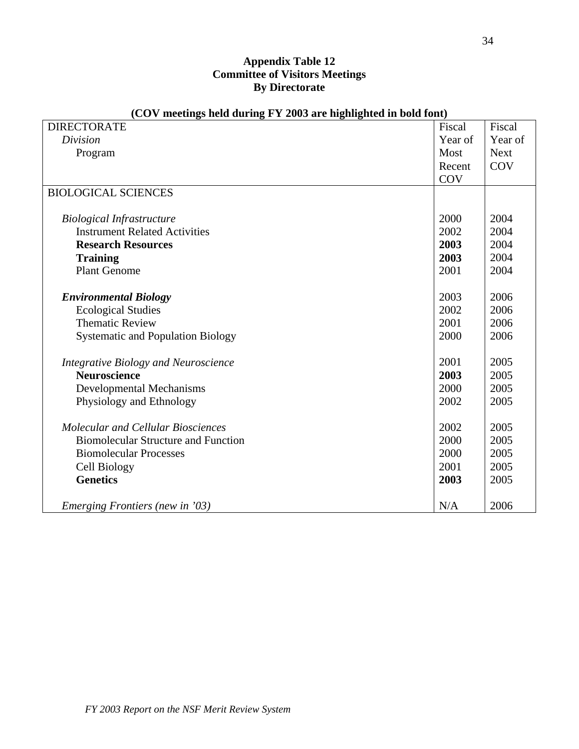**Appendix Table 12**
**Committee of Visitors Meetings**
**By Directorate**

**(COV meetings held during FY 2003 are highlighted in bold font)**

| DIRECTORATE / *Division* / Program | Fiscal Year of Most Recent COV | Fiscal Year of Next COV |
|---|---|---|
| BIOLOGICAL SCIENCES | | |
| *Biological Infrastructure* | 2000 | 2004 |
| Instrument Related Activities | 2002 | 2004 |
| **Research Resources** | **2003** | 2004 |
| **Training** | **2003** | 2004 |
| Plant Genome | 2001 | 2004 |
| ***Environmental Biology*** | 2003 | 2006 |
| Ecological Studies | 2002 | 2006 |
| Thematic Review | 2001 | 2006 |
| Systematic and Population Biology | 2000 | 2006 |
| *Integrative Biology and Neuroscience* | 2001 | 2005 |
| **Neuroscience** | **2003** | 2005 |
| Developmental Mechanisms | 2000 | 2005 |
| Physiology and Ethnology | 2002 | 2005 |
| *Molecular and Cellular Biosciences* | 2002 | 2005 |
| Biomolecular Structure and Function | 2000 | 2005 |
| Biomolecular Processes | 2000 | 2005 |
| Cell Biology | 2001 | 2005 |
| **Genetics** | **2003** | 2005 |
| *Emerging Frontiers (new in '03)* | N/A | 2006 |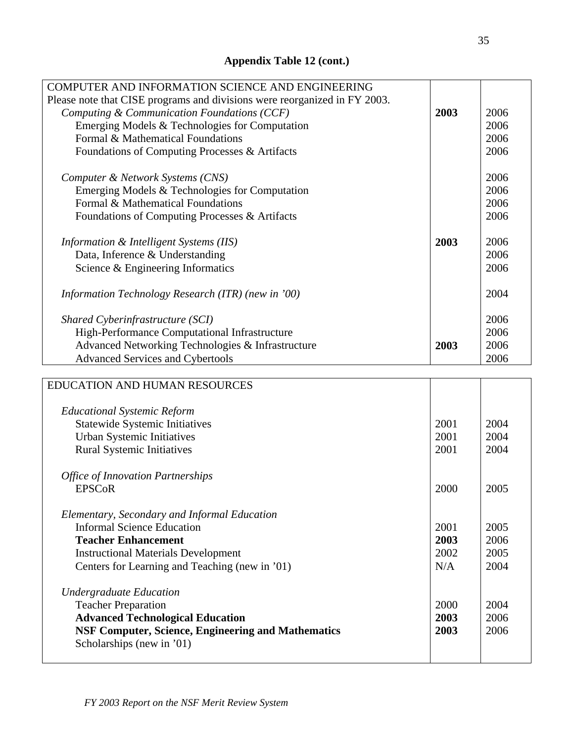**Appendix Table 12 (cont.)**

| | | |
|---|---|---|
| COMPUTER AND INFORMATION SCIENCE AND ENGINEERING<br>Please note that CISE programs and divisions were reorganized in FY 2003. | | |
| *Computing & Communication Foundations (CCF)* | **2003** | 2006 |
| Emerging Models & Technologies for Computation | | 2006 |
| Formal & Mathematical Foundations | | 2006 |
| Foundations of Computing Processes & Artifacts | | 2006 |
| *Computer & Network Systems (CNS)* | | 2006 |
| Emerging Models & Technologies for Computation | | 2006 |
| Formal & Mathematical Foundations | | 2006 |
| Foundations of Computing Processes & Artifacts | | 2006 |
| *Information & Intelligent Systems (IIS)* | **2003** | 2006 |
| Data, Inference & Understanding | | 2006 |
| Science & Engineering Informatics | | 2006 |
| *Information Technology Research (ITR) (new in '00)* | | 2004 |
| *Shared Cyberinfrastructure (SCI)* | | 2006 |
| High-Performance Computational Infrastructure | | 2006 |
| Advanced Networking Technologies & Infrastructure | **2003** | 2006 |
| Advanced Services and Cybertools | | 2006 |

| | | |
|---|---|---|
| EDUCATION AND HUMAN RESOURCES | | |
| *Educational Systemic Reform* | | |
| Statewide Systemic Initiatives | 2001 | 2004 |
| Urban Systemic Initiatives | 2001 | 2004 |
| Rural Systemic Initiatives | 2001 | 2004 |
| *Office of Innovation Partnerships* | | |
| EPSCoR | 2000 | 2005 |
| *Elementary, Secondary and Informal Education* | | |
| Informal Science Education | 2001 | 2005 |
| **Teacher Enhancement** | **2003** | 2006 |
| Instructional Materials Development | 2002 | 2005 |
| Centers for Learning and Teaching (new in '01) | N/A | 2004 |
| *Undergraduate Education* | | |
| Teacher Preparation | 2000 | 2004 |
| **Advanced Technological Education** | **2003** | 2006 |
| **NSF Computer, Science, Engineering and Mathematics** Scholarships (new in '01) | **2003** | 2006 |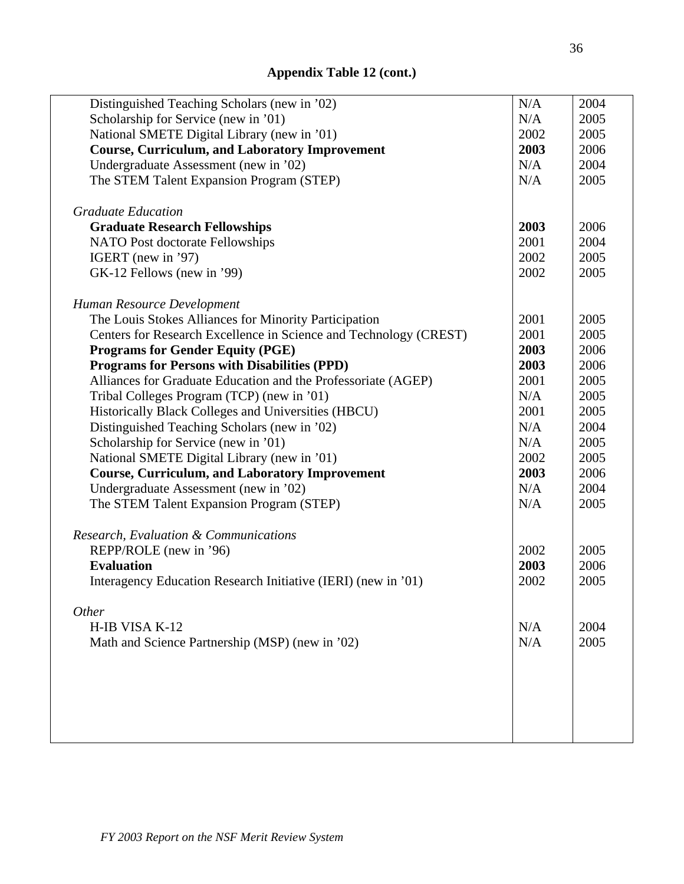**Appendix Table 12 (cont.)**

| | | |
|---|---|---|
| Distinguished Teaching Scholars (new in '02) | N/A | 2004 |
| Scholarship for Service (new in '01) | N/A | 2005 |
| National SMETE Digital Library (new in '01) | 2002 | 2005 |
| **Course, Curriculum, and Laboratory Improvement** | **2003** | 2006 |
| Undergraduate Assessment (new in '02) | N/A | 2004 |
| The STEM Talent Expansion Program (STEP) | N/A | 2005 |
| | | |
| *Graduate Education* | | |
| **Graduate Research Fellowships** | **2003** | 2006 |
| NATO Post doctorate Fellowships | 2001 | 2004 |
| IGERT (new in '97) | 2002 | 2005 |
| GK-12 Fellows (new in '99) | 2002 | 2005 |
| | | |
| *Human Resource Development* | | |
| The Louis Stokes Alliances for Minority Participation | 2001 | 2005 |
| Centers for Research Excellence in Science and Technology (CREST) | 2001 | 2005 |
| **Programs for Gender Equity (PGE)** | **2003** | 2006 |
| **Programs for Persons with Disabilities (PPD)** | **2003** | 2006 |
| Alliances for Graduate Education and the Professoriate (AGEP) | 2001 | 2005 |
| Tribal Colleges Program (TCP) (new in '01) | N/A | 2005 |
| Historically Black Colleges and Universities (HBCU) | 2001 | 2005 |
| Distinguished Teaching Scholars (new in '02) | N/A | 2004 |
| Scholarship for Service (new in '01) | N/A | 2005 |
| National SMETE Digital Library (new in '01) | 2002 | 2005 |
| **Course, Curriculum, and Laboratory Improvement** | **2003** | 2006 |
| Undergraduate Assessment (new in '02) | N/A | 2004 |
| The STEM Talent Expansion Program (STEP) | N/A | 2005 |
| | | |
| *Research, Evaluation & Communications* | | |
| REPP/ROLE (new in '96) | 2002 | 2005 |
| **Evaluation** | **2003** | 2006 |
| Interagency Education Research Initiative (IERI) (new in '01) | 2002 | 2005 |
| | | |
| *Other* | | |
| H-IB VISA K-12 | N/A | 2004 |
| Math and Science Partnership (MSP) (new in '02) | N/A | 2005 |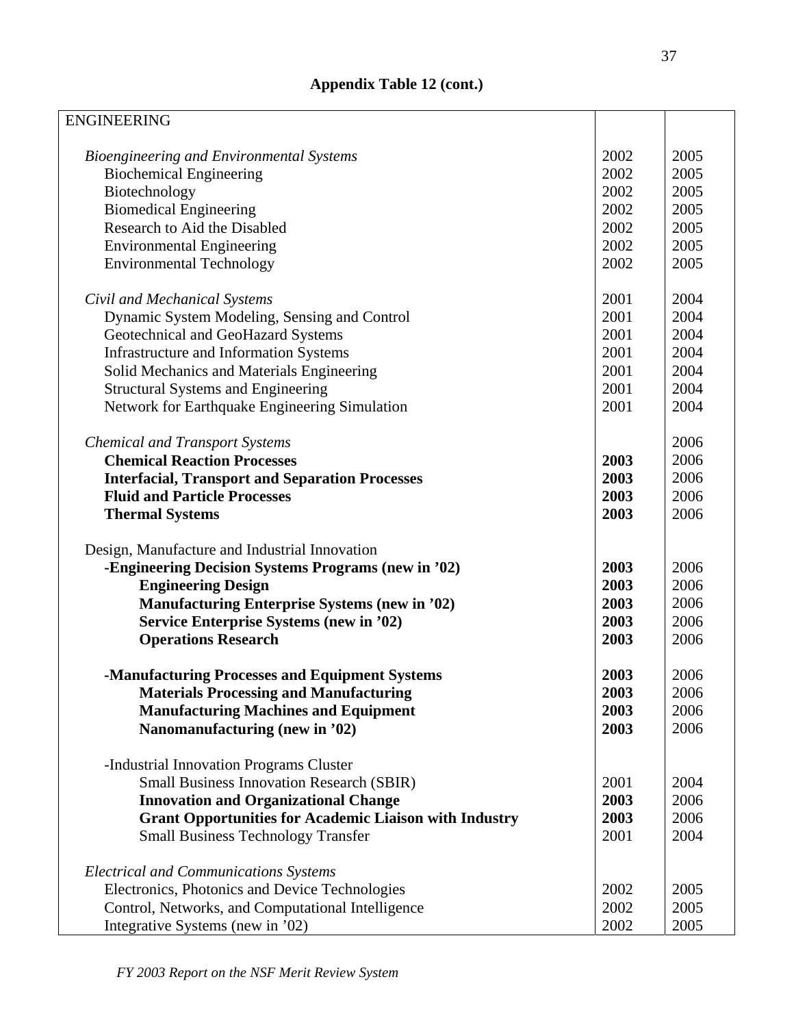**Appendix Table 12 (cont.)**

| ENGINEERING | | |
|---|---|---|
| *Bioengineering and Environmental Systems* | 2002 | 2005 |
| Biochemical Engineering | 2002 | 2005 |
| Biotechnology | 2002 | 2005 |
| Biomedical Engineering | 2002 | 2005 |
| Research to Aid the Disabled | 2002 | 2005 |
| Environmental Engineering | 2002 | 2005 |
| Environmental Technology | 2002 | 2005 |
| *Civil and Mechanical Systems* | 2001 | 2004 |
| Dynamic System Modeling, Sensing and Control | 2001 | 2004 |
| Geotechnical and GeoHazard Systems | 2001 | 2004 |
| Infrastructure and Information Systems | 2001 | 2004 |
| Solid Mechanics and Materials Engineering | 2001 | 2004 |
| Structural Systems and Engineering | 2001 | 2004 |
| Network for Earthquake Engineering Simulation | 2001 | 2004 |
| *Chemical and Transport Systems* | | 2006 |
| **Chemical Reaction Processes** | **2003** | 2006 |
| **Interfacial, Transport and Separation Processes** | **2003** | 2006 |
| **Fluid and Particle Processes** | **2003** | 2006 |
| **Thermal Systems** | **2003** | 2006 |
| Design, Manufacture and Industrial Innovation | | |
| **-Engineering Decision Systems Programs (new in '02)** | **2003** | 2006 |
| **Engineering Design** | **2003** | 2006 |
| **Manufacturing Enterprise Systems (new in '02)** | **2003** | 2006 |
| **Service Enterprise Systems (new in '02)** | **2003** | 2006 |
| **Operations Research** | **2003** | 2006 |
| **-Manufacturing Processes and Equipment Systems** | **2003** | 2006 |
| **Materials Processing and Manufacturing** | **2003** | 2006 |
| **Manufacturing Machines and Equipment** | **2003** | 2006 |
| **Nanomanufacturing (new in '02)** | **2003** | 2006 |
| -Industrial Innovation Programs Cluster | | |
| Small Business Innovation Research (SBIR) | 2001 | 2004 |
| **Innovation and Organizational Change** | **2003** | 2006 |
| **Grant Opportunities for Academic Liaison with Industry** | **2003** | 2006 |
| Small Business Technology Transfer | 2001 | 2004 |
| *Electrical and Communications Systems* | | |
| Electronics, Photonics and Device Technologies | 2002 | 2005 |
| Control, Networks, and Computational Intelligence | 2002 | 2005 |
| Integrative Systems (new in '02) | 2002 | 2005 |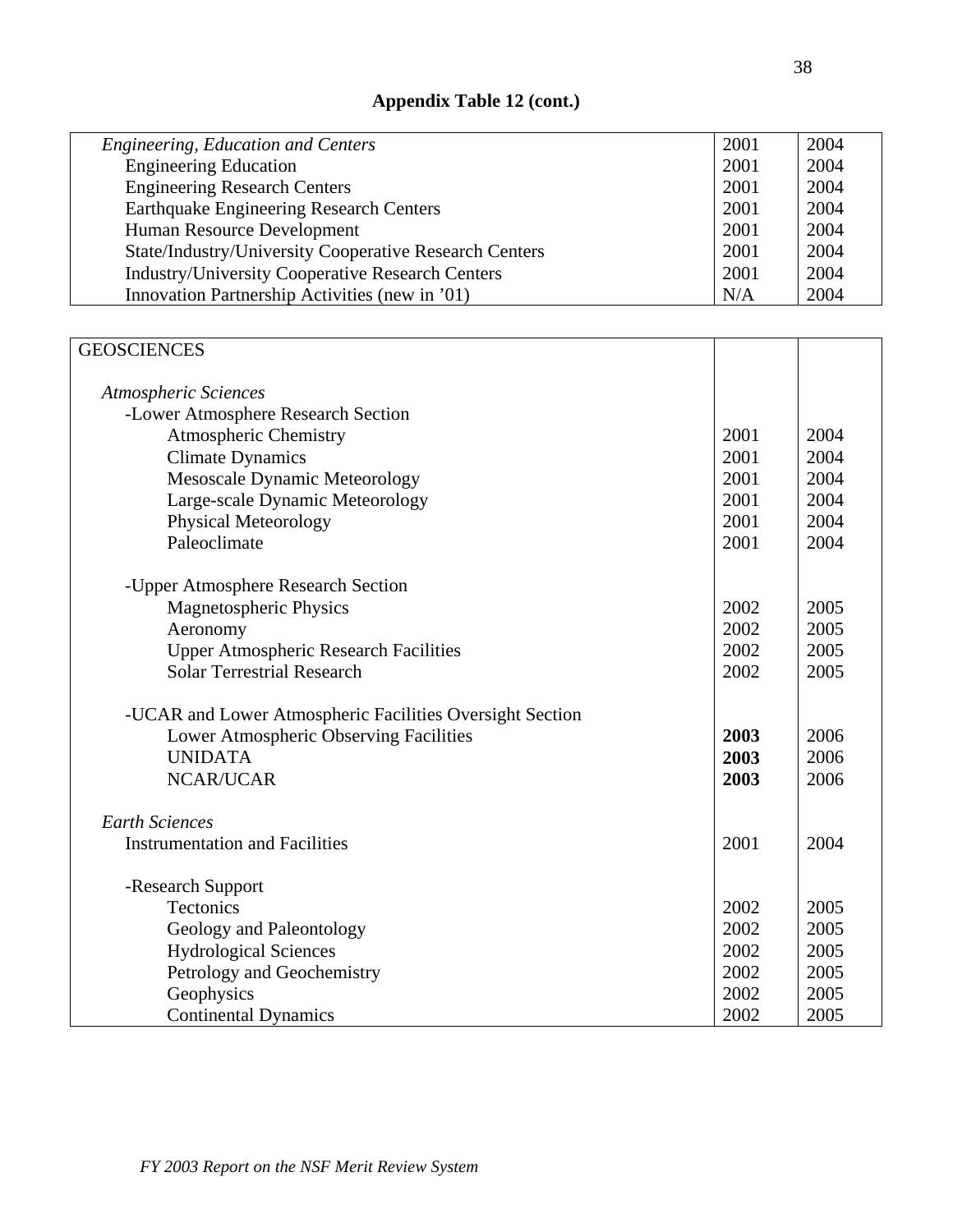**Appendix Table 12 (cont.)**

| | | |
|---|---|---|
| *Engineering, Education and Centers* | 2001 | 2004 |
| Engineering Education | 2001 | 2004 |
| Engineering Research Centers | 2001 | 2004 |
| Earthquake Engineering Research Centers | 2001 | 2004 |
| Human Resource Development | 2001 | 2004 |
| State/Industry/University Cooperative Research Centers | 2001 | 2004 |
| Industry/University Cooperative Research Centers | 2001 | 2004 |
| Innovation Partnership Activities (new in '01) | N/A | 2004 |

| | | |
|---|---|---|
| GEOSCIENCES | | |
| *Atmospheric Sciences* | | |
| -Lower Atmosphere Research Section | | |
| Atmospheric Chemistry | 2001 | 2004 |
| Climate Dynamics | 2001 | 2004 |
| Mesoscale Dynamic Meteorology | 2001 | 2004 |
| Large-scale Dynamic Meteorology | 2001 | 2004 |
| Physical Meteorology | 2001 | 2004 |
| Paleoclimate | 2001 | 2004 |
| -Upper Atmosphere Research Section | | |
| Magnetospheric Physics | 2002 | 2005 |
| Aeronomy | 2002 | 2005 |
| Upper Atmospheric Research Facilities | 2002 | 2005 |
| Solar Terrestrial Research | 2002 | 2005 |
| -UCAR and Lower Atmospheric Facilities Oversight Section | | |
| Lower Atmospheric Observing Facilities | **2003** | 2006 |
| UNIDATA | **2003** | 2006 |
| NCAR/UCAR | **2003** | 2006 |
| *Earth Sciences* | | |
| Instrumentation and Facilities | 2001 | 2004 |
| -Research Support | | |
| Tectonics | 2002 | 2005 |
| Geology and Paleontology | 2002 | 2005 |
| Hydrological Sciences | 2002 | 2005 |
| Petrology and Geochemistry | 2002 | 2005 |
| Geophysics | 2002 | 2005 |
| Continental Dynamics | 2002 | 2005 |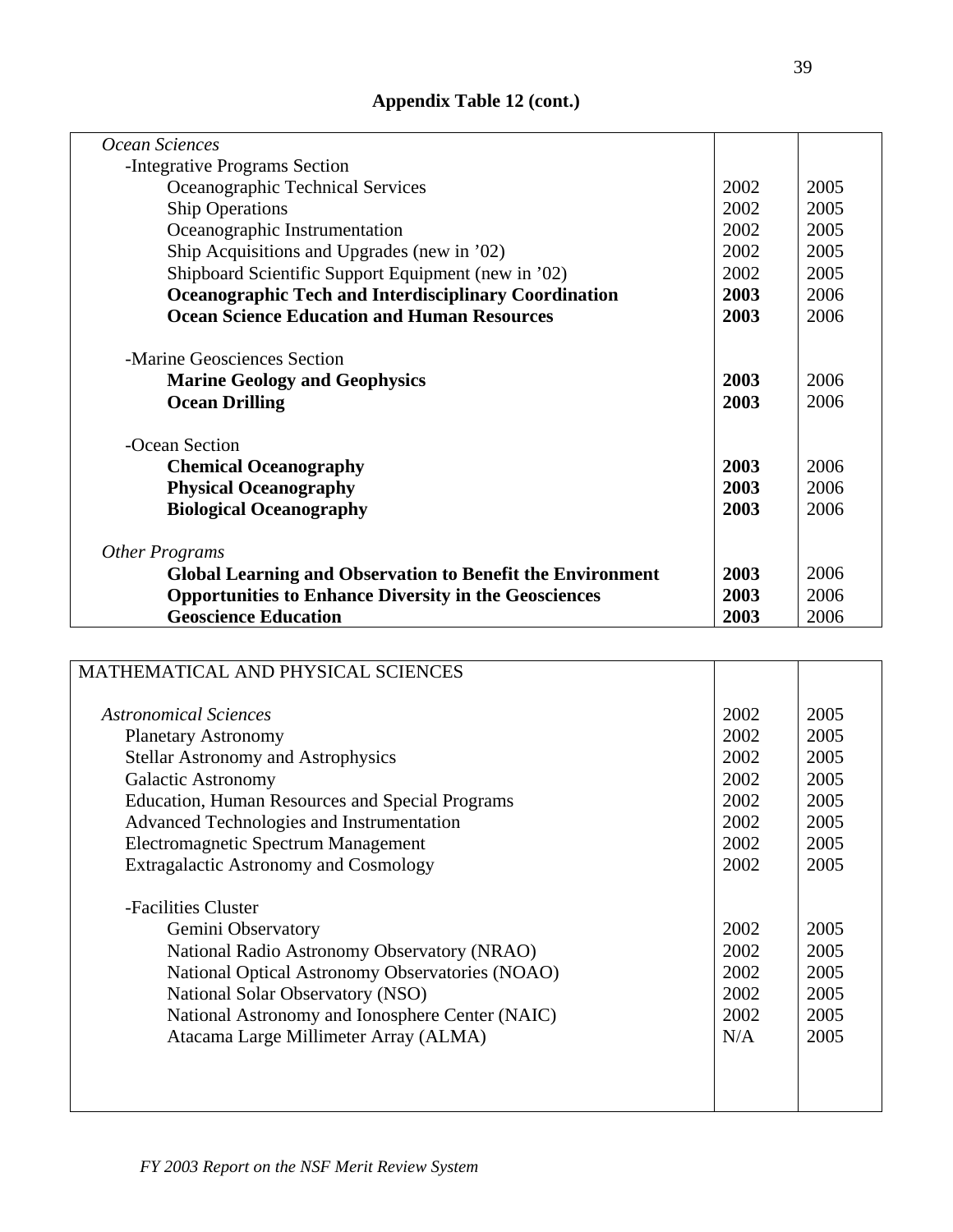**Appendix Table 12 (cont.)**

| | | |
|---|---|---|
| *Ocean Sciences* | | |
| -Integrative Programs Section | | |
| Oceanographic Technical Services | 2002 | 2005 |
| Ship Operations | 2002 | 2005 |
| Oceanographic Instrumentation | 2002 | 2005 |
| Ship Acquisitions and Upgrades (new in '02) | 2002 | 2005 |
| Shipboard Scientific Support Equipment (new in '02) | 2002 | 2005 |
| **Oceanographic Tech and Interdisciplinary Coordination** | **2003** | 2006 |
| **Ocean Science Education and Human Resources** | **2003** | 2006 |
| -Marine Geosciences Section | | |
| **Marine Geology and Geophysics** | **2003** | 2006 |
| **Ocean Drilling** | **2003** | 2006 |
| -Ocean Section | | |
| **Chemical Oceanography** | **2003** | 2006 |
| **Physical Oceanography** | **2003** | 2006 |
| **Biological Oceanography** | **2003** | 2006 |
| *Other Programs* | | |
| **Global Learning and Observation to Benefit the Environment** | **2003** | 2006 |
| **Opportunities to Enhance Diversity in the Geosciences** | **2003** | 2006 |
| **Geoscience Education** | **2003** | 2006 |

| | | |
|---|---|---|
| MATHEMATICAL AND PHYSICAL SCIENCES | | |
| *Astronomical Sciences* | 2002 | 2005 |
| Planetary Astronomy | 2002 | 2005 |
| Stellar Astronomy and Astrophysics | 2002 | 2005 |
| Galactic Astronomy | 2002 | 2005 |
| Education, Human Resources and Special Programs | 2002 | 2005 |
| Advanced Technologies and Instrumentation | 2002 | 2005 |
| Electromagnetic Spectrum Management | 2002 | 2005 |
| Extragalactic Astronomy and Cosmology | 2002 | 2005 |
| -Facilities Cluster | | |
| Gemini Observatory | 2002 | 2005 |
| National Radio Astronomy Observatory (NRAO) | 2002 | 2005 |
| National Optical Astronomy Observatories (NOAO) | 2002 | 2005 |
| National Solar Observatory (NSO) | 2002 | 2005 |
| National Astronomy and Ionosphere Center (NAIC) | 2002 | 2005 |
| Atacama Large Millimeter Array (ALMA) | N/A | 2005 |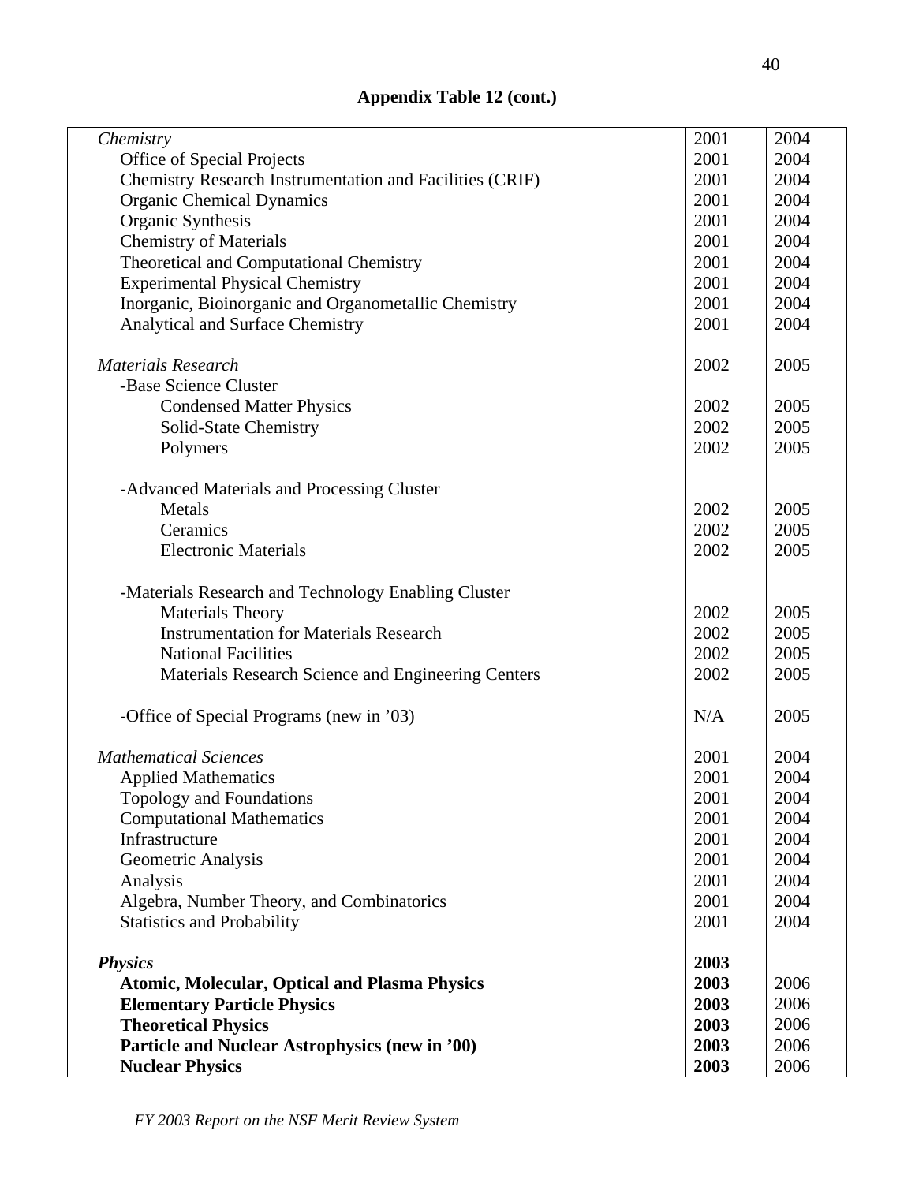**Appendix Table 12 (cont.)**

| | | |
|---|---|---|
| *Chemistry* | 2001 | 2004 |
| Office of Special Projects | 2001 | 2004 |
| Chemistry Research Instrumentation and Facilities (CRIF) | 2001 | 2004 |
| Organic Chemical Dynamics | 2001 | 2004 |
| Organic Synthesis | 2001 | 2004 |
| Chemistry of Materials | 2001 | 2004 |
| Theoretical and Computational Chemistry | 2001 | 2004 |
| Experimental Physical Chemistry | 2001 | 2004 |
| Inorganic, Bioinorganic and Organometallic Chemistry | 2001 | 2004 |
| Analytical and Surface Chemistry | 2001 | 2004 |
| | | |
| *Materials Research* | 2002 | 2005 |
| -Base Science Cluster | | |
| Condensed Matter Physics | 2002 | 2005 |
| Solid-State Chemistry | 2002 | 2005 |
| Polymers | 2002 | 2005 |
| | | |
| -Advanced Materials and Processing Cluster | | |
| Metals | 2002 | 2005 |
| Ceramics | 2002 | 2005 |
| Electronic Materials | 2002 | 2005 |
| | | |
| -Materials Research and Technology Enabling Cluster | | |
| Materials Theory | 2002 | 2005 |
| Instrumentation for Materials Research | 2002 | 2005 |
| National Facilities | 2002 | 2005 |
| Materials Research Science and Engineering Centers | 2002 | 2005 |
| | | |
| -Office of Special Programs (new in '03) | N/A | 2005 |
| | | |
| *Mathematical Sciences* | 2001 | 2004 |
| Applied Mathematics | 2001 | 2004 |
| Topology and Foundations | 2001 | 2004 |
| Computational Mathematics | 2001 | 2004 |
| Infrastructure | 2001 | 2004 |
| Geometric Analysis | 2001 | 2004 |
| Analysis | 2001 | 2004 |
| Algebra, Number Theory, and Combinatorics | 2001 | 2004 |
| Statistics and Probability | 2001 | 2004 |
| | | |
| ***Physics*** | **2003** | |
| **Atomic, Molecular, Optical and Plasma Physics** | **2003** | 2006 |
| **Elementary Particle Physics** | **2003** | 2006 |
| **Theoretical Physics** | **2003** | 2006 |
| **Particle and Nuclear Astrophysics (new in '00)** | **2003** | 2006 |
| **Nuclear Physics** | **2003** | 2006 |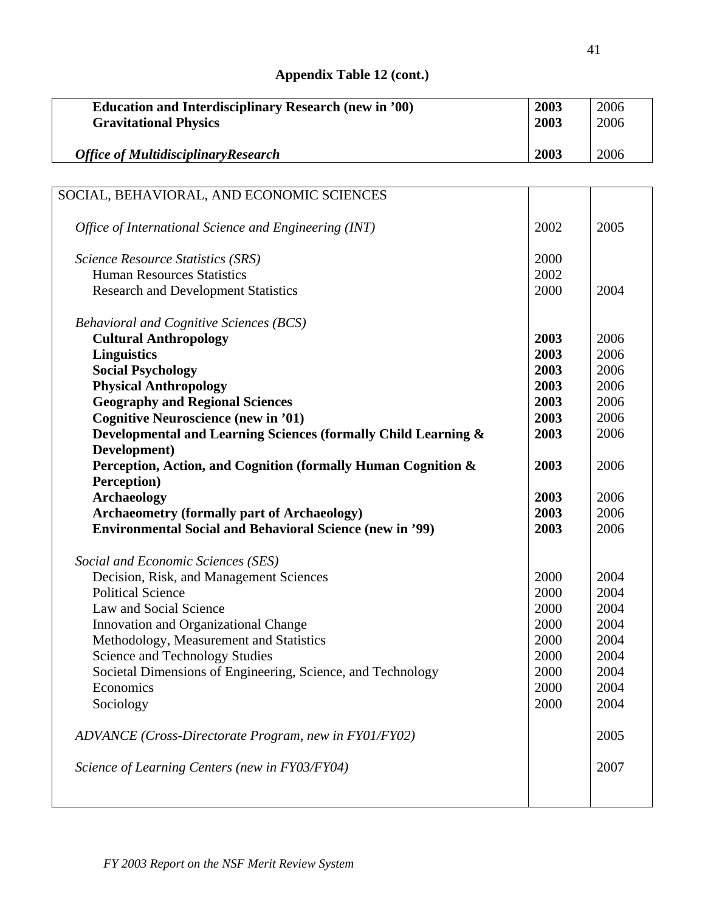**Appendix Table 12 (cont.)**

| | | |
|---|---|---|
| **Education and Interdisciplinary Research (new in '00)** | **2003** | 2006 |
| **Gravitational Physics** | **2003** | 2006 |
| ***Office of MultidisciplinaryResearch*** | **2003** | 2006 |

| | | |
|---|---|---|
| SOCIAL, BEHAVIORAL, AND ECONOMIC SCIENCES | | |
| *Office of International Science and Engineering (INT)* | 2002 | 2005 |
| *Science Resource Statistics (SRS)* | 2000 | |
| Human Resources Statistics | 2002 | |
| Research and Development Statistics | 2000 | 2004 |
| *Behavioral and Cognitive Sciences (BCS)* | | |
| **Cultural Anthropology** | **2003** | 2006 |
| **Linguistics** | **2003** | 2006 |
| **Social Psychology** | **2003** | 2006 |
| **Physical Anthropology** | **2003** | 2006 |
| **Geography and Regional Sciences** | **2003** | 2006 |
| **Cognitive Neuroscience (new in '01)** | **2003** | 2006 |
| **Developmental and Learning Sciences (formally Child Learning & Development)** | **2003** | 2006 |
| **Perception, Action, and Cognition (formally Human Cognition & Perception)** | **2003** | 2006 |
| **Archaeology** | **2003** | 2006 |
| **Archaeometry (formally part of Archaeology)** | **2003** | 2006 |
| **Environmental Social and Behavioral Science (new in '99)** | **2003** | 2006 |
| *Social and Economic Sciences (SES)* | | |
| Decision, Risk, and Management Sciences | 2000 | 2004 |
| Political Science | 2000 | 2004 |
| Law and Social Science | 2000 | 2004 |
| Innovation and Organizational Change | 2000 | 2004 |
| Methodology, Measurement and Statistics | 2000 | 2004 |
| Science and Technology Studies | 2000 | 2004 |
| Societal Dimensions of Engineering, Science, and Technology | 2000 | 2004 |
| Economics | 2000 | 2004 |
| Sociology | 2000 | 2004 |
| *ADVANCE (Cross-Directorate Program, new in FY01/FY02)* | | 2005 |
| *Science of Learning Centers (new in FY03/FY04)* | | 2007 |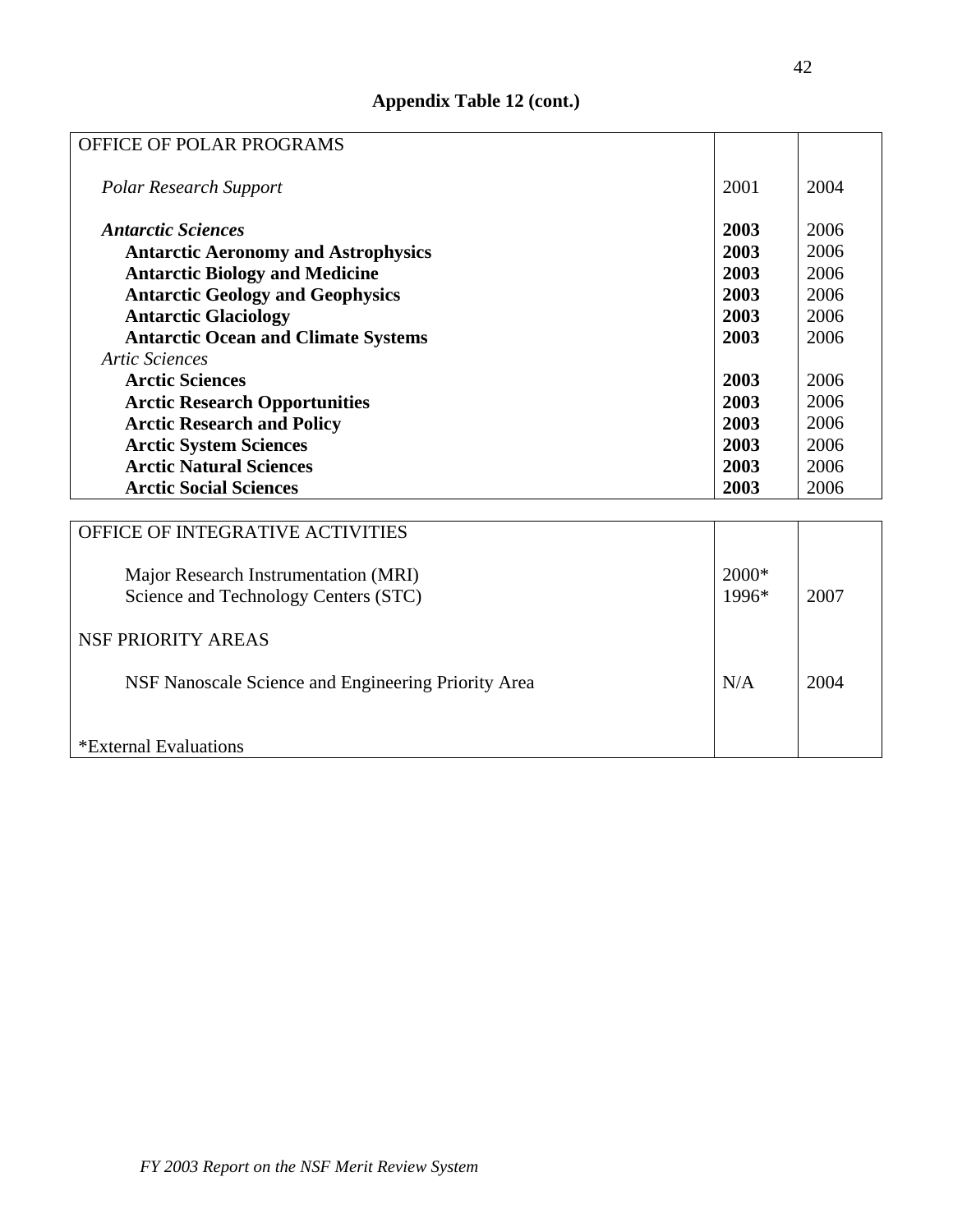## Appendix Table 12 (cont.)

| OFFICE OF POLAR PROGRAMS | | |
|---|---|---|
| *Polar Research Support* | 2001 | 2004 |
| ***Antarctic Sciences*** | **2003** | 2006 |
| **Antarctic Aeronomy and Astrophysics** | **2003** | 2006 |
| **Antarctic Biology and Medicine** | **2003** | 2006 |
| **Antarctic Geology and Geophysics** | **2003** | 2006 |
| **Antarctic Glaciology** | **2003** | 2006 |
| **Antarctic Ocean and Climate Systems** | **2003** | 2006 |
| *Artic Sciences* | | |
| **Arctic Sciences** | **2003** | 2006 |
| **Arctic Research Opportunities** | **2003** | 2006 |
| **Arctic Research and Policy** | **2003** | 2006 |
| **Arctic System Sciences** | **2003** | 2006 |
| **Arctic Natural Sciences** | **2003** | 2006 |
| **Arctic Social Sciences** | **2003** | 2006 |

| OFFICE OF INTEGRATIVE ACTIVITIES | | |
|---|---|---|
| Major Research Instrumentation (MRI) | 2000* | |
| Science and Technology Centers (STC) | 1996* | 2007 |
| NSF PRIORITY AREAS | | |
| NSF Nanoscale Science and Engineering Priority Area | N/A | 2004 |
| *External Evaluations | | |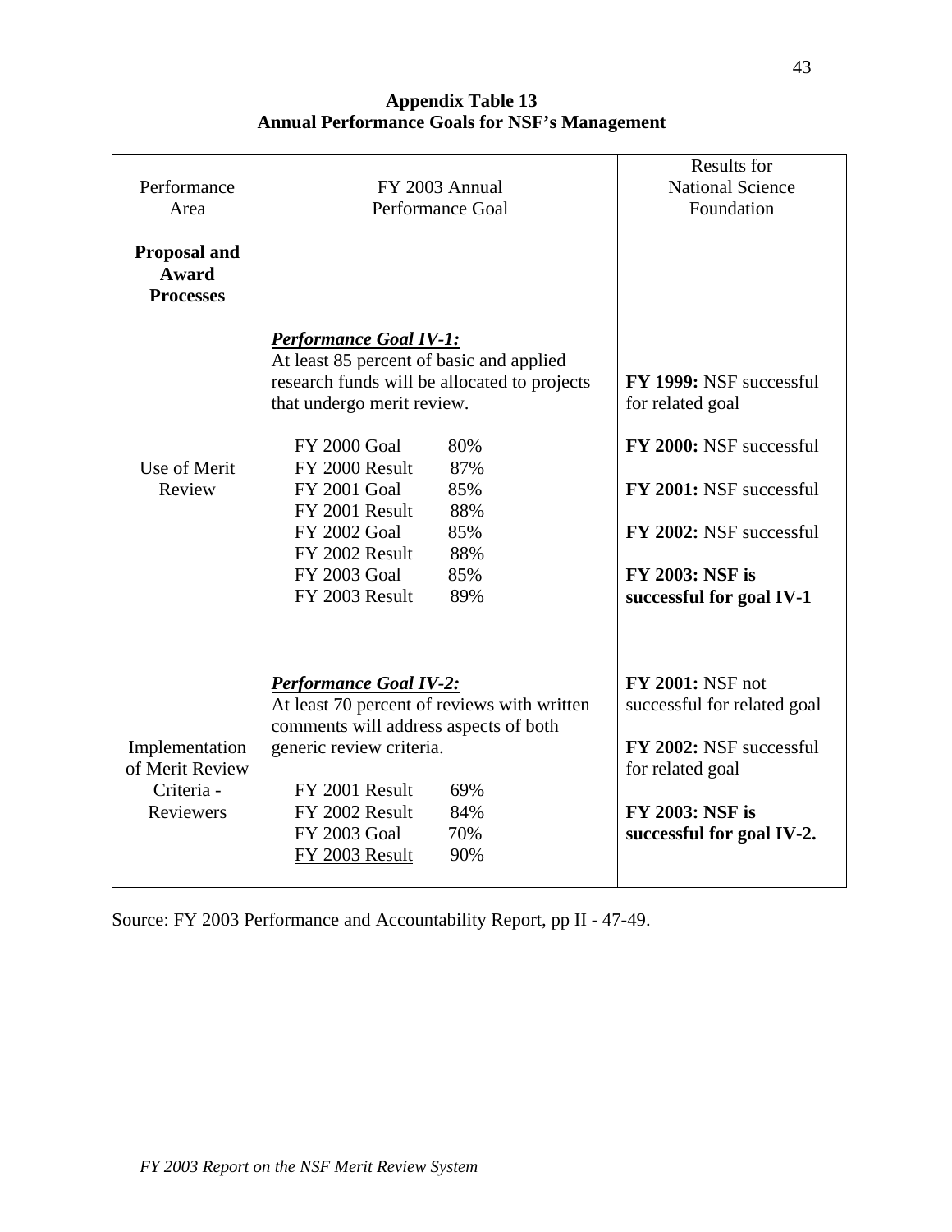**Appendix Table 13**
**Annual Performance Goals for NSF's Management**

| Performance Area | FY 2003 Annual Performance Goal | Results for National Science Foundation |
|---|---|---|
| **Proposal and Award Processes** | | |
| Use of Merit Review | ***Performance Goal IV-1:*** At least 85 percent of basic and applied research funds will be allocated to projects that undergo merit review.<br><br>FY 2000 Goal 80%<br>FY 2000 Result 87%<br>FY 2001 Goal 85%<br>FY 2001 Result 88%<br>FY 2002 Goal 85%<br>FY 2002 Result 88%<br>FY 2003 Goal 85%<br>FY 2003 Result 89% | **FY 1999:** NSF successful for related goal<br><br>**FY 2000:** NSF successful<br><br>**FY 2001:** NSF successful<br><br>**FY 2002:** NSF successful<br><br>**FY 2003: NSF is successful for goal IV-1** |
| Implementation of Merit Review Criteria - Reviewers | ***Performance Goal IV-2:*** At least 70 percent of reviews with written comments will address aspects of both generic review criteria.<br><br>FY 2001 Result 69%<br>FY 2002 Result 84%<br>FY 2003 Goal 70%<br>FY 2003 Result 90% | **FY 2001:** NSF not successful for related goal<br><br>**FY 2002:** NSF successful for related goal<br><br>**FY 2003: NSF is successful for goal IV-2.** |

Source: FY 2003 Performance and Accountability Report, pp II - 47-49.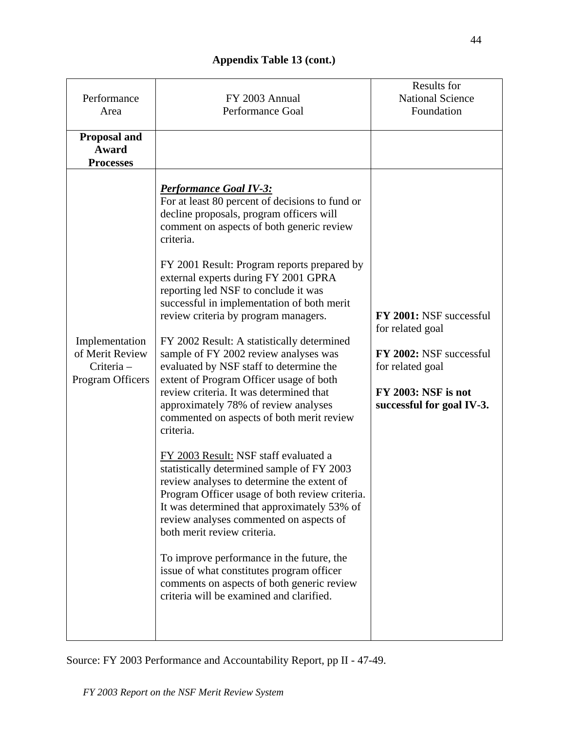**Appendix Table 13 (cont.)**

| Performance Area | FY 2003 Annual Performance Goal | Results for National Science Foundation |
| --- | --- | --- |
| **Proposal and Award Processes** | | |
| Implementation of Merit Review Criteria – Program Officers | ***Performance Goal IV-3:*** For at least 80 percent of decisions to fund or decline proposals, program officers will comment on aspects of both generic review criteria.<br><br>FY 2001 Result: Program reports prepared by external experts during FY 2001 GPRA reporting led NSF to conclude it was successful in implementation of both merit review criteria by program managers.<br><br>FY 2002 Result: A statistically determined sample of FY 2002 review analyses was evaluated by NSF staff to determine the extent of Program Officer usage of both review criteria. It was determined that approximately 78% of review analyses commented on aspects of both merit review criteria.<br><br>FY 2003 Result: NSF staff evaluated a statistically determined sample of FY 2003 review analyses to determine the extent of Program Officer usage of both review criteria. It was determined that approximately 53% of review analyses commented on aspects of both merit review criteria.<br><br>To improve performance in the future, the issue of what constitutes program officer comments on aspects of both generic review criteria will be examined and clarified. | **FY 2001:** NSF successful for related goal<br><br>**FY 2002:** NSF successful for related goal<br><br>**FY 2003: NSF is not successful for goal IV-3.** |

Source: FY 2003 Performance and Accountability Report, pp II - 47-49.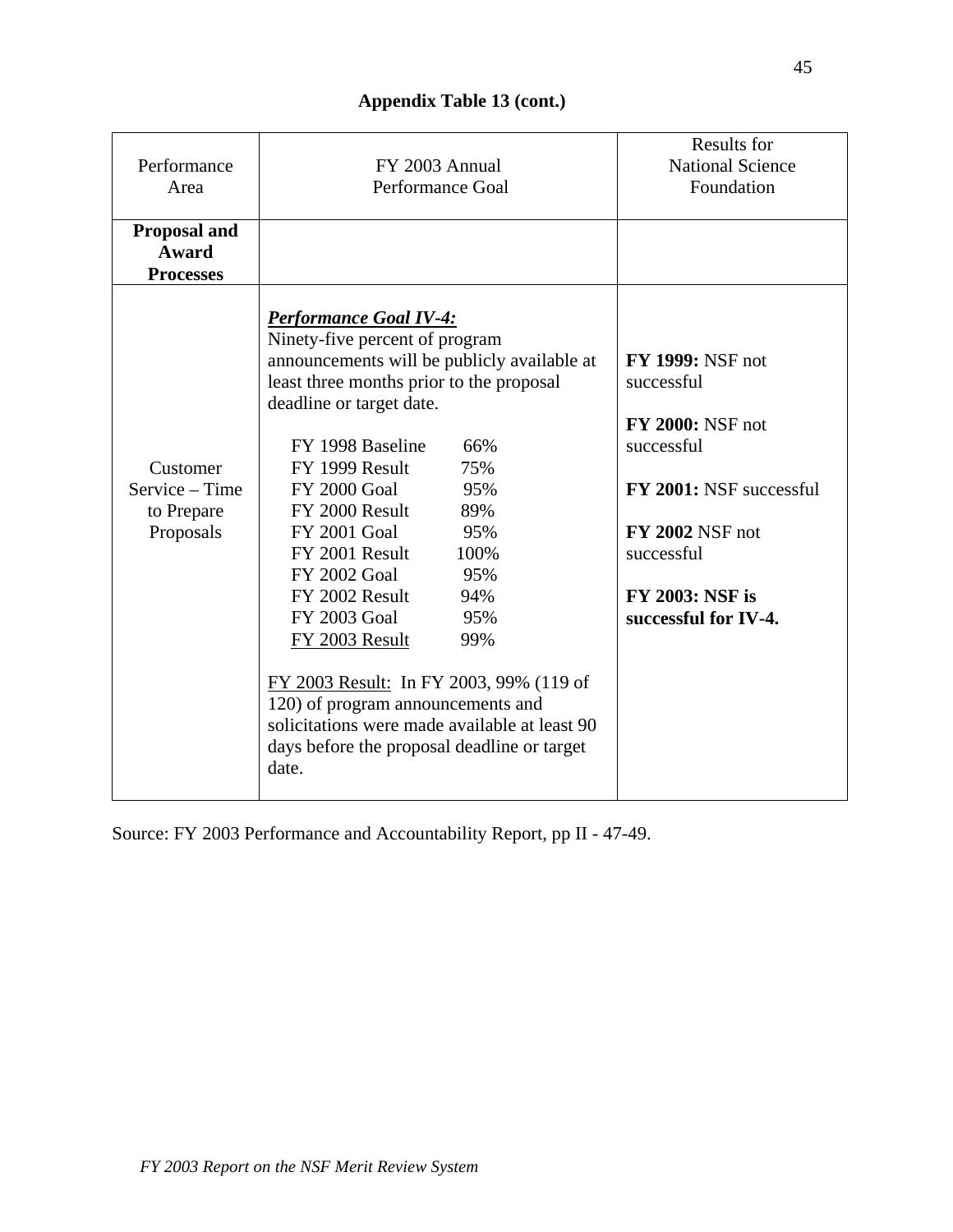**Appendix Table 13 (cont.)**

| Performance Area | FY 2003 Annual Performance Goal | Results for National Science Foundation |
|---|---|---|
| **Proposal and Award Processes** | | |
| Customer Service – Time to Prepare Proposals | ***Performance Goal IV-4:*** Ninety-five percent of program announcements will be publicly available at least three months prior to the proposal deadline or target date.<br><br>FY 1998 Baseline 66%<br>FY 1999 Result 75%<br>FY 2000 Goal 95%<br>FY 2000 Result 89%<br>FY 2001 Goal 95%<br>FY 2001 Result 100%<br>FY 2002 Goal 95%<br>FY 2002 Result 94%<br>FY 2003 Goal 95%<br>FY 2003 Result 99%<br><br>FY 2003 Result: In FY 2003, 99% (119 of 120) of program announcements and solicitations were made available at least 90 days before the proposal deadline or target date. | **FY 1999:** NSF not successful<br><br>**FY 2000:** NSF not successful<br><br>**FY 2001:** NSF successful<br><br>**FY 2002** NSF not successful<br><br>**FY 2003: NSF is successful for IV-4.** |

Source: FY 2003 Performance and Accountability Report, pp II - 47-49.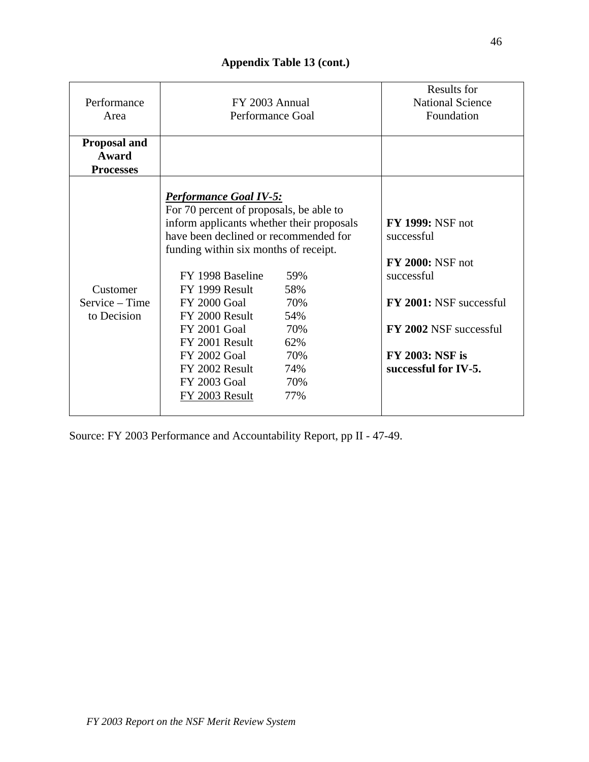**Appendix Table 13 (cont.)**

| Performance Area | FY 2003 Annual Performance Goal | Results for National Science Foundation |
|---|---|---|
| **Proposal and Award Processes** | | |
| Customer Service – Time to Decision | ***Performance Goal IV-5:*** For 70 percent of proposals, be able to inform applicants whether their proposals have been declined or recommended for funding within six months of receipt.<br><br>FY 1998 Baseline 59%<br>FY 1999 Result 58%<br>FY 2000 Goal 70%<br>FY 2000 Result 54%<br>FY 2001 Goal 70%<br>FY 2001 Result 62%<br>FY 2002 Goal 70%<br>FY 2002 Result 74%<br>FY 2003 Goal 70%<br><u>FY 2003 Result</u> 77% | **FY 1999:** NSF not successful<br><br>**FY 2000:** NSF not successful<br><br>**FY 2001:** NSF successful<br><br>**FY 2002** NSF successful<br><br>**FY 2003: NSF is successful for IV-5.** |

Source: FY 2003 Performance and Accountability Report, pp II - 47-49.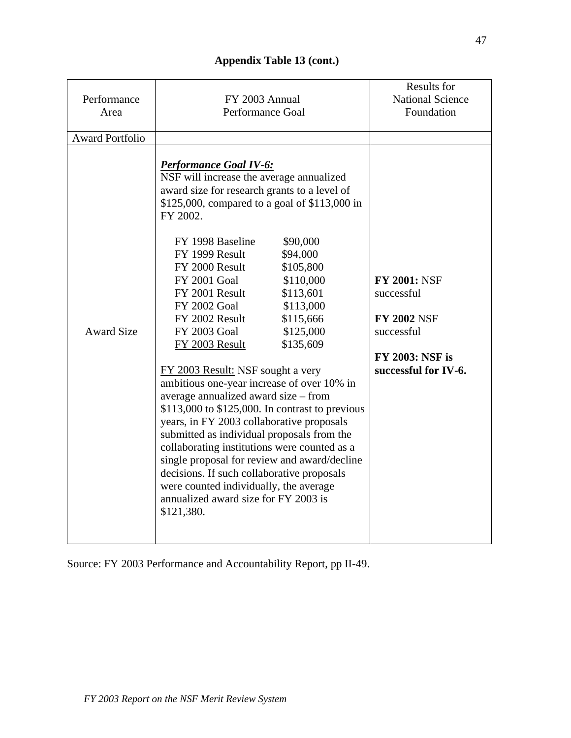**Appendix Table 13 (cont.)**

| Performance Area | FY 2003 Annual Performance Goal | Results for National Science Foundation |
|---|---|---|
| Award Portfolio | | |
| Award Size | ***Performance Goal IV-6:*** NSF will increase the average annualized award size for research grants to a level of $125,000, compared to a goal of $113,000 in FY 2002.<br><br>FY 1998 Baseline $90,000<br>FY 1999 Result $94,000<br>FY 2000 Result $105,800<br>FY 2001 Goal $110,000<br>FY 2001 Result $113,601<br>FY 2002 Goal $113,000<br>FY 2002 Result $115,666<br>FY 2003 Goal $125,000<br><u>FY 2003 Result</u> $135,609<br><br><u>FY 2003 Result:</u> NSF sought a very ambitious one-year increase of over 10% in average annualized award size – from $113,000 to $125,000. In contrast to previous years, in FY 2003 collaborative proposals submitted as individual proposals from the collaborating institutions were counted as a single proposal for review and award/decline decisions. If such collaborative proposals were counted individually, the average annualized award size for FY 2003 is $121,380. | **FY 2001:** NSF successful<br><br>**FY 2002** NSF successful<br><br>**FY 2003: NSF is successful for IV-6.** |

Source: FY 2003 Performance and Accountability Report, pp II-49.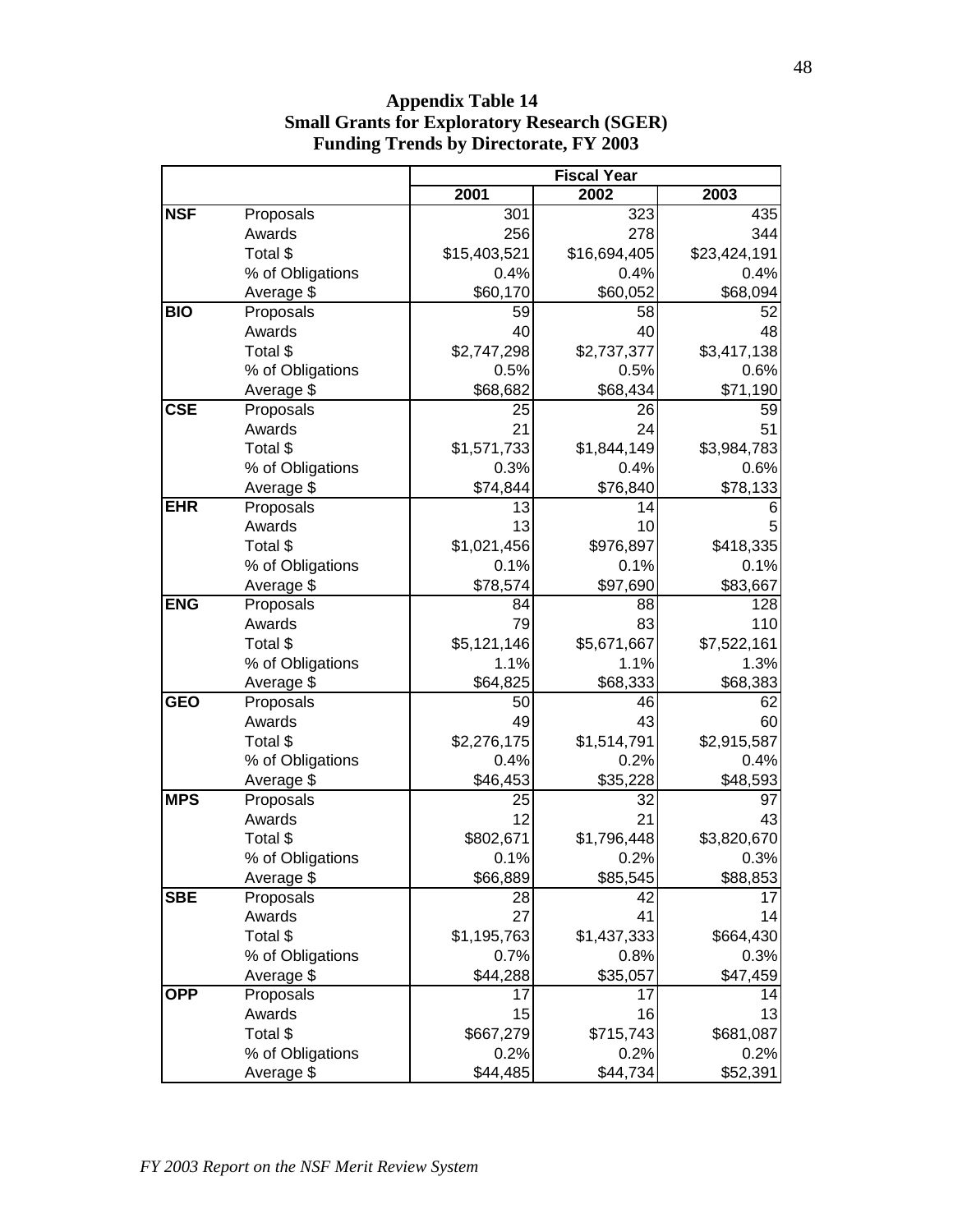**Appendix Table 14**
**Small Grants for Exploratory Research (SGER)**
**Funding Trends by Directorate, FY 2003**

| | | Fiscal Year | | |
|---|---|---|---|---|
| | | **2001** | **2002** | **2003** |
| **NSF** | Proposals | 301 | 323 | 435 |
| | Awards | 256 | 278 | 344 |
| | Total $ | $15,403,521 | $16,694,405 | $23,424,191 |
| | % of Obligations | 0.4% | 0.4% | 0.4% |
| | Average $ | $60,170 | $60,052 | $68,094 |
| **BIO** | Proposals | 59 | 58 | 52 |
| | Awards | 40 | 40 | 48 |
| | Total $ | $2,747,298 | $2,737,377 | $3,417,138 |
| | % of Obligations | 0.5% | 0.5% | 0.6% |
| | Average $ | $68,682 | $68,434 | $71,190 |
| **CSE** | Proposals | 25 | 26 | 59 |
| | Awards | 21 | 24 | 51 |
| | Total $ | $1,571,733 | $1,844,149 | $3,984,783 |
| | % of Obligations | 0.3% | 0.4% | 0.6% |
| | Average $ | $74,844 | $76,840 | $78,133 |
| **EHR** | Proposals | 13 | 14 | 6 |
| | Awards | 13 | 10 | 5 |
| | Total $ | $1,021,456 | $976,897 | $418,335 |
| | % of Obligations | 0.1% | 0.1% | 0.1% |
| | Average $ | $78,574 | $97,690 | $83,667 |
| **ENG** | Proposals | 84 | 88 | 128 |
| | Awards | 79 | 83 | 110 |
| | Total $ | $5,121,146 | $5,671,667 | $7,522,161 |
| | % of Obligations | 1.1% | 1.1% | 1.3% |
| | Average $ | $64,825 | $68,333 | $68,383 |
| **GEO** | Proposals | 50 | 46 | 62 |
| | Awards | 49 | 43 | 60 |
| | Total $ | $2,276,175 | $1,514,791 | $2,915,587 |
| | % of Obligations | 0.4% | 0.2% | 0.4% |
| | Average $ | $46,453 | $35,228 | $48,593 |
| **MPS** | Proposals | 25 | 32 | 97 |
| | Awards | 12 | 21 | 43 |
| | Total $ | $802,671 | $1,796,448 | $3,820,670 |
| | % of Obligations | 0.1% | 0.2% | 0.3% |
| | Average $ | $66,889 | $85,545 | $88,853 |
| **SBE** | Proposals | 28 | 42 | 17 |
| | Awards | 27 | 41 | 14 |
| | Total $ | $1,195,763 | $1,437,333 | $664,430 |
| | % of Obligations | 0.7% | 0.8% | 0.3% |
| | Average $ | $44,288 | $35,057 | $47,459 |
| **OPP** | Proposals | 17 | 17 | 14 |
| | Awards | 15 | 16 | 13 |
| | Total $ | $667,279 | $715,743 | $681,087 |
| | % of Obligations | 0.2% | 0.2% | 0.2% |
| | Average $ | $44,485 | $44,734 | $52,391 |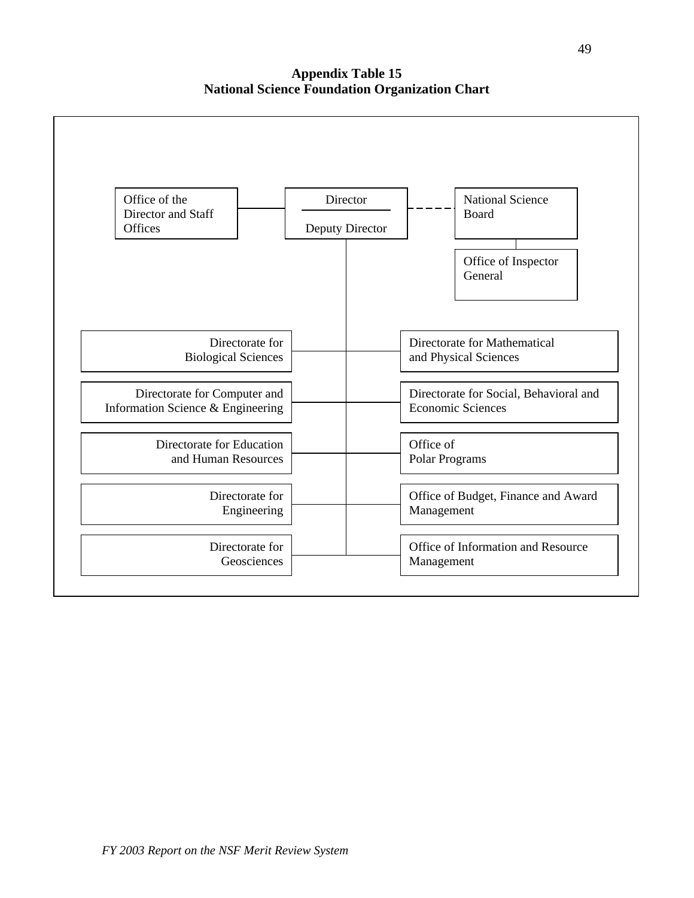**Appendix Table 15**
**National Science Foundation Organization Chart**

- Director / Deputy Director
  - Office of the Director and Staff Offices
  - National Science Board (dashed line)
    - Office of Inspector General
  - Directorate for Biological Sciences
  - Directorate for Computer and Information Science & Engineering
  - Directorate for Education and Human Resources
  - Directorate for Engineering
  - Directorate for Geosciences
  - Directorate for Mathematical and Physical Sciences
  - Directorate for Social, Behavioral and Economic Sciences
  - Office of Polar Programs
  - Office of Budget, Finance and Award Management
  - Office of Information and Resource Management

*FY 2003 Report on the NSF Merit Review System*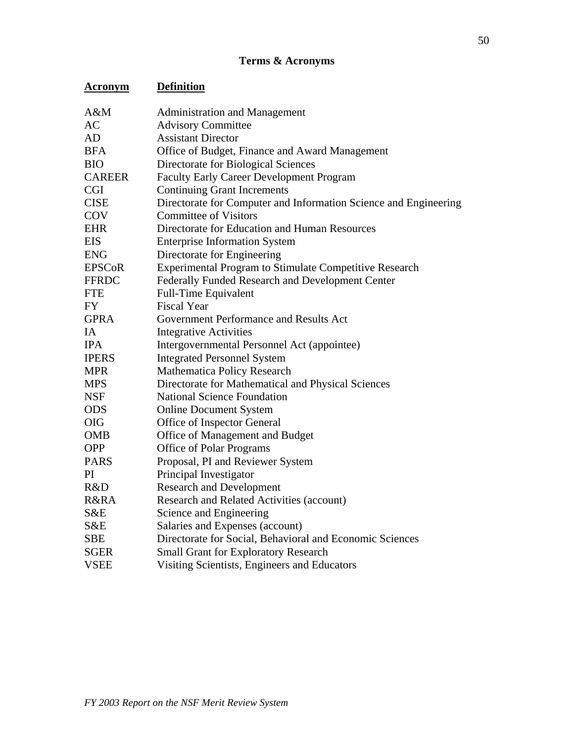## Terms & Acronyms

| Acronym | Definition |
|---|---|
| A&M | Administration and Management |
| AC | Advisory Committee |
| AD | Assistant Director |
| BFA | Office of Budget, Finance and Award Management |
| BIO | Directorate for Biological Sciences |
| CAREER | Faculty Early Career Development Program |
| CGI | Continuing Grant Increments |
| CISE | Directorate for Computer and Information Science and Engineering |
| COV | Committee of Visitors |
| EHR | Directorate for Education and Human Resources |
| EIS | Enterprise Information System |
| ENG | Directorate for Engineering |
| EPSCoR | Experimental Program to Stimulate Competitive Research |
| FFRDC | Federally Funded Research and Development Center |
| FTE | Full-Time Equivalent |
| FY | Fiscal Year |
| GPRA | Government Performance and Results Act |
| IA | Integrative Activities |
| IPA | Intergovernmental Personnel Act (appointee) |
| IPERS | Integrated Personnel System |
| MPR | Mathematica Policy Research |
| MPS | Directorate for Mathematical and Physical Sciences |
| NSF | National Science Foundation |
| ODS | Online Document System |
| OIG | Office of Inspector General |
| OMB | Office of Management and Budget |
| OPP | Office of Polar Programs |
| PARS | Proposal, PI and Reviewer System |
| PI | Principal Investigator |
| R&D | Research and Development |
| R&RA | Research and Related Activities (account) |
| S&E | Science and Engineering |
| S&E | Salaries and Expenses (account) |
| SBE | Directorate for Social, Behavioral and Economic Sciences |
| SGER | Small Grant for Exploratory Research |
| VSEE | Visiting Scientists, Engineers and Educators |